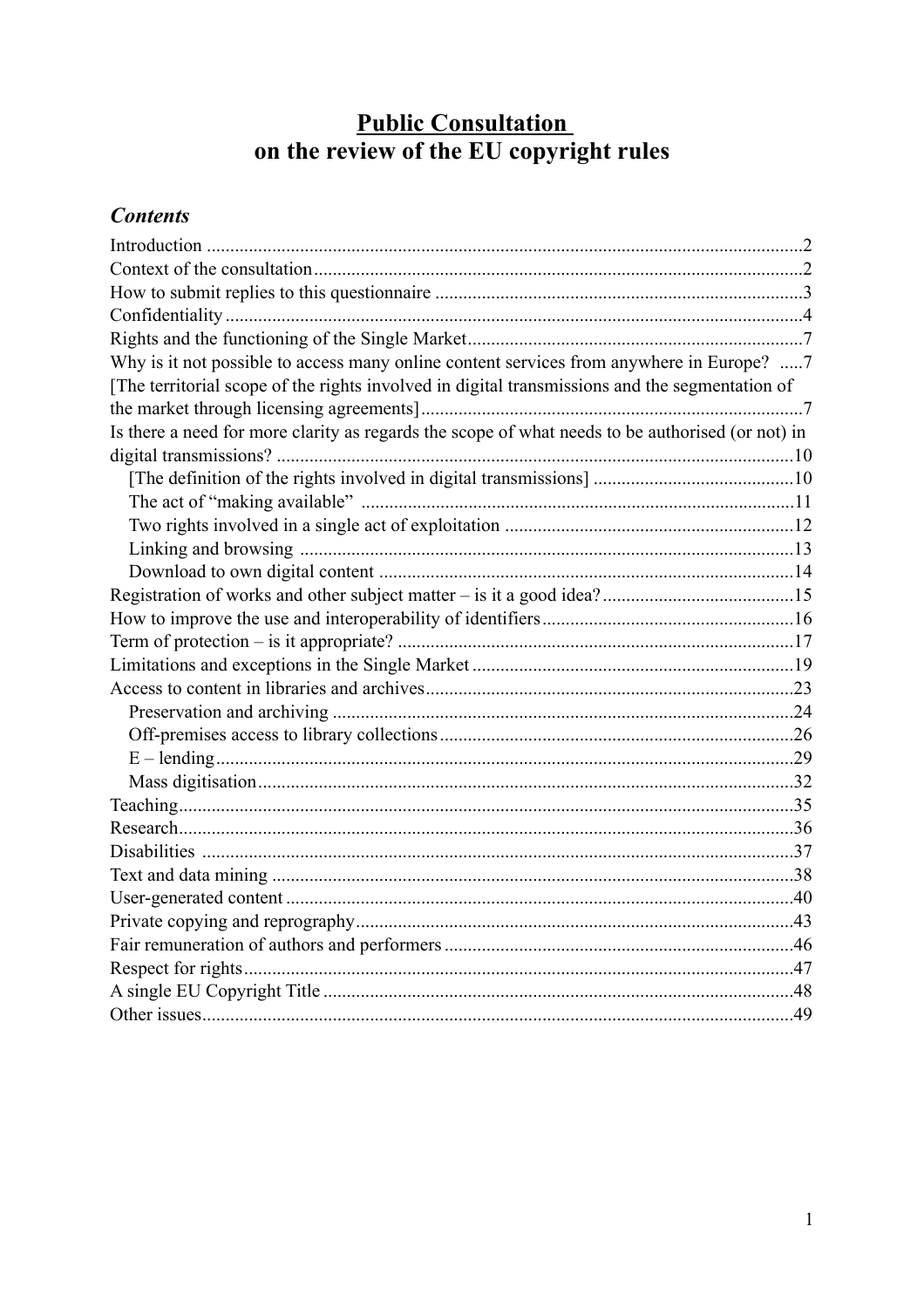# Public Consultation on the review of the EU copyright rules

## *Contents*

Introduction .....2
Context of the consultation .....2
How to submit replies to this questionnaire .....3
Confidentiality .....4
Rights and the functioning of the Single Market .....7
Why is it not possible to access many online content services from anywhere in Europe? .....7
[The territorial scope of the rights involved in digital transmissions and the segmentation of the market through licensing agreements] .....7
Is there a need for more clarity as regards the scope of what needs to be authorised (or not) in digital transmissions? .....10
- [The definition of the rights involved in digital transmissions] .....10
- The act of "making available" .....11
- Two rights involved in a single act of exploitation .....12
- Linking and browsing .....13
- Download to own digital content .....14

Registration of works and other subject matter – is it a good idea? .....15
How to improve the use and interoperability of identifiers .....16
Term of protection – is it appropriate? .....17
Limitations and exceptions in the Single Market .....19
Access to content in libraries and archives .....23
- Preservation and archiving .....24
- Off-premises access to library collections .....26
- E – lending .....29
- Mass digitisation .....32

Teaching .....35
Research .....36
Disabilities .....37
Text and data mining .....38
User-generated content .....40
Private copying and reprography .....43
Fair remuneration of authors and performers .....46
Respect for rights .....47
A single EU Copyright Title .....48
Other issues .....49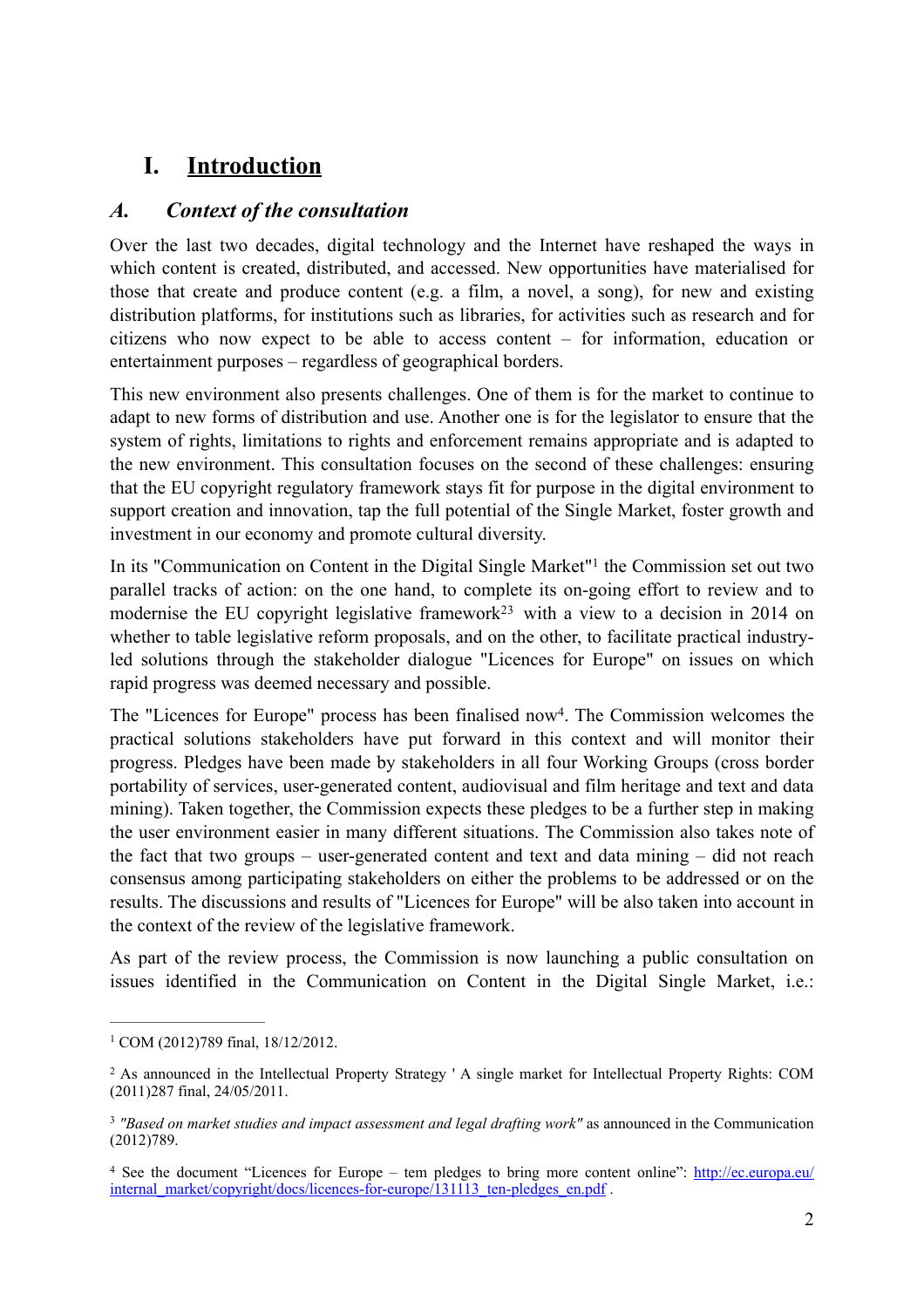# I. Introduction

## A. Context of the consultation

Over the last two decades, digital technology and the Internet have reshaped the ways in which content is created, distributed, and accessed. New opportunities have materialised for those that create and produce content (e.g. a film, a novel, a song), for new and existing distribution platforms, for institutions such as libraries, for activities such as research and for citizens who now expect to be able to access content – for information, education or entertainment purposes – regardless of geographical borders.

This new environment also presents challenges. One of them is for the market to continue to adapt to new forms of distribution and use. Another one is for the legislator to ensure that the system of rights, limitations to rights and enforcement remains appropriate and is adapted to the new environment. This consultation focuses on the second of these challenges: ensuring that the EU copyright regulatory framework stays fit for purpose in the digital environment to support creation and innovation, tap the full potential of the Single Market, foster growth and investment in our economy and promote cultural diversity.

In its "Communication on Content in the Digital Single Market"[1] the Commission set out two parallel tracks of action: on the one hand, to complete its on-going effort to review and to modernise the EU copyright legislative framework[2][3] with a view to a decision in 2014 on whether to table legislative reform proposals, and on the other, to facilitate practical industry-led solutions through the stakeholder dialogue "Licences for Europe" on issues on which rapid progress was deemed necessary and possible.

The "Licences for Europe" process has been finalised now[4]. The Commission welcomes the practical solutions stakeholders have put forward in this context and will monitor their progress. Pledges have been made by stakeholders in all four Working Groups (cross border portability of services, user-generated content, audiovisual and film heritage and text and data mining). Taken together, the Commission expects these pledges to be a further step in making the user environment easier in many different situations. The Commission also takes note of the fact that two groups – user-generated content and text and data mining – did not reach consensus among participating stakeholders on either the problems to be addressed or on the results. The discussions and results of "Licences for Europe" will be also taken into account in the context of the review of the legislative framework.

As part of the review process, the Commission is now launching a public consultation on issues identified in the Communication on Content in the Digital Single Market, i.e.:

---

[1] COM (2012)789 final, 18/12/2012.

[2] As announced in the Intellectual Property Strategy ' A single market for Intellectual Property Rights: COM (2011)287 final, 24/05/2011.

[3] *"Based on market studies and impact assessment and legal drafting work"* as announced in the Communication (2012)789.

[4] See the document "Licences for Europe – tem pledges to bring more content online": http://ec.europa.eu/internal_market/copyright/docs/licences-for-europe/131113_ten-pledges_en.pdf .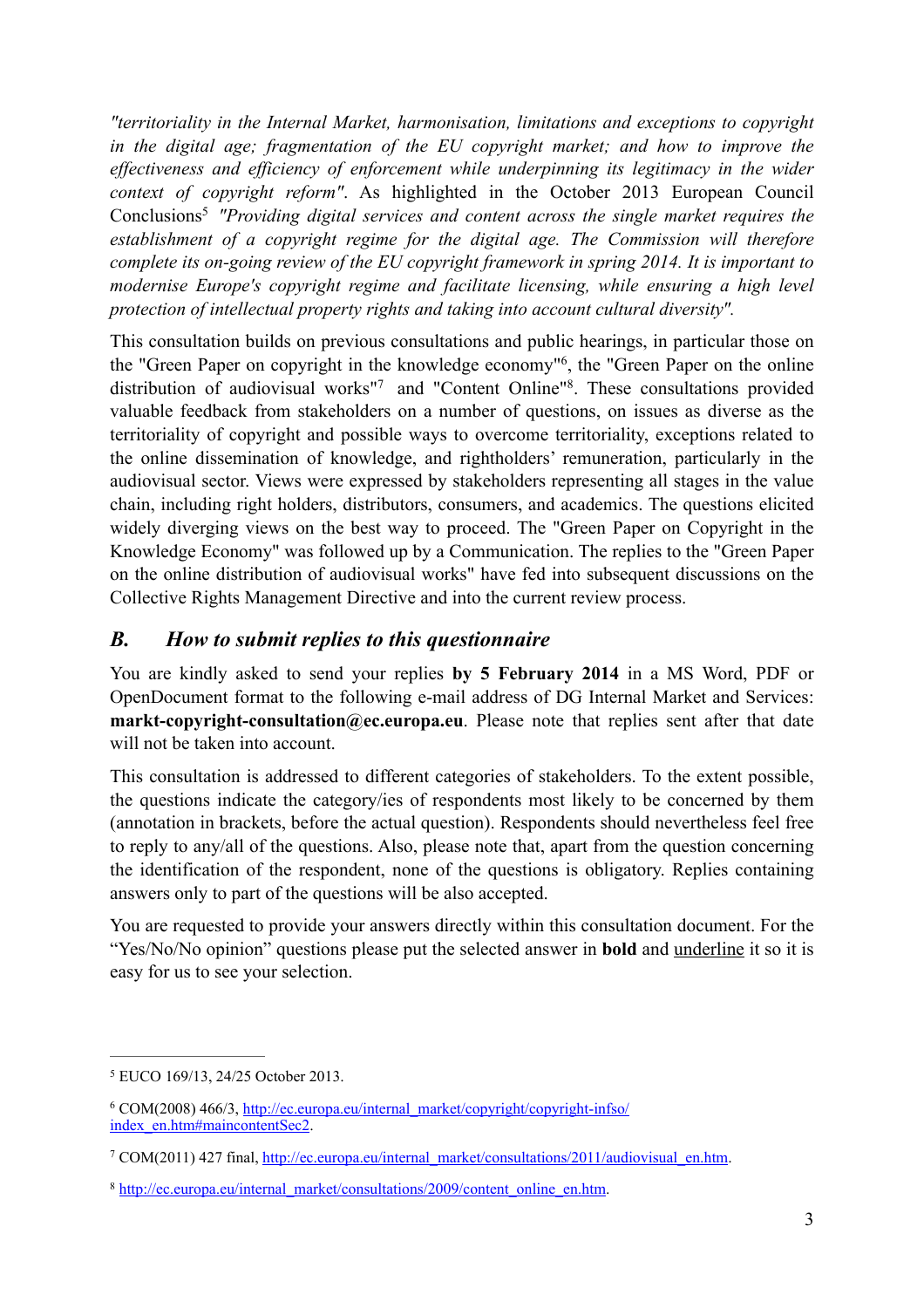*"territoriality in the Internal Market, harmonisation, limitations and exceptions to copyright in the digital age; fragmentation of the EU copyright market; and how to improve the effectiveness and efficiency of enforcement while underpinning its legitimacy in the wider context of copyright reform"*. As highlighted in the October 2013 European Council Conclusions[5] *"Providing digital services and content across the single market requires the establishment of a copyright regime for the digital age. The Commission will therefore complete its on-going review of the EU copyright framework in spring 2014. It is important to modernise Europe's copyright regime and facilitate licensing, while ensuring a high level protection of intellectual property rights and taking into account cultural diversity".*

This consultation builds on previous consultations and public hearings, in particular those on the "Green Paper on copyright in the knowledge economy"[6], the "Green Paper on the online distribution of audiovisual works"[7] and "Content Online"[8]. These consultations provided valuable feedback from stakeholders on a number of questions, on issues as diverse as the territoriality of copyright and possible ways to overcome territoriality, exceptions related to the online dissemination of knowledge, and rightholders' remuneration, particularly in the audiovisual sector. Views were expressed by stakeholders representing all stages in the value chain, including right holders, distributors, consumers, and academics. The questions elicited widely diverging views on the best way to proceed. The "Green Paper on Copyright in the Knowledge Economy" was followed up by a Communication. The replies to the "Green Paper on the online distribution of audiovisual works" have fed into subsequent discussions on the Collective Rights Management Directive and into the current review process.

## *B. How to submit replies to this questionnaire*

You are kindly asked to send your replies **by 5 February 2014** in a MS Word, PDF or OpenDocument format to the following e-mail address of DG Internal Market and Services: **markt-copyright-consultation@ec.europa.eu**. Please note that replies sent after that date will not be taken into account.

This consultation is addressed to different categories of stakeholders. To the extent possible, the questions indicate the category/ies of respondents most likely to be concerned by them (annotation in brackets, before the actual question). Respondents should nevertheless feel free to reply to any/all of the questions. Also, please note that, apart from the question concerning the identification of the respondent, none of the questions is obligatory. Replies containing answers only to part of the questions will be also accepted.

You are requested to provide your answers directly within this consultation document. For the "Yes/No/No opinion" questions please put the selected answer in **bold** and <u>underline</u> it so it is easy for us to see your selection.

---

[5] EUCO 169/13, 24/25 October 2013.

[6] COM(2008) 466/3, http://ec.europa.eu/internal_market/copyright/copyright-infso/index_en.htm#maincontentSec2.

[7] COM(2011) 427 final, http://ec.europa.eu/internal_market/consultations/2011/audiovisual_en.htm.

[8] http://ec.europa.eu/internal_market/consultations/2009/content_online_en.htm.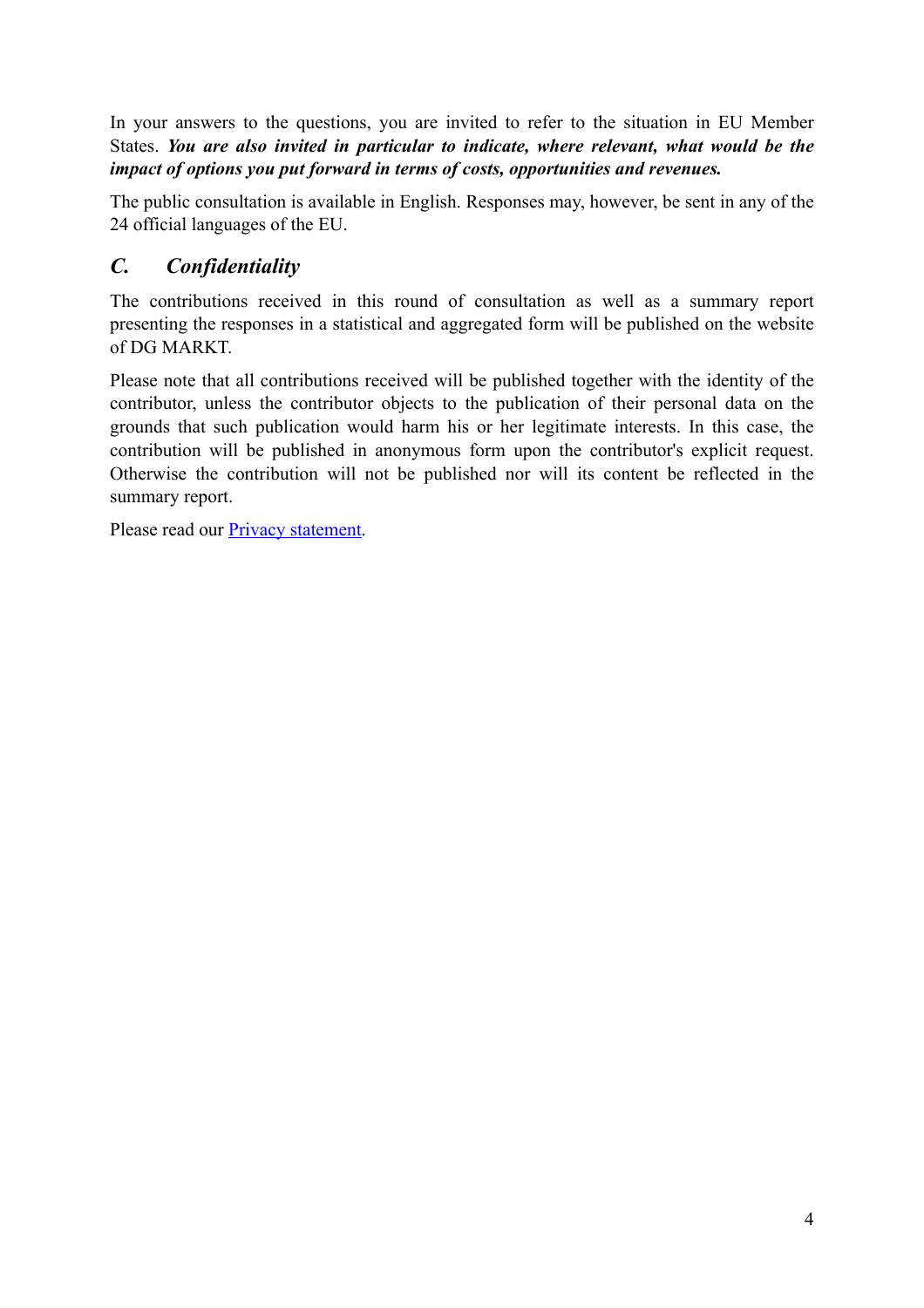In your answers to the questions, you are invited to refer to the situation in EU Member States. ***You are also invited in particular to indicate, where relevant, what would be the impact of options you put forward in terms of costs, opportunities and revenues.***

The public consultation is available in English. Responses may, however, be sent in any of the 24 official languages of the EU.

## *C. Confidentiality*

The contributions received in this round of consultation as well as a summary report presenting the responses in a statistical and aggregated form will be published on the website of DG MARKT.

Please note that all contributions received will be published together with the identity of the contributor, unless the contributor objects to the publication of their personal data on the grounds that such publication would harm his or her legitimate interests. In this case, the contribution will be published in anonymous form upon the contributor's explicit request. Otherwise the contribution will not be published nor will its content be reflected in the summary report.

Please read our Privacy statement.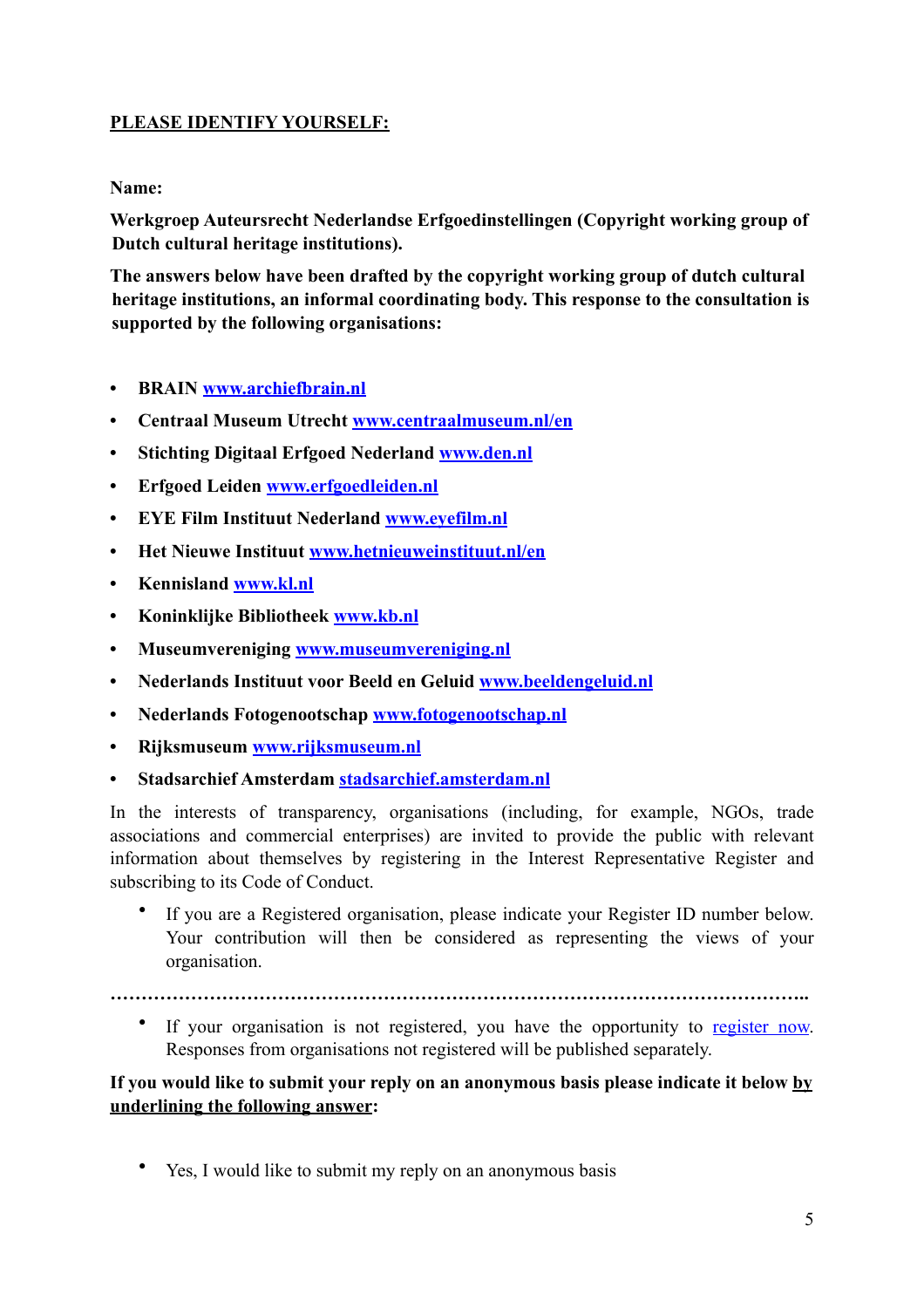**<u>PLEASE IDENTIFY YOURSELF:</u>**

**Name:**

**Werkgroep Auteursrecht Nederlandse Erfgoedinstellingen (Copyright working group of Dutch cultural heritage institutions).**

**The answers below have been drafted by the copyright working group of dutch cultural heritage institutions, an informal coordinating body. This response to the consultation is supported by the following organisations:**

- **BRAIN [www.archiefbrain.nl](www.archiefbrain.nl)**
- **Centraal Museum Utrecht [www.centraalmuseum.nl/en](www.centraalmuseum.nl/en)**
- **Stichting Digitaal Erfgoed Nederland [www.den.nl](www.den.nl)**
- **Erfgoed Leiden [www.erfgoedleiden.nl](www.erfgoedleiden.nl)**
- **EYE Film Instituut Nederland [www.eyefilm.nl](www.eyefilm.nl)**
- **Het Nieuwe Instituut [www.hetnieuweinstituut.nl/en](www.hetnieuweinstituut.nl/en)**
- **Kennisland [www.kl.nl](www.kl.nl)**
- **Koninklijke Bibliotheek [www.kb.nl](www.kb.nl)**
- **Museumvereniging [www.museumvereniging.nl](www.museumvereniging.nl)**
- **Nederlands Instituut voor Beeld en Geluid [www.beeldengeluid.nl](www.beeldengeluid.nl)**
- **Nederlands Fotogenootschap [www.fotogenootschap.nl](www.fotogenootschap.nl)**
- **Rijksmuseum [www.rijksmuseum.nl](www.rijksmuseum.nl)**
- **Stadsarchief Amsterdam [stadsarchief.amsterdam.nl](stadsarchief.amsterdam.nl)**

In the interests of transparency, organisations (including, for example, NGOs, trade associations and commercial enterprises) are invited to provide the public with relevant information about themselves by registering in the Interest Representative Register and subscribing to its Code of Conduct.

- If you are a Registered organisation, please indicate your Register ID number below. Your contribution will then be considered as representing the views of your organisation.

…………………………………………………………………………………………………..

- If your organisation is not registered, you have the opportunity to register now. Responses from organisations not registered will be published separately.

**If you would like to submit your reply on an anonymous basis please indicate it below <u>by underlining the following answer</u>:**

- Yes, I would like to submit my reply on an anonymous basis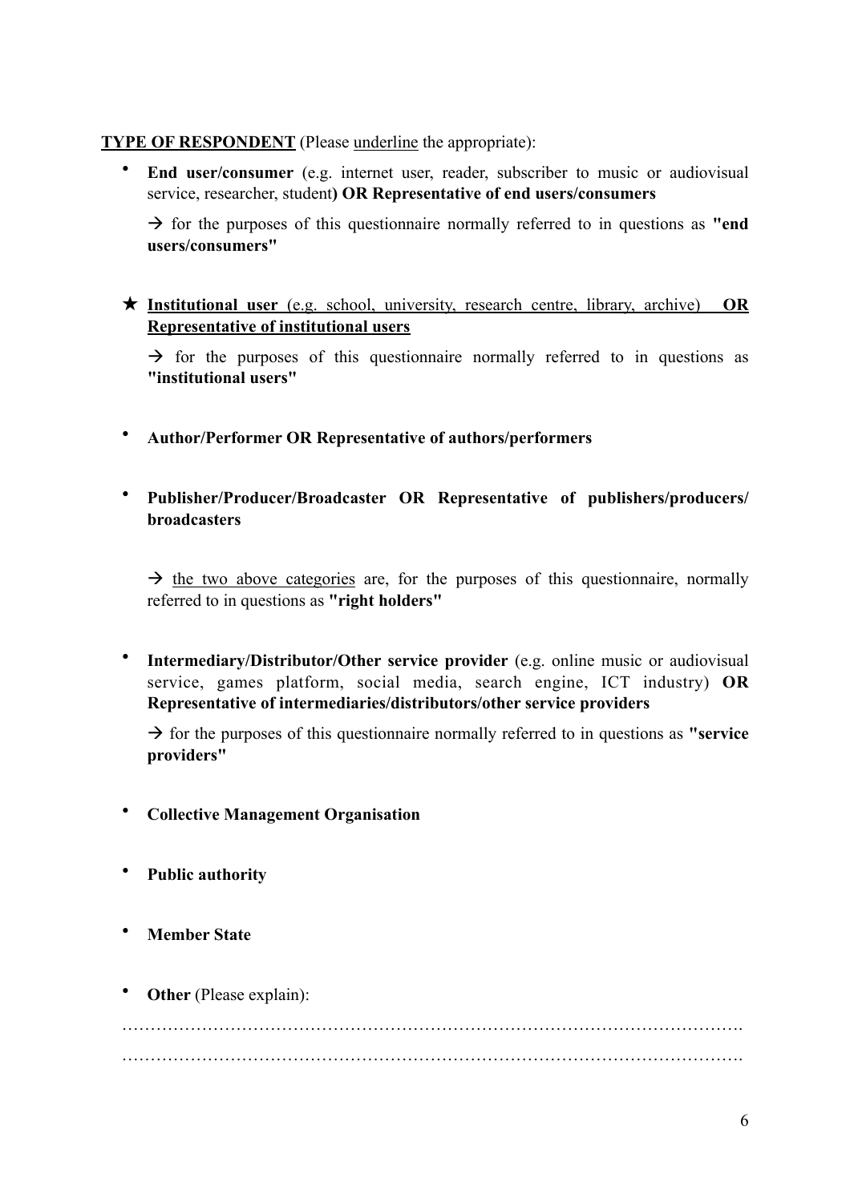**<u>TYPE OF RESPONDENT</u>** (Please <u>underline</u> the appropriate):

- **End user/consumer** (e.g. internet user, reader, subscriber to music or audiovisual service, researcher, student**) OR Representative of end users/consumers**

  → for the purposes of this questionnaire normally referred to in questions as **"end users/consumers"**

- ★ <u>**Institutional user** (e.g. school, university, research centre, library, archive) **OR Representative of institutional users**</u>

  → for the purposes of this questionnaire normally referred to in questions as **"institutional users"**

- **Author/Performer OR Representative of authors/performers**

- **Publisher/Producer/Broadcaster OR Representative of publishers/producers/ broadcasters**

  → <u>the two above categories</u> are, for the purposes of this questionnaire, normally referred to in questions as **"right holders"**

- **Intermediary/Distributor/Other service provider** (e.g. online music or audiovisual service, games platform, social media, search engine, ICT industry) **OR Representative of intermediaries/distributors/other service providers**

  → for the purposes of this questionnaire normally referred to in questions as **"service providers"**

- **Collective Management Organisation**

- **Public authority**

- **Member State**

- **Other** (Please explain):

………………………………………………………………………………………………

………………………………………………………………………………………………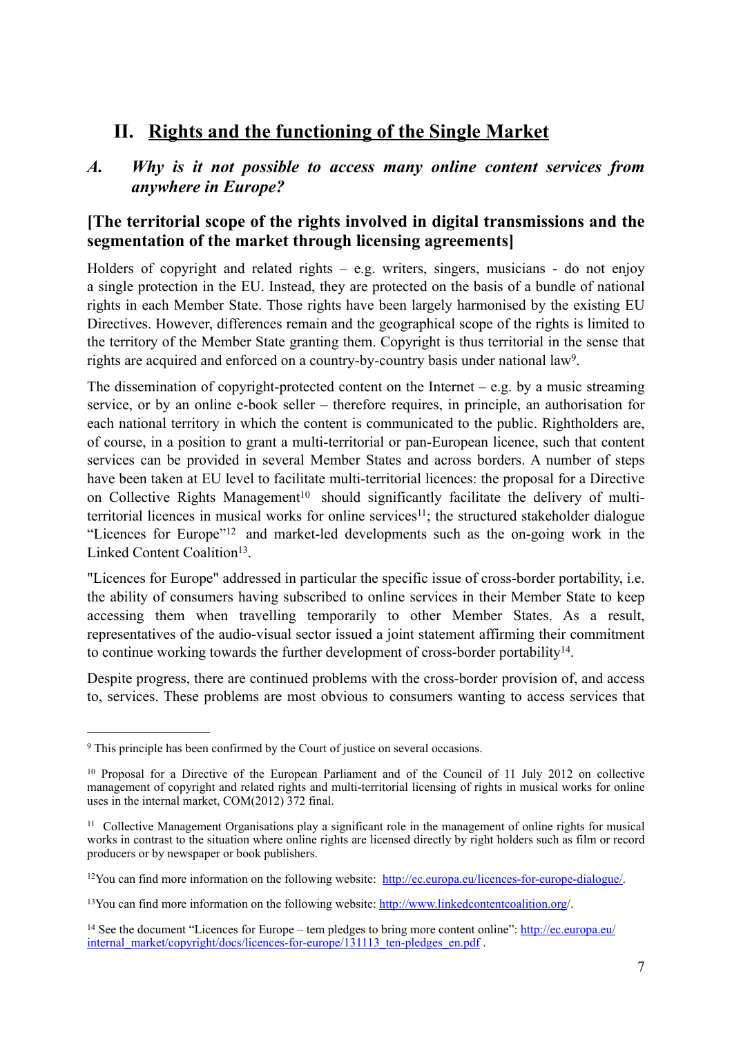# II. Rights and the functioning of the Single Market

## *A. Why is it not possible to access many online content services from anywhere in Europe?*

### [The territorial scope of the rights involved in digital transmissions and the segmentation of the market through licensing agreements]

Holders of copyright and related rights – e.g. writers, singers, musicians - do not enjoy a single protection in the EU. Instead, they are protected on the basis of a bundle of national rights in each Member State. Those rights have been largely harmonised by the existing EU Directives. However, differences remain and the geographical scope of the rights is limited to the territory of the Member State granting them. Copyright is thus territorial in the sense that rights are acquired and enforced on a country-by-country basis under national law[9].

The dissemination of copyright-protected content on the Internet – e.g. by a music streaming service, or by an online e-book seller – therefore requires, in principle, an authorisation for each national territory in which the content is communicated to the public. Rightholders are, of course, in a position to grant a multi-territorial or pan-European licence, such that content services can be provided in several Member States and across borders. A number of steps have been taken at EU level to facilitate multi-territorial licences: the proposal for a Directive on Collective Rights Management[10] should significantly facilitate the delivery of multi-territorial licences in musical works for online services[11]; the structured stakeholder dialogue "Licences for Europe"[12] and market-led developments such as the on-going work in the Linked Content Coalition[13].

"Licences for Europe" addressed in particular the specific issue of cross-border portability, i.e. the ability of consumers having subscribed to online services in their Member State to keep accessing them when travelling temporarily to other Member States. As a result, representatives of the audio-visual sector issued a joint statement affirming their commitment to continue working towards the further development of cross-border portability[14].

Despite progress, there are continued problems with the cross-border provision of, and access to, services. These problems are most obvious to consumers wanting to access services that

---

[9] This principle has been confirmed by the Court of justice on several occasions.

[10] Proposal for a Directive of the European Parliament and of the Council of 11 July 2012 on collective management of copyright and related rights and multi-territorial licensing of rights in musical works for online uses in the internal market, COM(2012) 372 final.

[11] Collective Management Organisations play a significant role in the management of online rights for musical works in contrast to the situation where online rights are licensed directly by right holders such as film or record producers or by newspaper or book publishers.

[12] You can find more information on the following website: http://ec.europa.eu/licences-for-europe-dialogue/.

[13] You can find more information on the following website: http://www.linkedcontentcoalition.org/.

[14] See the document "Licences for Europe – tem pledges to bring more content online": http://ec.europa.eu/internal_market/copyright/docs/licences-for-europe/131113_ten-pledges_en.pdf .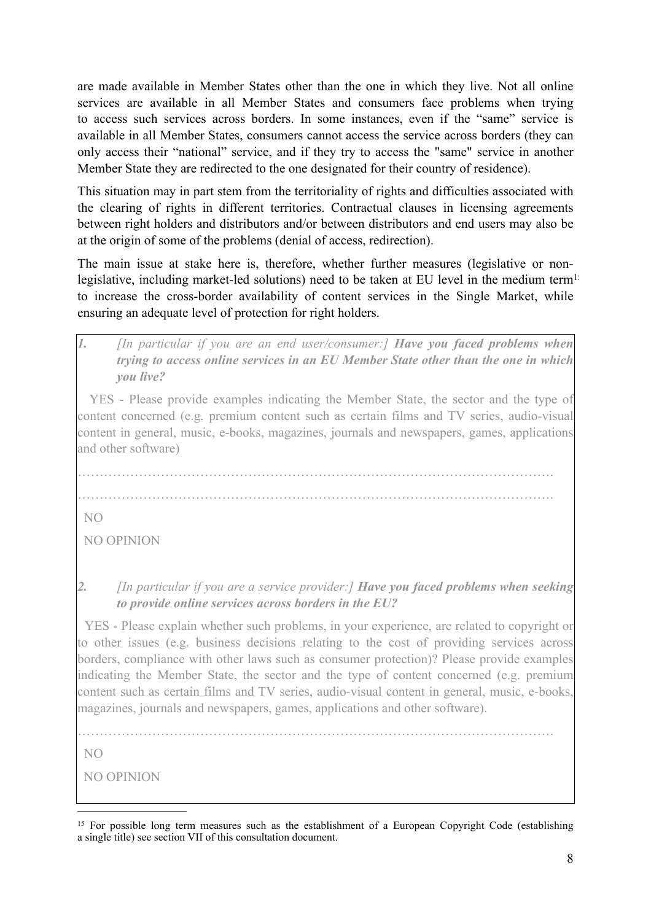are made available in Member States other than the one in which they live. Not all online services are available in all Member States and consumers face problems when trying to access such services across borders. In some instances, even if the "same" service is available in all Member States, consumers cannot access the service across borders (they can only access their "national" service, and if they try to access the "same" service in another Member State they are redirected to the one designated for their country of residence).

This situation may in part stem from the territoriality of rights and difficulties associated with the clearing of rights in different territories. Contractual clauses in licensing agreements between right holders and distributors and/or between distributors and end users may also be at the origin of some of the problems (denial of access, redirection).

The main issue at stake here is, therefore, whether further measures (legislative or non-legislative, including market-led solutions) need to be taken at EU level in the medium term[15] to increase the cross-border availability of content services in the Single Market, while ensuring an adequate level of protection for right holders.

*1. [In particular if you are an end user/consumer:]* ***Have you faced problems when trying to access online services in an EU Member State other than the one in which you live?***

YES - Please provide examples indicating the Member State, the sector and the type of content concerned (e.g. premium content such as certain films and TV series, audio-visual content in general, music, e-books, magazines, journals and newspapers, games, applications and other software)

……………………………………………………………………………………………….

……………………………………………………………………………………………….

NO

NO OPINION

*2. [In particular if you are a service provider:]* ***Have you faced problems when seeking to provide online services across borders in the EU?***

YES - Please explain whether such problems, in your experience, are related to copyright or to other issues (e.g. business decisions relating to the cost of providing services across borders, compliance with other laws such as consumer protection)? Please provide examples indicating the Member State, the sector and the type of content concerned (e.g. premium content such as certain films and TV series, audio-visual content in general, music, e-books, magazines, journals and newspapers, games, applications and other software).

……………………………………………………………………………………………….

NO

NO OPINION

---

[15] For possible long term measures such as the establishment of a European Copyright Code (establishing a single title) see section VII of this consultation document.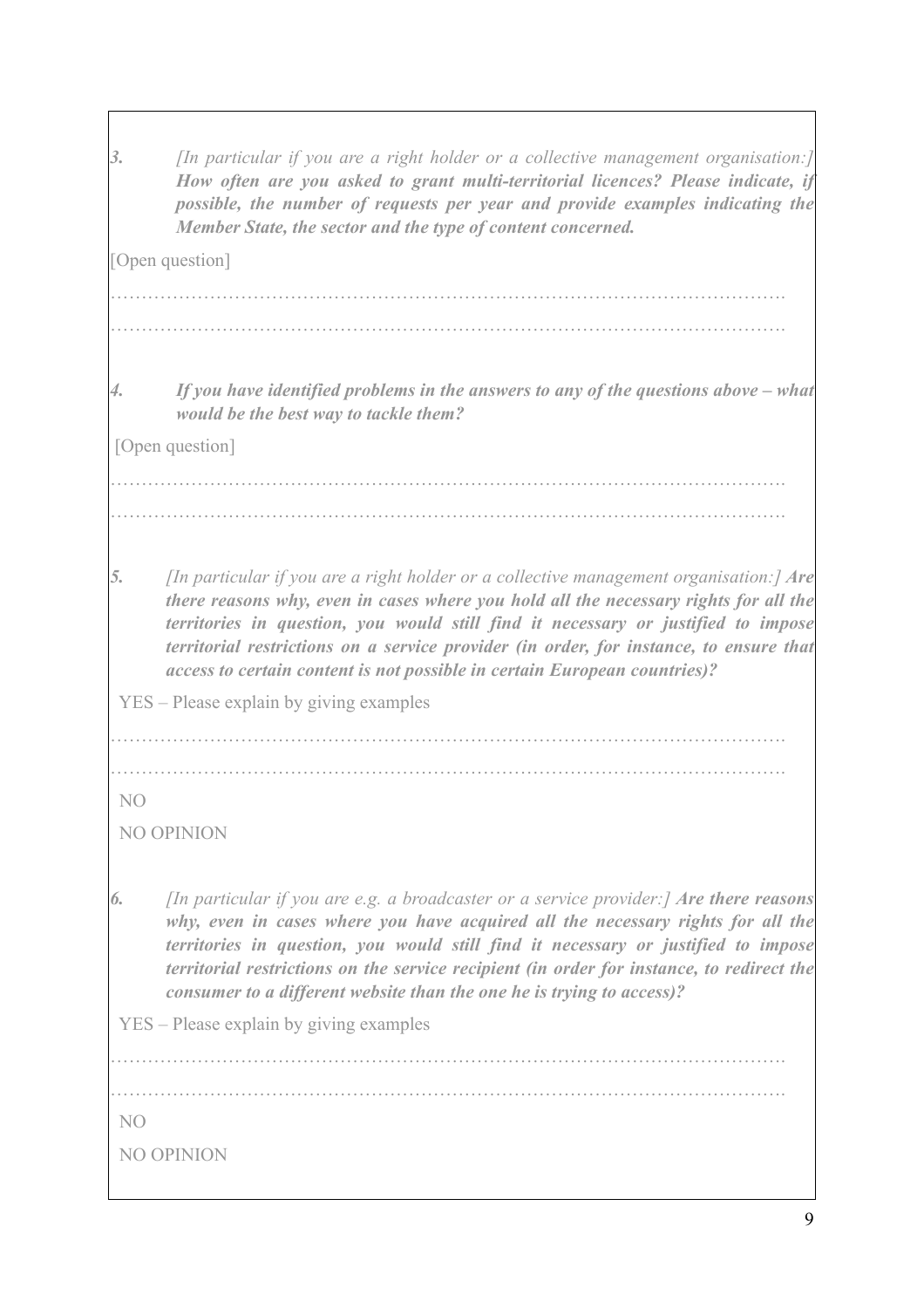3. *[In particular if you are a right holder or a collective management organisation:]* ***How often are you asked to grant multi-territorial licences? Please indicate, if possible, the number of requests per year and provide examples indicating the Member State, the sector and the type of content concerned.***

[Open question]

……………………………………………………………………………………………

……………………………………………………………………………………………

4. ***If you have identified problems in the answers to any of the questions above – what would be the best way to tackle them?***

[Open question]

……………………………………………………………………………………………

……………………………………………………………………………………………

5. *[In particular if you are a right holder or a collective management organisation:]* ***Are there reasons why, even in cases where you hold all the necessary rights for all the territories in question, you would still find it necessary or justified to impose territorial restrictions on a service provider (in order, for instance, to ensure that access to certain content is not possible in certain European countries)?***

YES – Please explain by giving examples

……………………………………………………………………………………………

……………………………………………………………………………………………

NO

NO OPINION

6. *[In particular if you are e.g. a broadcaster or a service provider:]* ***Are there reasons why, even in cases where you have acquired all the necessary rights for all the territories in question, you would still find it necessary or justified to impose territorial restrictions on the service recipient (in order for instance, to redirect the consumer to a different website than the one he is trying to access)?***

YES – Please explain by giving examples

……………………………………………………………………………………………

……………………………………………………………………………………………

NO

NO OPINION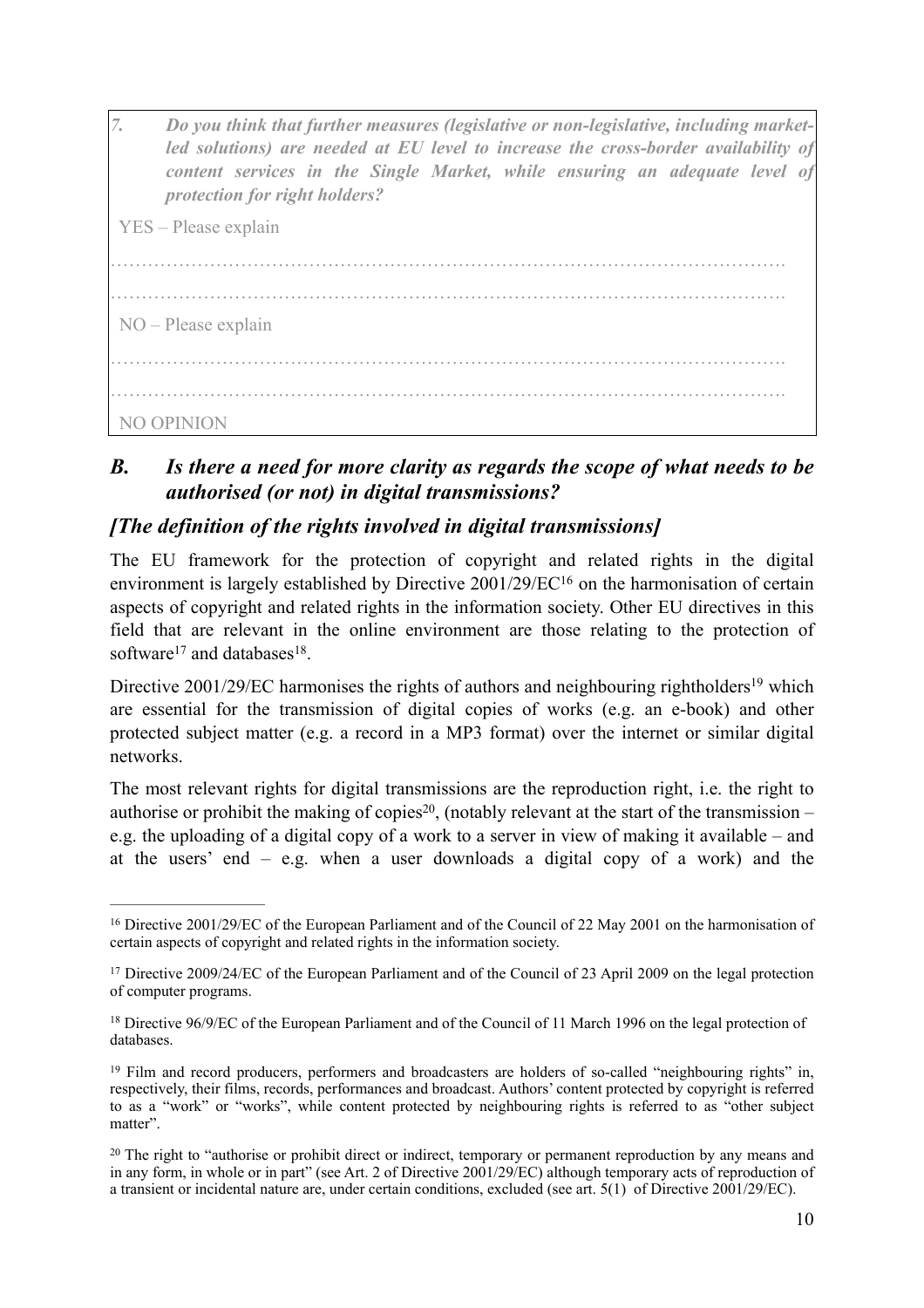*7. Do you think that further measures (legislative or non-legislative, including market-led solutions) are needed at EU level to increase the cross-border availability of content services in the Single Market, while ensuring an adequate level of protection for right holders?*

YES – Please explain

………………………………………………………………………………………………

………………………………………………………………………………………………

NO – Please explain

………………………………………………………………………………………………

………………………………………………………………………………………………

NO OPINION

## *B. Is there a need for more clarity as regards the scope of what needs to be authorised (or not) in digital transmissions?*

### *[The definition of the rights involved in digital transmissions]*

The EU framework for the protection of copyright and related rights in the digital environment is largely established by Directive 2001/29/EC[16] on the harmonisation of certain aspects of copyright and related rights in the information society. Other EU directives in this field that are relevant in the online environment are those relating to the protection of software[17] and databases[18].

Directive 2001/29/EC harmonises the rights of authors and neighbouring rightholders[19] which are essential for the transmission of digital copies of works (e.g. an e-book) and other protected subject matter (e.g. a record in a MP3 format) over the internet or similar digital networks.

The most relevant rights for digital transmissions are the reproduction right, i.e. the right to authorise or prohibit the making of copies[20], (notably relevant at the start of the transmission – e.g. the uploading of a digital copy of a work to a server in view of making it available – and at the users' end – e.g. when a user downloads a digital copy of a work) and the

---

[16] Directive 2001/29/EC of the European Parliament and of the Council of 22 May 2001 on the harmonisation of certain aspects of copyright and related rights in the information society.

[17] Directive 2009/24/EC of the European Parliament and of the Council of 23 April 2009 on the legal protection of computer programs.

[18] Directive 96/9/EC of the European Parliament and of the Council of 11 March 1996 on the legal protection of databases.

[19] Film and record producers, performers and broadcasters are holders of so-called "neighbouring rights" in, respectively, their films, records, performances and broadcast. Authors' content protected by copyright is referred to as a "work" or "works", while content protected by neighbouring rights is referred to as "other subject matter".

[20] The right to "authorise or prohibit direct or indirect, temporary or permanent reproduction by any means and in any form, in whole or in part" (see Art. 2 of Directive 2001/29/EC) although temporary acts of reproduction of a transient or incidental nature are, under certain conditions, excluded (see art. 5(1) of Directive 2001/29/EC).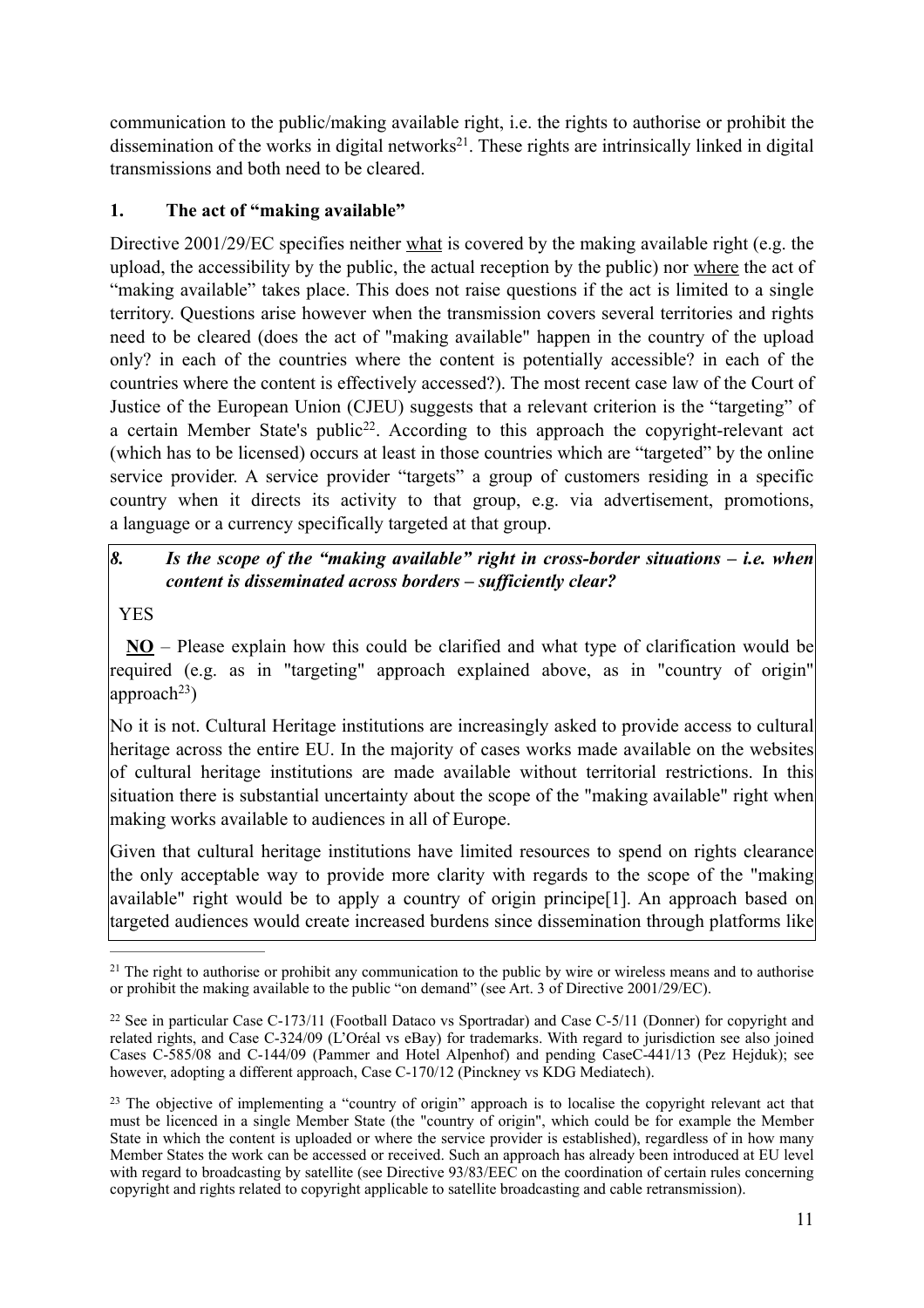communication to the public/making available right, i.e. the rights to authorise or prohibit the dissemination of the works in digital networks[21]. These rights are intrinsically linked in digital transmissions and both need to be cleared.

## 1. The act of "making available"

Directive 2001/29/EC specifies neither what is covered by the making available right (e.g. the upload, the accessibility by the public, the actual reception by the public) nor where the act of "making available" takes place. This does not raise questions if the act is limited to a single territory. Questions arise however when the transmission covers several territories and rights need to be cleared (does the act of "making available" happen in the country of the upload only? in each of the countries where the content is potentially accessible? in each of the countries where the content is effectively accessed?). The most recent case law of the Court of Justice of the European Union (CJEU) suggests that a relevant criterion is the "targeting" of a certain Member State's public[22]. According to this approach the copyright-relevant act (which has to be licensed) occurs at least in those countries which are "targeted" by the online service provider. A service provider "targets" a group of customers residing in a specific country when it directs its activity to that group, e.g. via advertisement, promotions, a language or a currency specifically targeted at that group.

***8. Is the scope of the "making available" right in cross-border situations – i.e. when content is disseminated across borders – sufficiently clear?***

YES

**NO** – Please explain how this could be clarified and what type of clarification would be required (e.g. as in "targeting" approach explained above, as in "country of origin" approach[23])

No it is not. Cultural Heritage institutions are increasingly asked to provide access to cultural heritage across the entire EU. In the majority of cases works made available on the websites of cultural heritage institutions are made available without territorial restrictions. In this situation there is substantial uncertainty about the scope of the "making available" right when making works available to audiences in all of Europe.

Given that cultural heritage institutions have limited resources to spend on rights clearance the only acceptable way to provide more clarity with regards to the scope of the "making available" right would be to apply a country of origin principe[1]. An approach based on targeted audiences would create increased burdens since dissemination through platforms like

---

[21] The right to authorise or prohibit any communication to the public by wire or wireless means and to authorise or prohibit the making available to the public "on demand" (see Art. 3 of Directive 2001/29/EC).

[22] See in particular Case C-173/11 (Football Dataco vs Sportradar) and Case C-5/11 (Donner) for copyright and related rights, and Case C-324/09 (L'Oréal vs eBay) for trademarks. With regard to jurisdiction see also joined Cases C-585/08 and C-144/09 (Pammer and Hotel Alpenhof) and pending CaseC-441/13 (Pez Hejduk); see however, adopting a different approach, Case C-170/12 (Pinckney vs KDG Mediatech).

[23] The objective of implementing a "country of origin" approach is to localise the copyright relevant act that must be licenced in a single Member State (the "country of origin", which could be for example the Member State in which the content is uploaded or where the service provider is established), regardless of in how many Member States the work can be accessed or received. Such an approach has already been introduced at EU level with regard to broadcasting by satellite (see Directive 93/83/EEC on the coordination of certain rules concerning copyright and rights related to copyright applicable to satellite broadcasting and cable retransmission).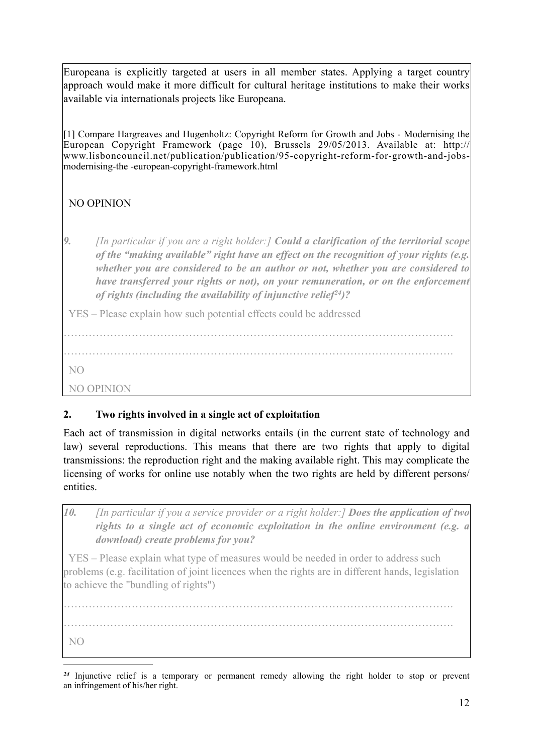Europeana is explicitly targeted at users in all member states. Applying a target country approach would make it more difficult for cultural heritage institutions to make their works available via internationals projects like Europeana.

[1] Compare Hargreaves and Hugenholtz: Copyright Reform for Growth and Jobs - Modernising the European Copyright Framework (page 10), Brussels 29/05/2013. Available at: http://www.lisboncouncil.net/publication/publication/95-copyright-reform-for-growth-and-jobs-modernising-the -european-copyright-framework.html

NO OPINION

*9. [In particular if you are a right holder:]* ***Could a clarification of the territorial scope of the "making available" right have an effect on the recognition of your rights (e.g. whether you are considered to be an author or not, whether you are considered to have transferred your rights or not), on your remuneration, or on the enforcement of rights (including the availability of injunctive relief[24])?***

YES – Please explain how such potential effects could be addressed

…………………………………………………………………………………………….

…………………………………………………………………………………………….

NO

NO OPINION

## 2. Two rights involved in a single act of exploitation

Each act of transmission in digital networks entails (in the current state of technology and law) several reproductions. This means that there are two rights that apply to digital transmissions: the reproduction right and the making available right. This may complicate the licensing of works for online use notably when the two rights are held by different persons/ entities.

*10. [In particular if you a service provider or a right holder:]* ***Does the application of two rights to a single act of economic exploitation in the online environment (e.g. a download) create problems for you?***

YES – Please explain what type of measures would be needed in order to address such problems (e.g. facilitation of joint licences when the rights are in different hands, legislation to achieve the "bundling of rights")

…………………………………………………………………………………………….

…………………………………………………………………………………………….

NO

[24] Injunctive relief is a temporary or permanent remedy allowing the right holder to stop or prevent an infringement of his/her right.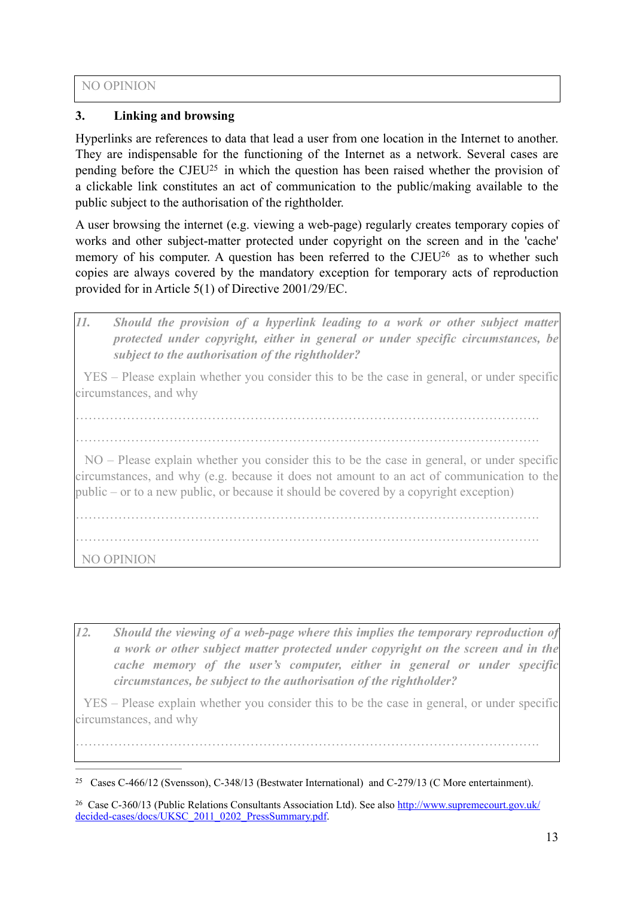NO OPINION

### 3. Linking and browsing

Hyperlinks are references to data that lead a user from one location in the Internet to another. They are indispensable for the functioning of the Internet as a network. Several cases are pending before the CJEU[25] in which the question has been raised whether the provision of a clickable link constitutes an act of communication to the public/making available to the public subject to the authorisation of the rightholder.

A user browsing the internet (e.g. viewing a web-page) regularly creates temporary copies of works and other subject-matter protected under copyright on the screen and in the 'cache' memory of his computer. A question has been referred to the CJEU[26] as to whether such copies are always covered by the mandatory exception for temporary acts of reproduction provided for in Article 5(1) of Directive 2001/29/EC.

***11. Should the provision of a hyperlink leading to a work or other subject matter protected under copyright, either in general or under specific circumstances, be subject to the authorisation of the rightholder?***

YES – Please explain whether you consider this to be the case in general, or under specific circumstances, and why

………………………………………………………………………………………………

………………………………………………………………………………………………

NO – Please explain whether you consider this to be the case in general, or under specific circumstances, and why (e.g. because it does not amount to an act of communication to the public – or to a new public, or because it should be covered by a copyright exception)

………………………………………………………………………………………………

………………………………………………………………………………………………

NO OPINION

***12. Should the viewing of a web-page where this implies the temporary reproduction of a work or other subject matter protected under copyright on the screen and in the cache memory of the user's computer, either in general or under specific circumstances, be subject to the authorisation of the rightholder?***

YES – Please explain whether you consider this to be the case in general, or under specific circumstances, and why

………………………………………………………………………………………………

---

[25] Cases C-466/12 (Svensson), C-348/13 (Bestwater International) and C-279/13 (C More entertainment).

[26] Case C-360/13 (Public Relations Consultants Association Ltd). See also [http://www.supremecourt.gov.uk/decided-cases/docs/UKSC_2011_0202_PressSummary.pdf](http://www.supremecourt.gov.uk/decided-cases/docs/UKSC_2011_0202_PressSummary.pdf).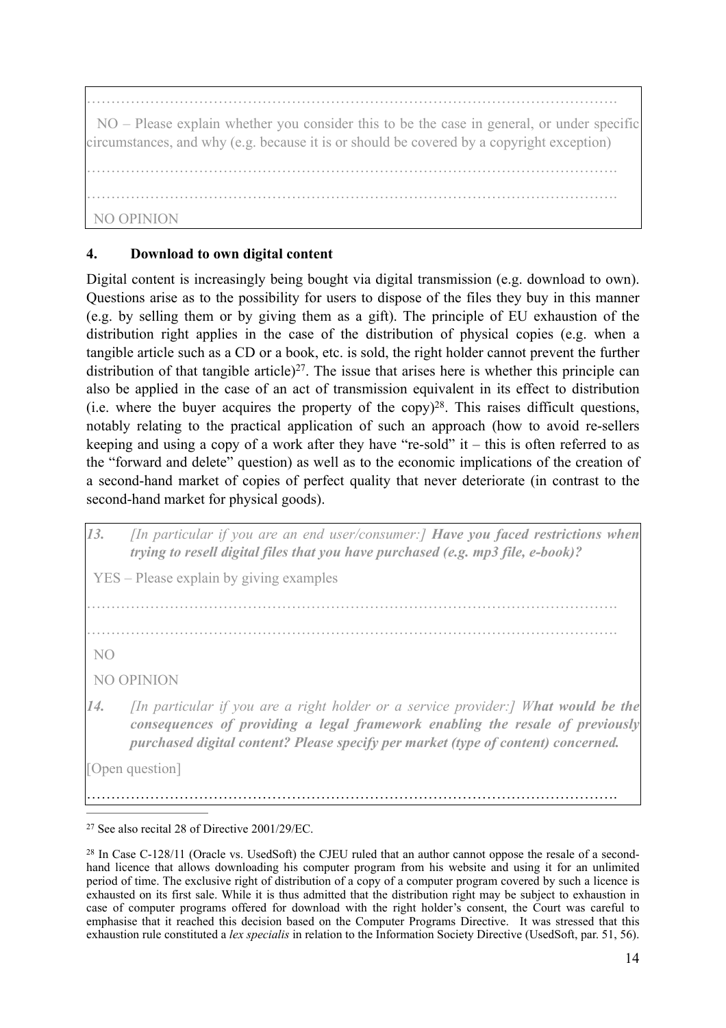……………………………………………………………………………………………

NO – Please explain whether you consider this to be the case in general, or under specific circumstances, and why (e.g. because it is or should be covered by a copyright exception)

……………………………………………………………………………………………

……………………………………………………………………………………………

NO OPINION

## 4. Download to own digital content

Digital content is increasingly being bought via digital transmission (e.g. download to own). Questions arise as to the possibility for users to dispose of the files they buy in this manner (e.g. by selling them or by giving them as a gift). The principle of EU exhaustion of the distribution right applies in the case of the distribution of physical copies (e.g. when a tangible article such as a CD or a book, etc. is sold, the right holder cannot prevent the further distribution of that tangible article)[27]. The issue that arises here is whether this principle can also be applied in the case of an act of transmission equivalent in its effect to distribution (i.e. where the buyer acquires the property of the copy)[28]. This raises difficult questions, notably relating to the practical application of such an approach (how to avoid re-sellers keeping and using a copy of a work after they have "re-sold" it – this is often referred to as the "forward and delete" question) as well as to the economic implications of the creation of a second-hand market of copies of perfect quality that never deteriorate (in contrast to the second-hand market for physical goods).

*13. [In particular if you are an end user/consumer:]* ***Have you faced restrictions when trying to resell digital files that you have purchased (e.g. mp3 file, e-book)?***

YES – Please explain by giving examples

……………………………………………………………………………………………

……………………………………………………………………………………………

NO

NO OPINION

*14. [In particular if you are a right holder or a service provider:]* ***What would be the consequences of providing a legal framework enabling the resale of previously purchased digital content? Please specify per market (type of content) concerned.***

[Open question]

……………………………………………………………………………………………

---

[27] See also recital 28 of Directive 2001/29/EC.

[28] In Case C-128/11 (Oracle vs. UsedSoft) the CJEU ruled that an author cannot oppose the resale of a second-hand licence that allows downloading his computer program from his website and using it for an unlimited period of time. The exclusive right of distribution of a copy of a computer program covered by such a licence is exhausted on its first sale. While it is thus admitted that the distribution right may be subject to exhaustion in case of computer programs offered for download with the right holder's consent, the Court was careful to emphasise that it reached this decision based on the Computer Programs Directive. It was stressed that this exhaustion rule constituted a *lex specialis* in relation to the Information Society Directive (UsedSoft, par. 51, 56).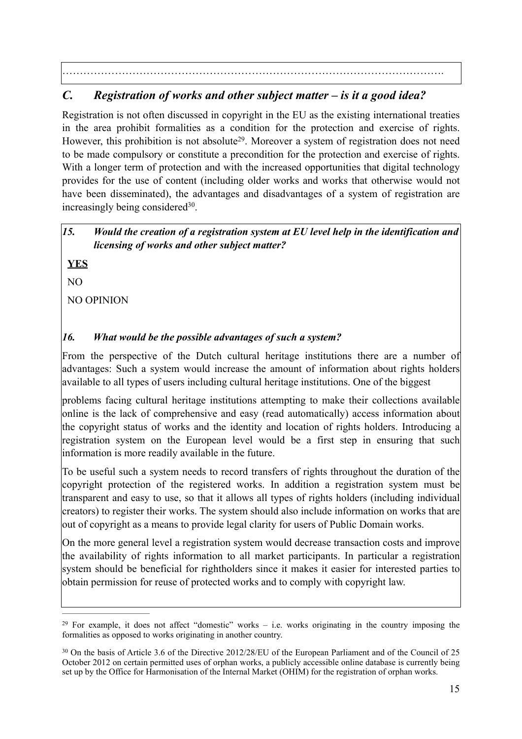……………………………………………………………………………………………….

## *C. Registration of works and other subject matter – is it a good idea?*

Registration is not often discussed in copyright in the EU as the existing international treaties in the area prohibit formalities as a condition for the protection and exercise of rights. However, this prohibition is not absolute[29]. Moreover a system of registration does not need to be made compulsory or constitute a precondition for the protection and exercise of rights. With a longer term of protection and with the increased opportunities that digital technology provides for the use of content (including older works and works that otherwise would not have been disseminated), the advantages and disadvantages of a system of registration are increasingly being considered[30].

***15. Would the creation of a registration system at EU level help in the identification and licensing of works and other subject matter?***

**YES**

NO

NO OPINION

***16. What would be the possible advantages of such a system?***

From the perspective of the Dutch cultural heritage institutions there are a number of advantages: Such a system would increase the amount of information about rights holders available to all types of users including cultural heritage institutions. One of the biggest problems facing cultural heritage institutions attempting to make their collections available online is the lack of comprehensive and easy (read automatically) access information about the copyright status of works and the identity and location of rights holders. Introducing a registration system on the European level would be a first step in ensuring that such information is more readily available in the future.

To be useful such a system needs to record transfers of rights throughout the duration of the copyright protection of the registered works. In addition a registration system must be transparent and easy to use, so that it allows all types of rights holders (including individual creators) to register their works. The system should also include information on works that are out of copyright as a means to provide legal clarity for users of Public Domain works.

On the more general level a registration system would decrease transaction costs and improve the availability of rights information to all market participants. In particular a registration system should be beneficial for rightholders since it makes it easier for interested parties to obtain permission for reuse of protected works and to comply with copyright law.

---

[29] For example, it does not affect "domestic" works – i.e. works originating in the country imposing the formalities as opposed to works originating in another country.

[30] On the basis of Article 3.6 of the Directive 2012/28/EU of the European Parliament and of the Council of 25 October 2012 on certain permitted uses of orphan works, a publicly accessible online database is currently being set up by the Office for Harmonisation of the Internal Market (OHIM) for the registration of orphan works.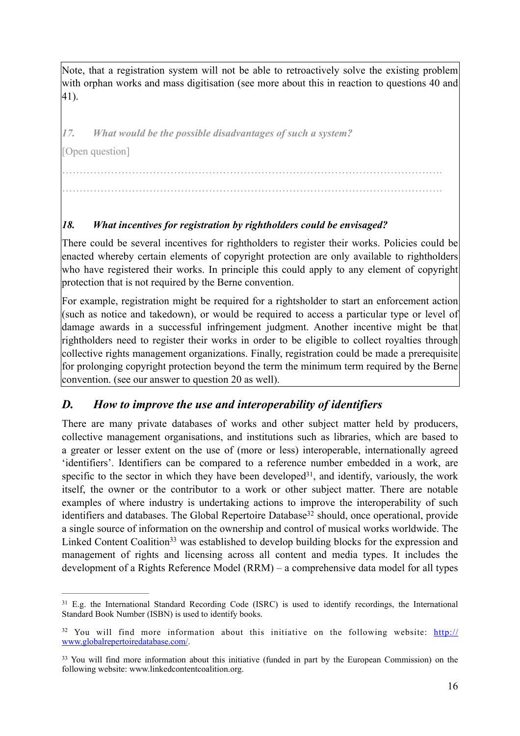Note, that a registration system will not be able to retroactively solve the existing problem with orphan works and mass digitisation (see more about this in reaction to questions 40 and 41).

*17. What would be the possible disadvantages of such a system?*

[Open question]

……………………………………………………………………………………………….
……………………………………………………………………………………………….

***18. What incentives for registration by rightholders could be envisaged?***

There could be several incentives for rightholders to register their works. Policies could be enacted whereby certain elements of copyright protection are only available to rightholders who have registered their works. In principle this could apply to any element of copyright protection that is not required by the Berne convention.

For example, registration might be required for a rightsholder to start an enforcement action (such as notice and takedown), or would be required to access a particular type or level of damage awards in a successful infringement judgment. Another incentive might be that rightholders need to register their works in order to be eligible to collect royalties through collective rights management organizations. Finally, registration could be made a prerequisite for prolonging copyright protection beyond the term the minimum term required by the Berne convention. (see our answer to question 20 as well).

## *D. How to improve the use and interoperability of identifiers*

There are many private databases of works and other subject matter held by producers, collective management organisations, and institutions such as libraries, which are based to a greater or lesser extent on the use of (more or less) interoperable, internationally agreed 'identifiers'. Identifiers can be compared to a reference number embedded in a work, are specific to the sector in which they have been developed[31], and identify, variously, the work itself, the owner or the contributor to a work or other subject matter. There are notable examples of where industry is undertaking actions to improve the interoperability of such identifiers and databases. The Global Repertoire Database[32] should, once operational, provide a single source of information on the ownership and control of musical works worldwide. The Linked Content Coalition[33] was established to develop building blocks for the expression and management of rights and licensing across all content and media types. It includes the development of a Rights Reference Model (RRM) – a comprehensive data model for all types

---

[31] E.g. the International Standard Recording Code (ISRC) is used to identify recordings, the International Standard Book Number (ISBN) is used to identify books.

[32] You will find more information about this initiative on the following website: http://www.globalrepertoiredatabase.com/.

[33] You will find more information about this initiative (funded in part by the European Commission) on the following website: www.linkedcontentcoalition.org.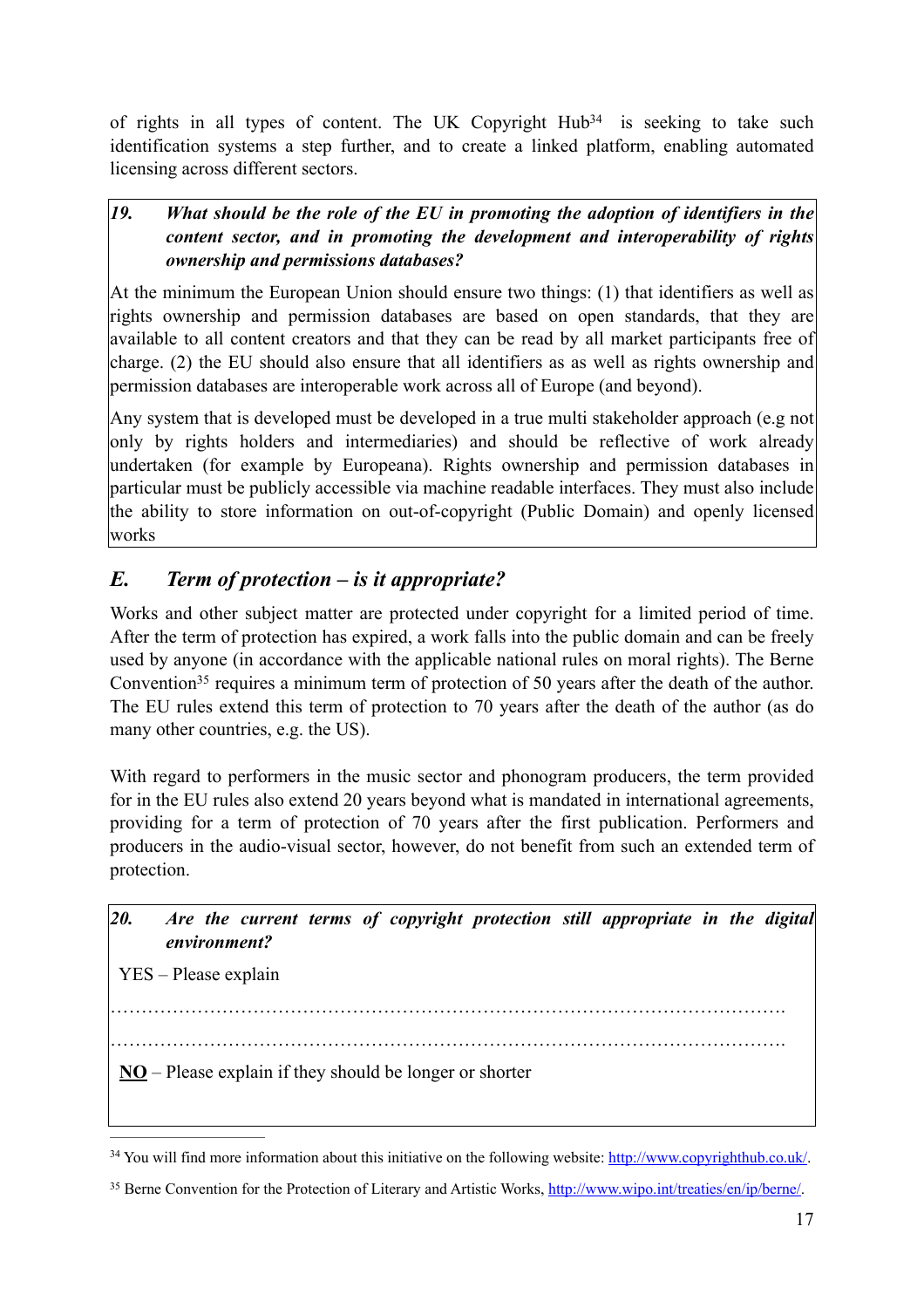of rights in all types of content. The UK Copyright Hub[34] is seeking to take such identification systems a step further, and to create a linked platform, enabling automated licensing across different sectors.

***19. What should be the role of the EU in promoting the adoption of identifiers in the content sector, and in promoting the development and interoperability of rights ownership and permissions databases?***

At the minimum the European Union should ensure two things: (1) that identifiers as well as rights ownership and permission databases are based on open standards, that they are available to all content creators and that they can be read by all market participants free of charge. (2) the EU should also ensure that all identifiers as as well as rights ownership and permission databases are interoperable work across all of Europe (and beyond).

Any system that is developed must be developed in a true multi stakeholder approach (e.g not only by rights holders and intermediaries) and should be reflective of work already undertaken (for example by Europeana). Rights ownership and permission databases in particular must be publicly accessible via machine readable interfaces. They must also include the ability to store information on out-of-copyright (Public Domain) and openly licensed works

## *E. Term of protection – is it appropriate?*

Works and other subject matter are protected under copyright for a limited period of time. After the term of protection has expired, a work falls into the public domain and can be freely used by anyone (in accordance with the applicable national rules on moral rights). The Berne Convention[35] requires a minimum term of protection of 50 years after the death of the author. The EU rules extend this term of protection to 70 years after the death of the author (as do many other countries, e.g. the US).

With regard to performers in the music sector and phonogram producers, the term provided for in the EU rules also extend 20 years beyond what is mandated in international agreements, providing for a term of protection of 70 years after the first publication. Performers and producers in the audio-visual sector, however, do not benefit from such an extended term of protection.

***20. Are the current terms of copyright protection still appropriate in the digital environment?***

YES – Please explain

……………………………………………………………………………………………….

……………………………………………………………………………………………….

**NO** – Please explain if they should be longer or shorter

---

[34] You will find more information about this initiative on the following website: http://www.copyrighthub.co.uk/.

[35] Berne Convention for the Protection of Literary and Artistic Works, http://www.wipo.int/treaties/en/ip/berne/.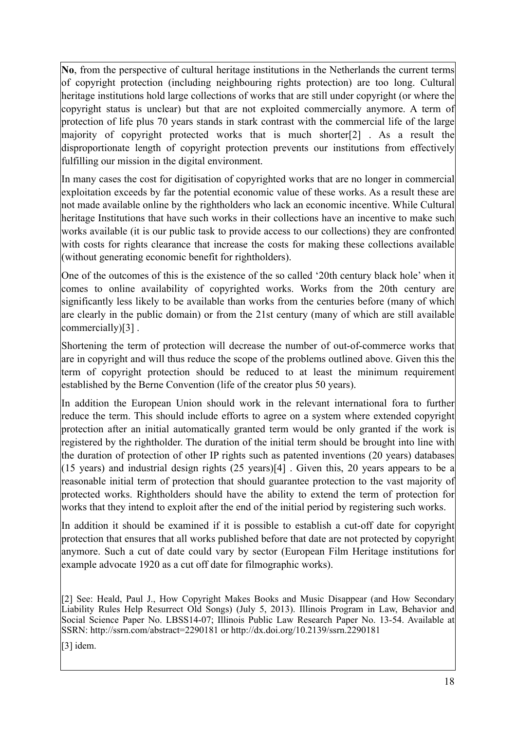**No**, from the perspective of cultural heritage institutions in the Netherlands the current terms of copyright protection (including neighbouring rights protection) are too long. Cultural heritage institutions hold large collections of works that are still under copyright (or where the copyright status is unclear) but that are not exploited commercially anymore. A term of protection of life plus 70 years stands in stark contrast with the commercial life of the large majority of copyright protected works that is much shorter[2] . As a result the disproportionate length of copyright protection prevents our institutions from effectively fulfilling our mission in the digital environment.

In many cases the cost for digitisation of copyrighted works that are no longer in commercial exploitation exceeds by far the potential economic value of these works. As a result these are not made available online by the rightholders who lack an economic incentive. While Cultural heritage Institutions that have such works in their collections have an incentive to make such works available (it is our public task to provide access to our collections) they are confronted with costs for rights clearance that increase the costs for making these collections available (without generating economic benefit for rightholders).

One of the outcomes of this is the existence of the so called '20th century black hole' when it comes to online availability of copyrighted works. Works from the 20th century are significantly less likely to be available than works from the centuries before (many of which are clearly in the public domain) or from the 21st century (many of which are still available commercially)[3] .

Shortening the term of protection will decrease the number of out-of-commerce works that are in copyright and will thus reduce the scope of the problems outlined above. Given this the term of copyright protection should be reduced to at least the minimum requirement established by the Berne Convention (life of the creator plus 50 years).

In addition the European Union should work in the relevant international fora to further reduce the term. This should include efforts to agree on a system where extended copyright protection after an initial automatically granted term would be only granted if the work is registered by the rightholder. The duration of the initial term should be brought into line with the duration of protection of other IP rights such as patented inventions (20 years) databases (15 years) and industrial design rights (25 years)[4] . Given this, 20 years appears to be a reasonable initial term of protection that should guarantee protection to the vast majority of protected works. Rightholders should have the ability to extend the term of protection for works that they intend to exploit after the end of the initial period by registering such works.

In addition it should be examined if it is possible to establish a cut-off date for copyright protection that ensures that all works published before that date are not protected by copyright anymore. Such a cut of date could vary by sector (European Film Heritage institutions for example advocate 1920 as a cut off date for filmographic works).

[2] See: Heald, Paul J., How Copyright Makes Books and Music Disappear (and How Secondary Liability Rules Help Resurrect Old Songs) (July 5, 2013). Illinois Program in Law, Behavior and Social Science Paper No. LBSS14-07; Illinois Public Law Research Paper No. 13-54. Available at SSRN: http://ssrn.com/abstract=2290181 or http://dx.doi.org/10.2139/ssrn.2290181

[3] idem.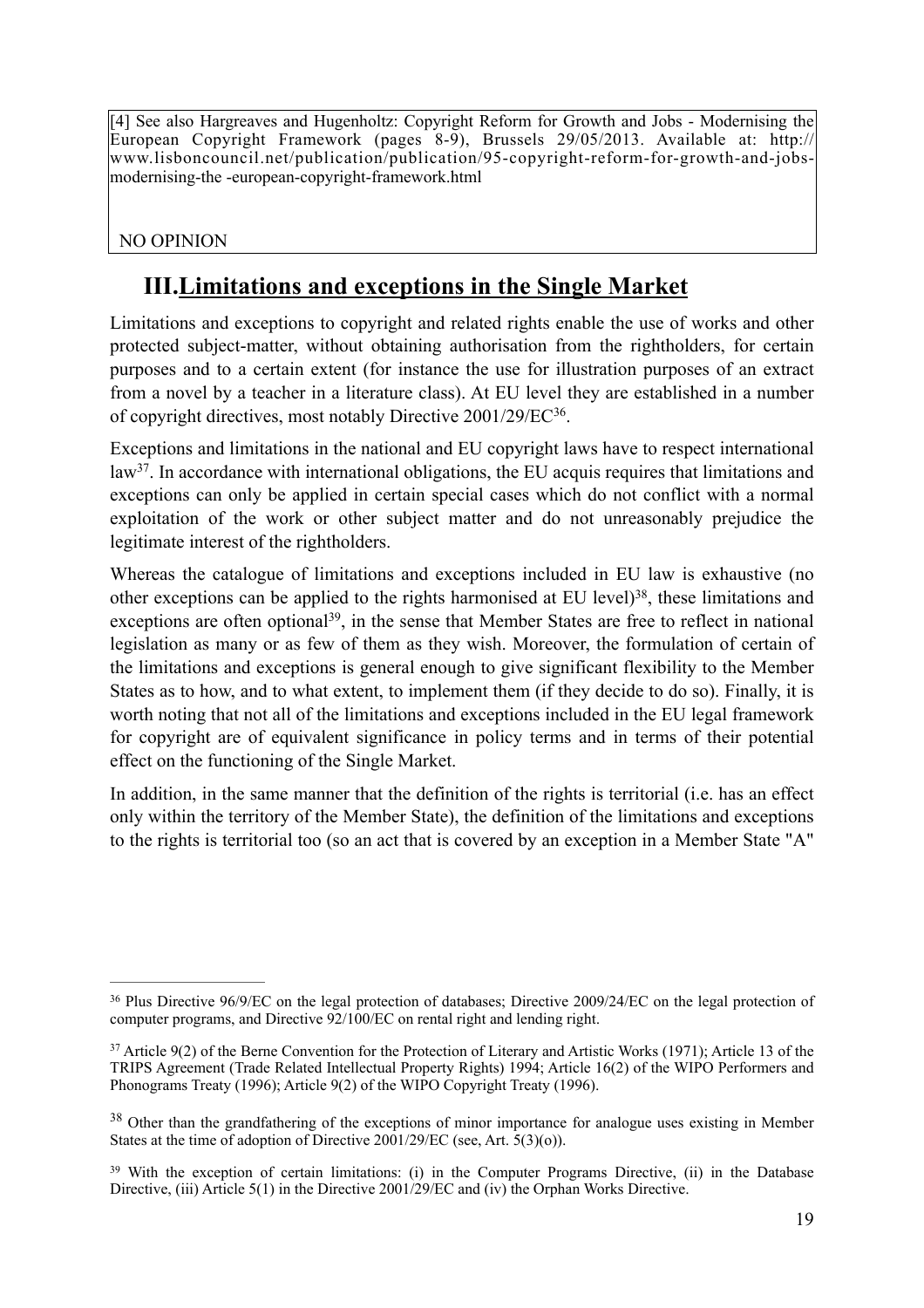[4] See also Hargreaves and Hugenholtz: Copyright Reform for Growth and Jobs - Modernising the European Copyright Framework (pages 8-9), Brussels 29/05/2013. Available at: http://www.lisboncouncil.net/publication/publication/95-copyright-reform-for-growth-and-jobs-modernising-the -european-copyright-framework.html

NO OPINION

# III. Limitations and exceptions in the Single Market

Limitations and exceptions to copyright and related rights enable the use of works and other protected subject-matter, without obtaining authorisation from the rightholders, for certain purposes and to a certain extent (for instance the use for illustration purposes of an extract from a novel by a teacher in a literature class). At EU level they are established in a number of copyright directives, most notably Directive 2001/29/EC[36].

Exceptions and limitations in the national and EU copyright laws have to respect international law[37]. In accordance with international obligations, the EU acquis requires that limitations and exceptions can only be applied in certain special cases which do not conflict with a normal exploitation of the work or other subject matter and do not unreasonably prejudice the legitimate interest of the rightholders.

Whereas the catalogue of limitations and exceptions included in EU law is exhaustive (no other exceptions can be applied to the rights harmonised at EU level)[38], these limitations and exceptions are often optional[39], in the sense that Member States are free to reflect in national legislation as many or as few of them as they wish. Moreover, the formulation of certain of the limitations and exceptions is general enough to give significant flexibility to the Member States as to how, and to what extent, to implement them (if they decide to do so). Finally, it is worth noting that not all of the limitations and exceptions included in the EU legal framework for copyright are of equivalent significance in policy terms and in terms of their potential effect on the functioning of the Single Market.

In addition, in the same manner that the definition of the rights is territorial (i.e. has an effect only within the territory of the Member State), the definition of the limitations and exceptions to the rights is territorial too (so an act that is covered by an exception in a Member State "A"

---

[36] Plus Directive 96/9/EC on the legal protection of databases; Directive 2009/24/EC on the legal protection of computer programs, and Directive 92/100/EC on rental right and lending right.

[37] Article 9(2) of the Berne Convention for the Protection of Literary and Artistic Works (1971); Article 13 of the TRIPS Agreement (Trade Related Intellectual Property Rights) 1994; Article 16(2) of the WIPO Performers and Phonograms Treaty (1996); Article 9(2) of the WIPO Copyright Treaty (1996).

[38] Other than the grandfathering of the exceptions of minor importance for analogue uses existing in Member States at the time of adoption of Directive 2001/29/EC (see, Art. 5(3)(o)).

[39] With the exception of certain limitations: (i) in the Computer Programs Directive, (ii) in the Database Directive, (iii) Article 5(1) in the Directive 2001/29/EC and (iv) the Orphan Works Directive.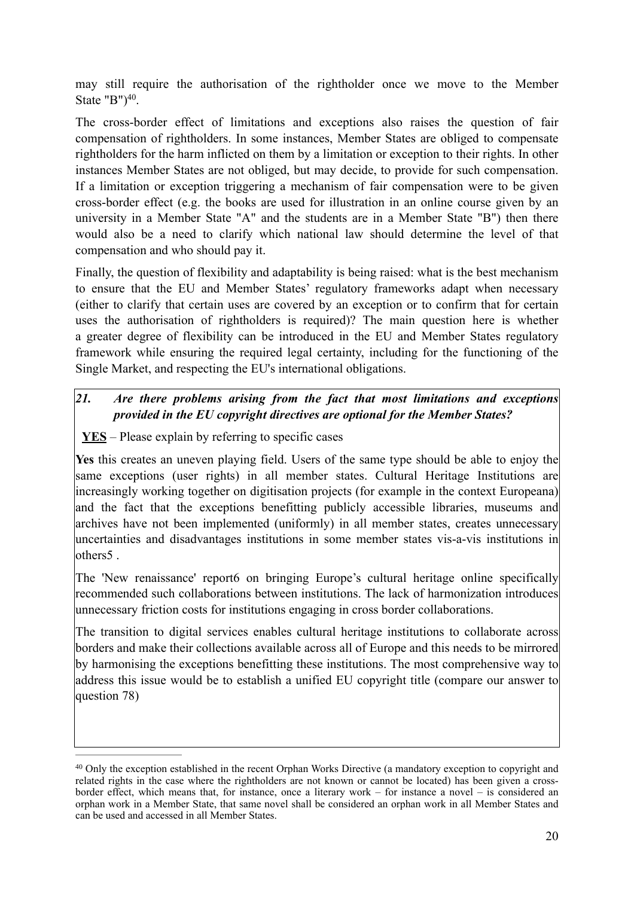may still require the authorisation of the rightholder once we move to the Member State "B")[40].

The cross-border effect of limitations and exceptions also raises the question of fair compensation of rightholders. In some instances, Member States are obliged to compensate rightholders for the harm inflicted on them by a limitation or exception to their rights. In other instances Member States are not obliged, but may decide, to provide for such compensation. If a limitation or exception triggering a mechanism of fair compensation were to be given cross-border effect (e.g. the books are used for illustration in an online course given by an university in a Member State "A" and the students are in a Member State "B") then there would also be a need to clarify which national law should determine the level of that compensation and who should pay it.

Finally, the question of flexibility and adaptability is being raised: what is the best mechanism to ensure that the EU and Member States' regulatory frameworks adapt when necessary (either to clarify that certain uses are covered by an exception or to confirm that for certain uses the authorisation of rightholders is required)? The main question here is whether a greater degree of flexibility can be introduced in the EU and Member States regulatory framework while ensuring the required legal certainty, including for the functioning of the Single Market, and respecting the EU's international obligations.

***21. Are there problems arising from the fact that most limitations and exceptions provided in the EU copyright directives are optional for the Member States?***

**YES** – Please explain by referring to specific cases

**Yes** this creates an uneven playing field. Users of the same type should be able to enjoy the same exceptions (user rights) in all member states. Cultural Heritage Institutions are increasingly working together on digitisation projects (for example in the context Europeana) and the fact that the exceptions benefitting publicly accessible libraries, museums and archives have not been implemented (uniformly) in all member states, creates unnecessary uncertainties and disadvantages institutions in some member states vis-a-vis institutions in others5 .

The 'New renaissance' report6 on bringing Europe's cultural heritage online specifically recommended such collaborations between institutions. The lack of harmonization introduces unnecessary friction costs for institutions engaging in cross border collaborations.

The transition to digital services enables cultural heritage institutions to collaborate across borders and make their collections available across all of Europe and this needs to be mirrored by harmonising the exceptions benefitting these institutions. The most comprehensive way to address this issue would be to establish a unified EU copyright title (compare our answer to question 78)

---

[40] Only the exception established in the recent Orphan Works Directive (a mandatory exception to copyright and related rights in the case where the rightholders are not known or cannot be located) has been given a cross-border effect, which means that, for instance, once a literary work – for instance a novel – is considered an orphan work in a Member State, that same novel shall be considered an orphan work in all Member States and can be used and accessed in all Member States.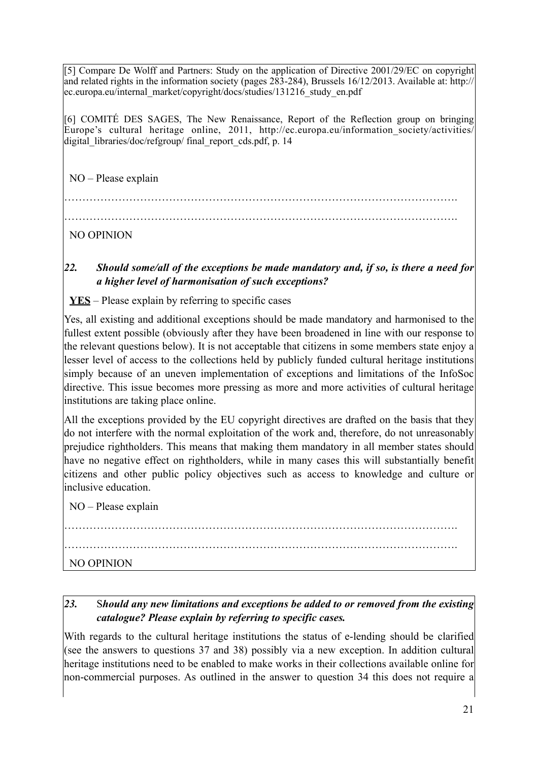[5] Compare De Wolff and Partners: Study on the application of Directive 2001/29/EC on copyright and related rights in the information society (pages 283-284), Brussels 16/12/2013. Available at: http://ec.europa.eu/internal_market/copyright/docs/studies/131216_study_en.pdf

[6] COMITÉ DES SAGES, The New Renaissance, Report of the Reflection group on bringing Europe's cultural heritage online, 2011, http://ec.europa.eu/information_society/activities/digital_libraries/doc/refgroup/ final_report_cds.pdf, p. 14

NO – Please explain

……………………………………………………………………………………………….

……………………………………………………………………………………………….

NO OPINION

### *22. Should some/all of the exceptions be made mandatory and, if so, is there a need for a higher level of harmonisation of such exceptions?*

**YES** – Please explain by referring to specific cases

Yes, all existing and additional exceptions should be made mandatory and harmonised to the fullest extent possible (obviously after they have been broadened in line with our response to the relevant questions below). It is not acceptable that citizens in some members state enjoy a lesser level of access to the collections held by publicly funded cultural heritage institutions simply because of an uneven implementation of exceptions and limitations of the InfoSoc directive. This issue becomes more pressing as more and more activities of cultural heritage institutions are taking place online.

All the exceptions provided by the EU copyright directives are drafted on the basis that they do not interfere with the normal exploitation of the work and, therefore, do not unreasonably prejudice rightholders. This means that making them mandatory in all member states should have no negative effect on rightholders, while in many cases this will substantially benefit citizens and other public policy objectives such as access to knowledge and culture or inclusive education.

NO – Please explain

……………………………………………………………………………………………….

……………………………………………………………………………………………….

NO OPINION

### *23. Should any new limitations and exceptions be added to or removed from the existing catalogue? Please explain by referring to specific cases.*

With regards to the cultural heritage institutions the status of e-lending should be clarified (see the answers to questions 37 and 38) possibly via a new exception. In addition cultural heritage institutions need to be enabled to make works in their collections available online for non-commercial purposes. As outlined in the answer to question 34 this does not require a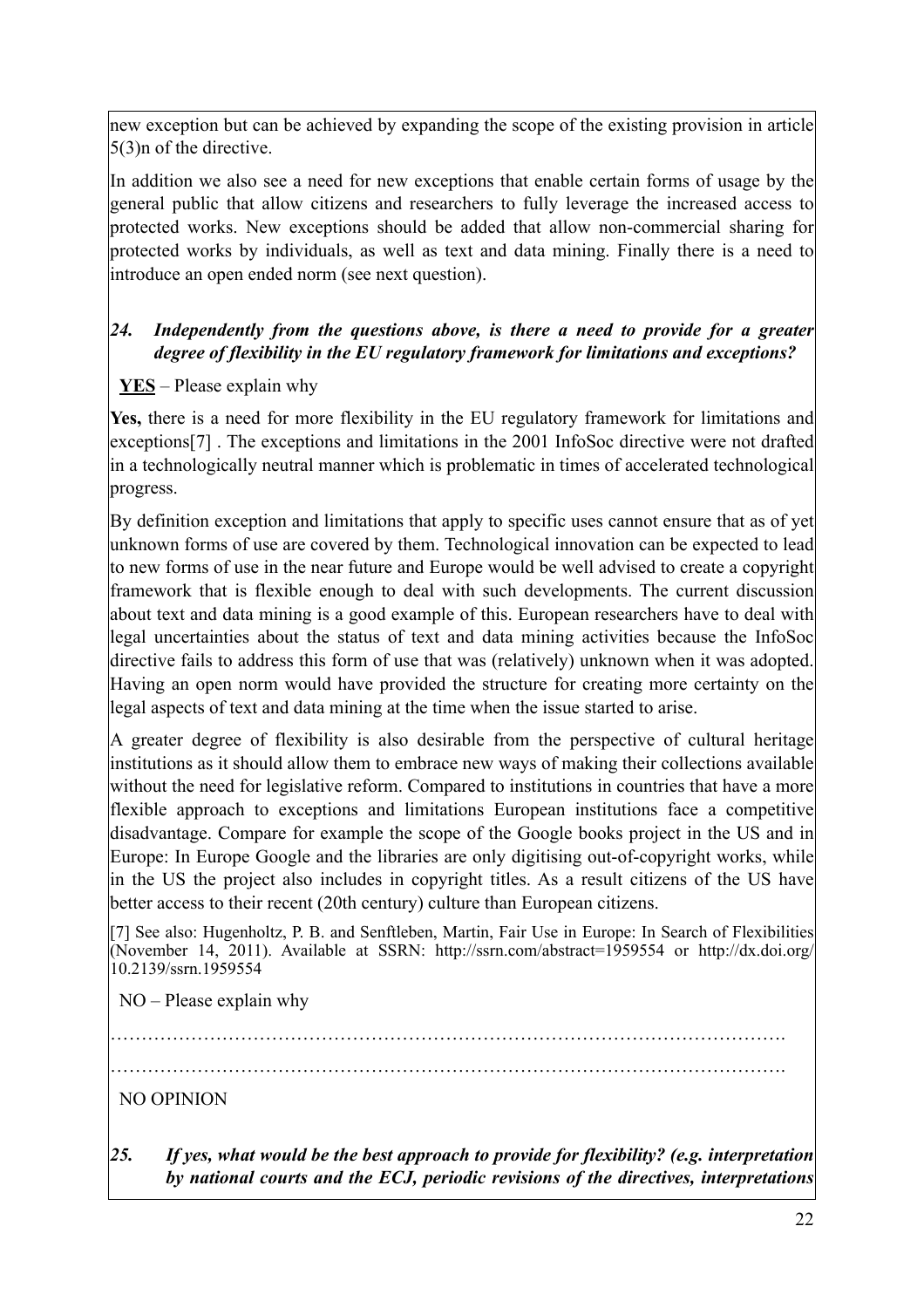new exception but can be achieved by expanding the scope of the existing provision in article 5(3)n of the directive.

In addition we also see a need for new exceptions that enable certain forms of usage by the general public that allow citizens and researchers to fully leverage the increased access to protected works. New exceptions should be added that allow non-commercial sharing for protected works by individuals, as well as text and data mining. Finally there is a need to introduce an open ended norm (see next question).

***24. Independently from the questions above, is there a need to provide for a greater degree of flexibility in the EU regulatory framework for limitations and exceptions?***

**YES** – Please explain why

**Yes,** there is a need for more flexibility in the EU regulatory framework for limitations and exceptions[7] . The exceptions and limitations in the 2001 InfoSoc directive were not drafted in a technologically neutral manner which is problematic in times of accelerated technological progress.

By definition exception and limitations that apply to specific uses cannot ensure that as of yet unknown forms of use are covered by them. Technological innovation can be expected to lead to new forms of use in the near future and Europe would be well advised to create a copyright framework that is flexible enough to deal with such developments. The current discussion about text and data mining is a good example of this. European researchers have to deal with legal uncertainties about the status of text and data mining activities because the InfoSoc directive fails to address this form of use that was (relatively) unknown when it was adopted. Having an open norm would have provided the structure for creating more certainty on the legal aspects of text and data mining at the time when the issue started to arise.

A greater degree of flexibility is also desirable from the perspective of cultural heritage institutions as it should allow them to embrace new ways of making their collections available without the need for legislative reform. Compared to institutions in countries that have a more flexible approach to exceptions and limitations European institutions face a competitive disadvantage. Compare for example the scope of the Google books project in the US and in Europe: In Europe Google and the libraries are only digitising out-of-copyright works, while in the US the project also includes in copyright titles. As a result citizens of the US have better access to their recent (20th century) culture than European citizens.

[7] See also: Hugenholtz, P. B. and Senftleben, Martin, Fair Use in Europe: In Search of Flexibilities (November 14, 2011). Available at SSRN: http://ssrn.com/abstract=1959554 or http://dx.doi.org/10.2139/ssrn.1959554

NO – Please explain why

……………………………………………………………………………………………….

……………………………………………………………………………………………….

NO OPINION

***25. If yes, what would be the best approach to provide for flexibility? (e.g. interpretation by national courts and the ECJ, periodic revisions of the directives, interpretations***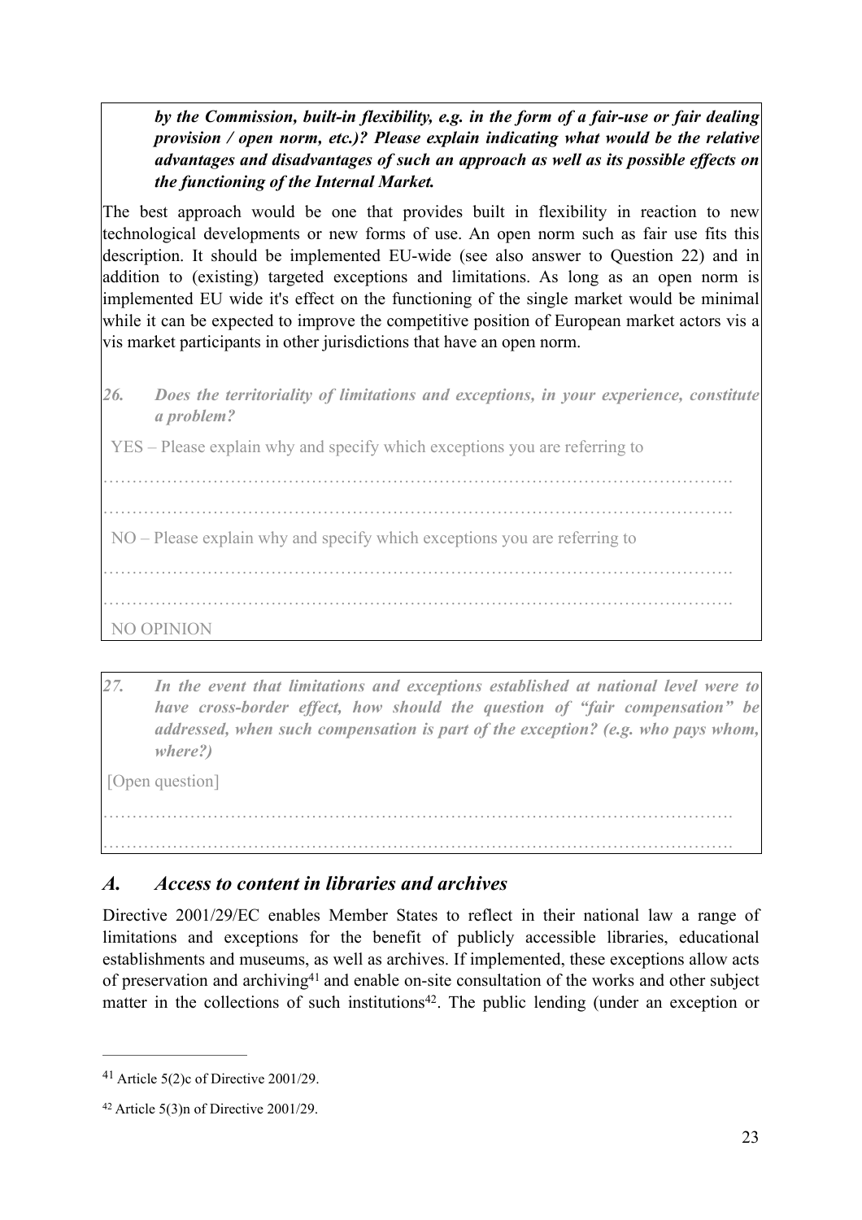***by the Commission, built-in flexibility, e.g. in the form of a fair-use or fair dealing provision / open norm, etc.)? Please explain indicating what would be the relative advantages and disadvantages of such an approach as well as its possible effects on the functioning of the Internal Market.***

The best approach would be one that provides built in flexibility in reaction to new technological developments or new forms of use. An open norm such as fair use fits this description. It should be implemented EU-wide (see also answer to Question 22) and in addition to (existing) targeted exceptions and limitations. As long as an open norm is implemented EU wide it's effect on the functioning of the single market would be minimal while it can be expected to improve the competitive position of European market actors vis a vis market participants in other jurisdictions that have an open norm.

*26. **Does the territoriality of limitations and exceptions, in your experience, constitute a problem?***

YES – Please explain why and specify which exceptions you are referring to

……………………………………………………………………………………………….

……………………………………………………………………………………………….

NO – Please explain why and specify which exceptions you are referring to

……………………………………………………………………………………………….

……………………………………………………………………………………………….

NO OPINION

*27. **In the event that limitations and exceptions established at national level were to have cross-border effect, how should the question of "fair compensation" be addressed, when such compensation is part of the exception? (e.g. who pays whom, where?)***

[Open question]

……………………………………………………………………………………………….

……………………………………………………………………………………………….

## *A. Access to content in libraries and archives*

Directive 2001/29/EC enables Member States to reflect in their national law a range of limitations and exceptions for the benefit of publicly accessible libraries, educational establishments and museums, as well as archives. If implemented, these exceptions allow acts of preservation and archiving[41] and enable on-site consultation of the works and other subject matter in the collections of such institutions[42]. The public lending (under an exception or

[41] Article 5(2)c of Directive 2001/29.

[42] Article 5(3)n of Directive 2001/29.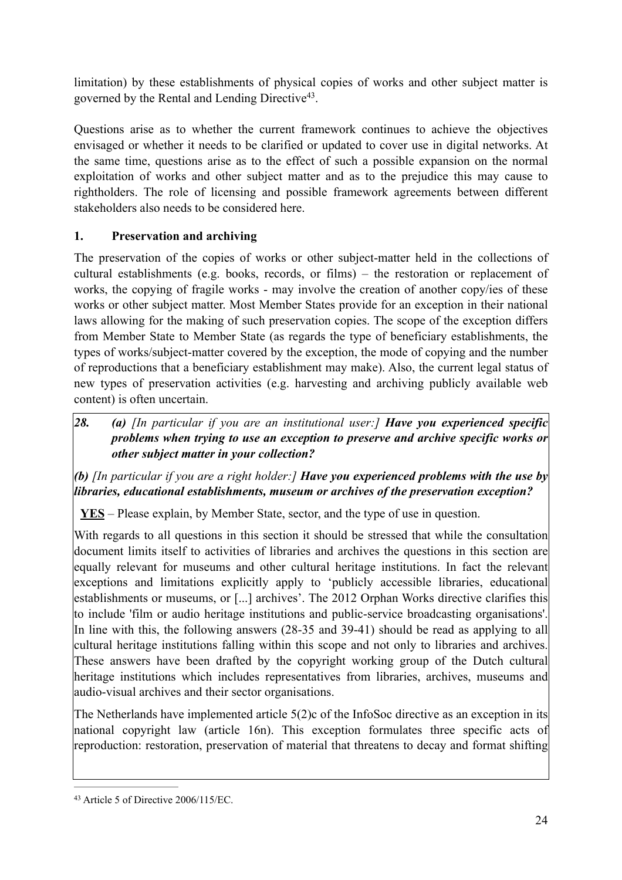limitation) by these establishments of physical copies of works and other subject matter is governed by the Rental and Lending Directive[43].

Questions arise as to whether the current framework continues to achieve the objectives envisaged or whether it needs to be clarified or updated to cover use in digital networks. At the same time, questions arise as to the effect of such a possible expansion on the normal exploitation of works and other subject matter and as to the prejudice this may cause to rightholders. The role of licensing and possible framework agreements between different stakeholders also needs to be considered here.

### 1. Preservation and archiving

The preservation of the copies of works or other subject-matter held in the collections of cultural establishments (e.g. books, records, or films) – the restoration or replacement of works, the copying of fragile works - may involve the creation of another copy/ies of these works or other subject matter. Most Member States provide for an exception in their national laws allowing for the making of such preservation copies. The scope of the exception differs from Member State to Member State (as regards the type of beneficiary establishments, the types of works/subject-matter covered by the exception, the mode of copying and the number of reproductions that a beneficiary establishment may make). Also, the current legal status of new types of preservation activities (e.g. harvesting and archiving publicly available web content) is often uncertain.

***28. (a)*** *[In particular if you are an institutional user:]* ***Have you experienced specific problems when trying to use an exception to preserve and archive specific works or other subject matter in your collection?***

***(b)*** *[In particular if you are a right holder:]* ***Have you experienced problems with the use by libraries, educational establishments, museum or archives of the preservation exception?***

**<u>YES</u>** – Please explain, by Member State, sector, and the type of use in question.

With regards to all questions in this section it should be stressed that while the consultation document limits itself to activities of libraries and archives the questions in this section are equally relevant for museums and other cultural heritage institutions. In fact the relevant exceptions and limitations explicitly apply to 'publicly accessible libraries, educational establishments or museums, or [...] archives'. The 2012 Orphan Works directive clarifies this to include 'film or audio heritage institutions and public-service broadcasting organisations'. In line with this, the following answers (28-35 and 39-41) should be read as applying to all cultural heritage institutions falling within this scope and not only to libraries and archives. These answers have been drafted by the copyright working group of the Dutch cultural heritage institutions which includes representatives from libraries, archives, museums and audio-visual archives and their sector organisations.

The Netherlands have implemented article 5(2)c of the InfoSoc directive as an exception in its national copyright law (article 16n). This exception formulates three specific acts of reproduction: restoration, preservation of material that threatens to decay and format shifting

---

[43] Article 5 of Directive 2006/115/EC.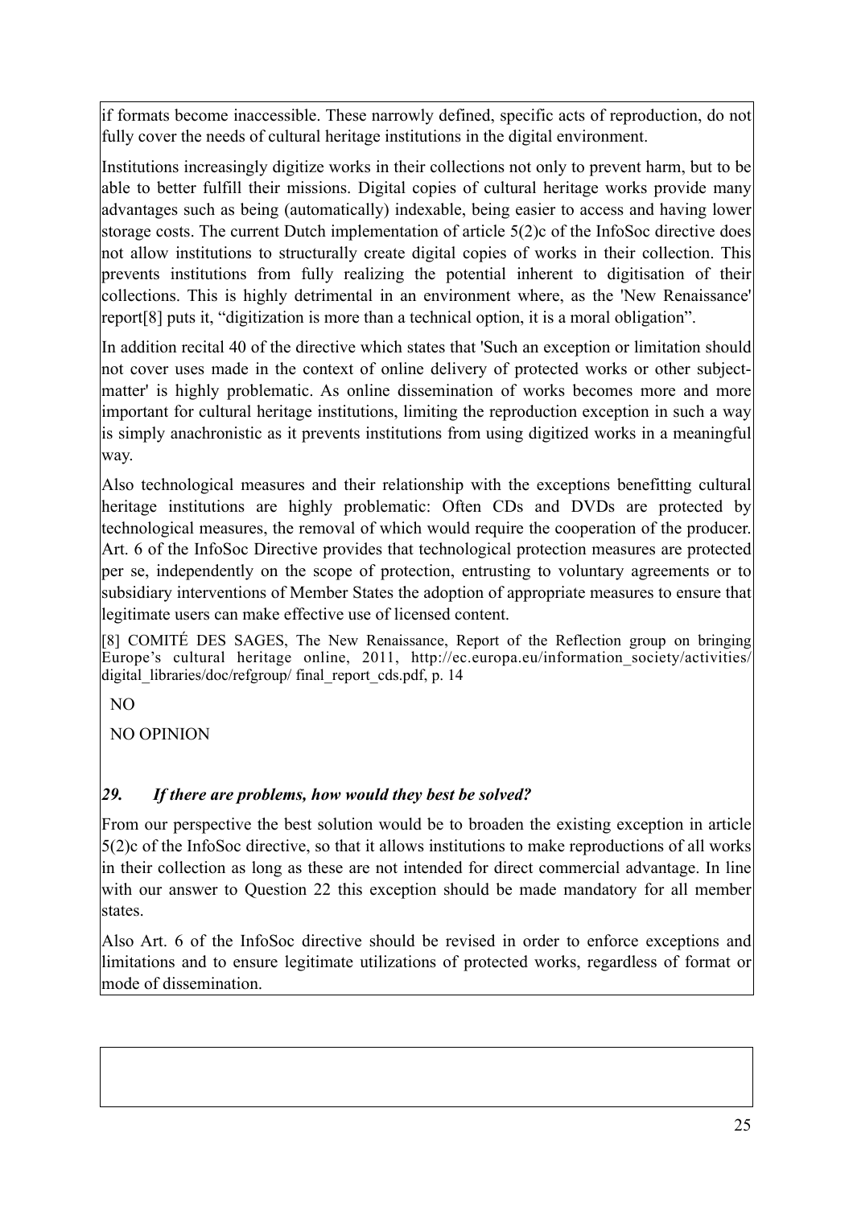if formats become inaccessible. These narrowly defined, specific acts of reproduction, do not fully cover the needs of cultural heritage institutions in the digital environment.

Institutions increasingly digitize works in their collections not only to prevent harm, but to be able to better fulfill their missions. Digital copies of cultural heritage works provide many advantages such as being (automatically) indexable, being easier to access and having lower storage costs. The current Dutch implementation of article 5(2)c of the InfoSoc directive does not allow institutions to structurally create digital copies of works in their collection. This prevents institutions from fully realizing the potential inherent to digitisation of their collections. This is highly detrimental in an environment where, as the 'New Renaissance' report[8] puts it, “digitization is more than a technical option, it is a moral obligation”.

In addition recital 40 of the directive which states that 'Such an exception or limitation should not cover uses made in the context of online delivery of protected works or other subject-matter' is highly problematic. As online dissemination of works becomes more and more important for cultural heritage institutions, limiting the reproduction exception in such a way is simply anachronistic as it prevents institutions from using digitized works in a meaningful way.

Also technological measures and their relationship with the exceptions benefitting cultural heritage institutions are highly problematic: Often CDs and DVDs are protected by technological measures, the removal of which would require the cooperation of the producer. Art. 6 of the InfoSoc Directive provides that technological protection measures are protected per se, independently on the scope of protection, entrusting to voluntary agreements or to subsidiary interventions of Member States the adoption of appropriate measures to ensure that legitimate users can make effective use of licensed content.

[8] COMITÉ DES SAGES, The New Renaissance, Report of the Reflection group on bringing Europe’s cultural heritage online, 2011, http://ec.europa.eu/information_society/activities/digital_libraries/doc/refgroup/ final_report_cds.pdf, p. 14

NO

NO OPINION

### *29. If there are problems, how would they best be solved?*

From our perspective the best solution would be to broaden the existing exception in article 5(2)c of the InfoSoc directive, so that it allows institutions to make reproductions of all works in their collection as long as these are not intended for direct commercial advantage. In line with our answer to Question 22 this exception should be made mandatory for all member states.

Also Art. 6 of the InfoSoc directive should be revised in order to enforce exceptions and limitations and to ensure legitimate utilizations of protected works, regardless of format or mode of dissemination.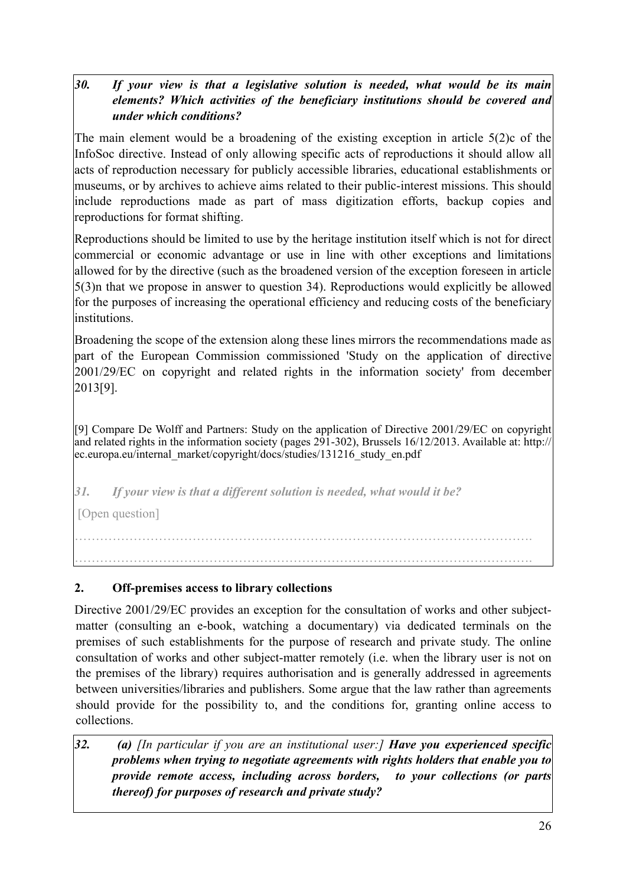*30. **If your view is that a legislative solution is needed, what would be its main elements? Which activities of the beneficiary institutions should be covered and under which conditions?***

The main element would be a broadening of the existing exception in article 5(2)c of the InfoSoc directive. Instead of only allowing specific acts of reproductions it should allow all acts of reproduction necessary for publicly accessible libraries, educational establishments or museums, or by archives to achieve aims related to their public-interest missions. This should include reproductions made as part of mass digitization efforts, backup copies and reproductions for format shifting.

Reproductions should be limited to use by the heritage institution itself which is not for direct commercial or economic advantage or use in line with other exceptions and limitations allowed for by the directive (such as the broadened version of the exception foreseen in article 5(3)n that we propose in answer to question 34). Reproductions would explicitly be allowed for the purposes of increasing the operational efficiency and reducing costs of the beneficiary institutions.

Broadening the scope of the extension along these lines mirrors the recommendations made as part of the European Commission commissioned 'Study on the application of directive 2001/29/EC on copyright and related rights in the information society' from december 2013[9].

[9] Compare De Wolff and Partners: Study on the application of Directive 2001/29/EC on copyright and related rights in the information society (pages 291-302), Brussels 16/12/2013. Available at: http://ec.europa.eu/internal_market/copyright/docs/studies/131216_study_en.pdf

*31. **If your view is that a different solution is needed, what would it be?***

[Open question]

………………………………………………………………………………………………

………………………………………………………………………………………………

## 2. Off-premises access to library collections

Directive 2001/29/EC provides an exception for the consultation of works and other subject-matter (consulting an e-book, watching a documentary) via dedicated terminals on the premises of such establishments for the purpose of research and private study. The online consultation of works and other subject-matter remotely (i.e. when the library user is not on the premises of the library) requires authorisation and is generally addressed in agreements between universities/libraries and publishers. Some argue that the law rather than agreements should provide for the possibility to, and the conditions for, granting online access to collections.

*32. **(a)** [In particular if you are an institutional user:] **Have you experienced specific problems when trying to negotiate agreements with rights holders that enable you to provide remote access, including across borders, to your collections (or parts thereof) for purposes of research and private study?***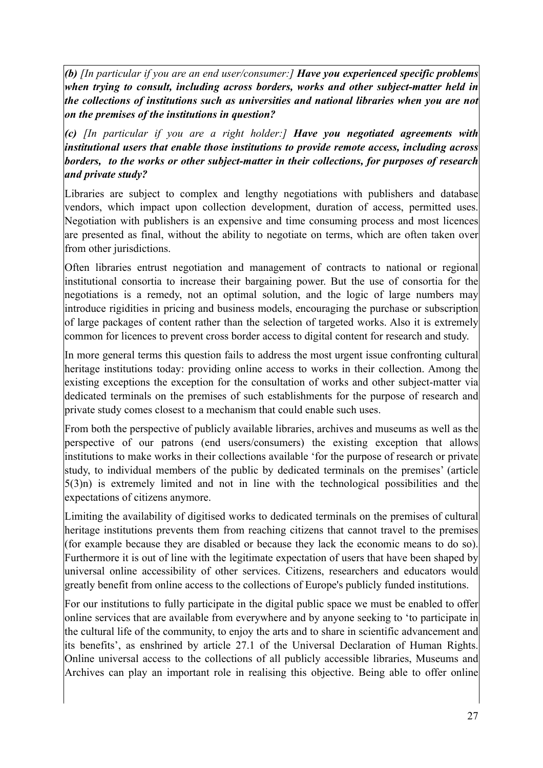***(b)*** *[In particular if you are an end user/consumer:]* ***Have you experienced specific problems when trying to consult, including across borders, works and other subject-matter held in the collections of institutions such as universities and national libraries when you are not on the premises of the institutions in question?***

***(c)*** *[In particular if you are a right holder:]* ***Have you negotiated agreements with institutional users that enable those institutions to provide remote access, including across borders, to the works or other subject-matter in their collections, for purposes of research and private study?***

Libraries are subject to complex and lengthy negotiations with publishers and database vendors, which impact upon collection development, duration of access, permitted uses. Negotiation with publishers is an expensive and time consuming process and most licences are presented as final, without the ability to negotiate on terms, which are often taken over from other jurisdictions.

Often libraries entrust negotiation and management of contracts to national or regional institutional consortia to increase their bargaining power. But the use of consortia for the negotiations is a remedy, not an optimal solution, and the logic of large numbers may introduce rigidities in pricing and business models, encouraging the purchase or subscription of large packages of content rather than the selection of targeted works. Also it is extremely common for licences to prevent cross border access to digital content for research and study.

In more general terms this question fails to address the most urgent issue confronting cultural heritage institutions today: providing online access to works in their collection. Among the existing exceptions the exception for the consultation of works and other subject-matter via dedicated terminals on the premises of such establishments for the purpose of research and private study comes closest to a mechanism that could enable such uses.

From both the perspective of publicly available libraries, archives and museums as well as the perspective of our patrons (end users/consumers) the existing exception that allows institutions to make works in their collections available 'for the purpose of research or private study, to individual members of the public by dedicated terminals on the premises' (article 5(3)n) is extremely limited and not in line with the technological possibilities and the expectations of citizens anymore.

Limiting the availability of digitised works to dedicated terminals on the premises of cultural heritage institutions prevents them from reaching citizens that cannot travel to the premises (for example because they are disabled or because they lack the economic means to do so). Furthermore it is out of line with the legitimate expectation of users that have been shaped by universal online accessibility of other services. Citizens, researchers and educators would greatly benefit from online access to the collections of Europe's publicly funded institutions.

For our institutions to fully participate in the digital public space we must be enabled to offer online services that are available from everywhere and by anyone seeking to 'to participate in the cultural life of the community, to enjoy the arts and to share in scientific advancement and its benefits', as enshrined by article 27.1 of the Universal Declaration of Human Rights. Online universal access to the collections of all publicly accessible libraries, Museums and Archives can play an important role in realising this objective. Being able to offer online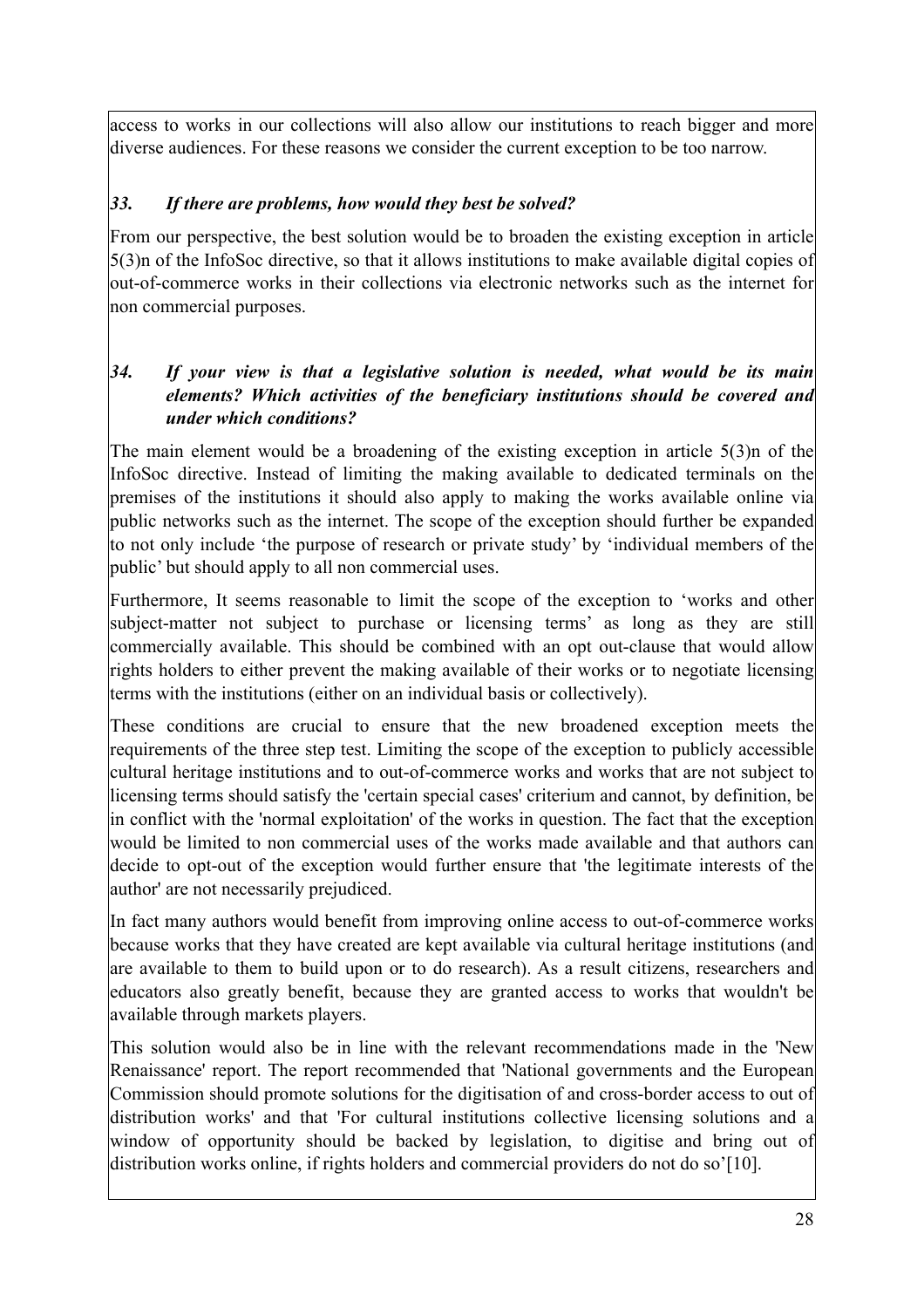access to works in our collections will also allow our institutions to reach bigger and more diverse audiences. For these reasons we consider the current exception to be too narrow.

*33. If there are problems, how would they best be solved?*

From our perspective, the best solution would be to broaden the existing exception in article 5(3)n of the InfoSoc directive, so that it allows institutions to make available digital copies of out-of-commerce works in their collections via electronic networks such as the internet for non commercial purposes.

*34. If your view is that a legislative solution is needed, what would be its main elements? Which activities of the beneficiary institutions should be covered and under which conditions?*

The main element would be a broadening of the existing exception in article 5(3)n of the InfoSoc directive. Instead of limiting the making available to dedicated terminals on the premises of the institutions it should also apply to making the works available online via public networks such as the internet. The scope of the exception should further be expanded to not only include 'the purpose of research or private study' by 'individual members of the public' but should apply to all non commercial uses.

Furthermore, It seems reasonable to limit the scope of the exception to 'works and other subject-matter not subject to purchase or licensing terms' as long as they are still commercially available. This should be combined with an opt out-clause that would allow rights holders to either prevent the making available of their works or to negotiate licensing terms with the institutions (either on an individual basis or collectively).

These conditions are crucial to ensure that the new broadened exception meets the requirements of the three step test. Limiting the scope of the exception to publicly accessible cultural heritage institutions and to out-of-commerce works and works that are not subject to licensing terms should satisfy the 'certain special cases' criterium and cannot, by definition, be in conflict with the 'normal exploitation' of the works in question. The fact that the exception would be limited to non commercial uses of the works made available and that authors can decide to opt-out of the exception would further ensure that 'the legitimate interests of the author' are not necessarily prejudiced.

In fact many authors would benefit from improving online access to out-of-commerce works because works that they have created are kept available via cultural heritage institutions (and are available to them to build upon or to do research). As a result citizens, researchers and educators also greatly benefit, because they are granted access to works that wouldn't be available through markets players.

This solution would also be in line with the relevant recommendations made in the 'New Renaissance' report. The report recommended that 'National governments and the European Commission should promote solutions for the digitisation of and cross-border access to out of distribution works' and that 'For cultural institutions collective licensing solutions and a window of opportunity should be backed by legislation, to digitise and bring out of distribution works online, if rights holders and commercial providers do not do so'[10].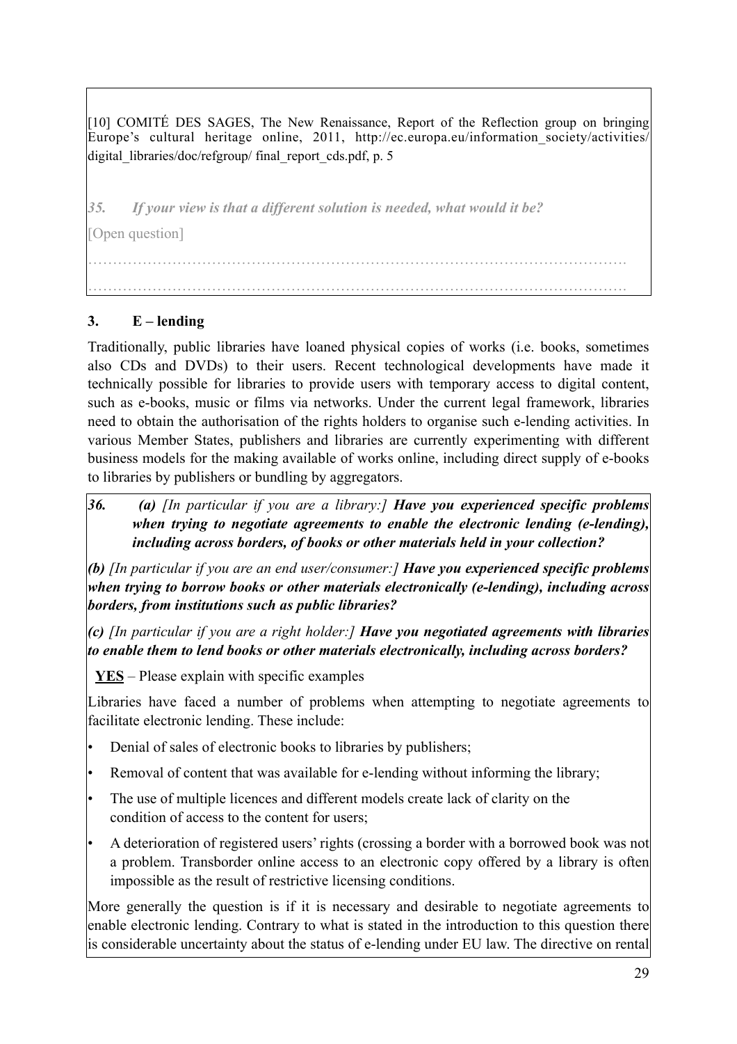[10] COMITÉ DES SAGES, The New Renaissance, Report of the Reflection group on bringing Europe's cultural heritage online, 2011, http://ec.europa.eu/information_society/activities/digital_libraries/doc/refgroup/ final_report_cds.pdf, p. 5

*35. **If your view is that a different solution is needed, what would it be?***

[Open question]

………………………………………………………………………………………………

………………………………………………………………………………………………

## 3. E – lending

Traditionally, public libraries have loaned physical copies of works (i.e. books, sometimes also CDs and DVDs) to their users. Recent technological developments have made it technically possible for libraries to provide users with temporary access to digital content, such as e-books, music or films via networks. Under the current legal framework, libraries need to obtain the authorisation of the rights holders to organise such e-lending activities. In various Member States, publishers and libraries are currently experimenting with different business models for the making available of works online, including direct supply of e-books to libraries by publishers or bundling by aggregators.

*36. **(a)** [In particular if you are a library:] **Have you experienced specific problems when trying to negotiate agreements to enable the electronic lending (e-lending), including across borders, of books or other materials held in your collection?***

***(b)** [In particular if you are an end user/consumer:] **Have you experienced specific problems when trying to borrow books or other materials electronically (e-lending), including across borders, from institutions such as public libraries?***

***(c)** [In particular if you are a right holder:] **Have you negotiated agreements with libraries to enable them to lend books or other materials electronically, including across borders?***

**YES** – Please explain with specific examples

Libraries have faced a number of problems when attempting to negotiate agreements to facilitate electronic lending. These include:

- Denial of sales of electronic books to libraries by publishers;
- Removal of content that was available for e-lending without informing the library;
- The use of multiple licences and different models create lack of clarity on the condition of access to the content for users;
- A deterioration of registered users' rights (crossing a border with a borrowed book was not a problem. Transborder online access to an electronic copy offered by a library is often impossible as the result of restrictive licensing conditions.

More generally the question is if it is necessary and desirable to negotiate agreements to enable electronic lending. Contrary to what is stated in the introduction to this question there is considerable uncertainty about the status of e-lending under EU law. The directive on rental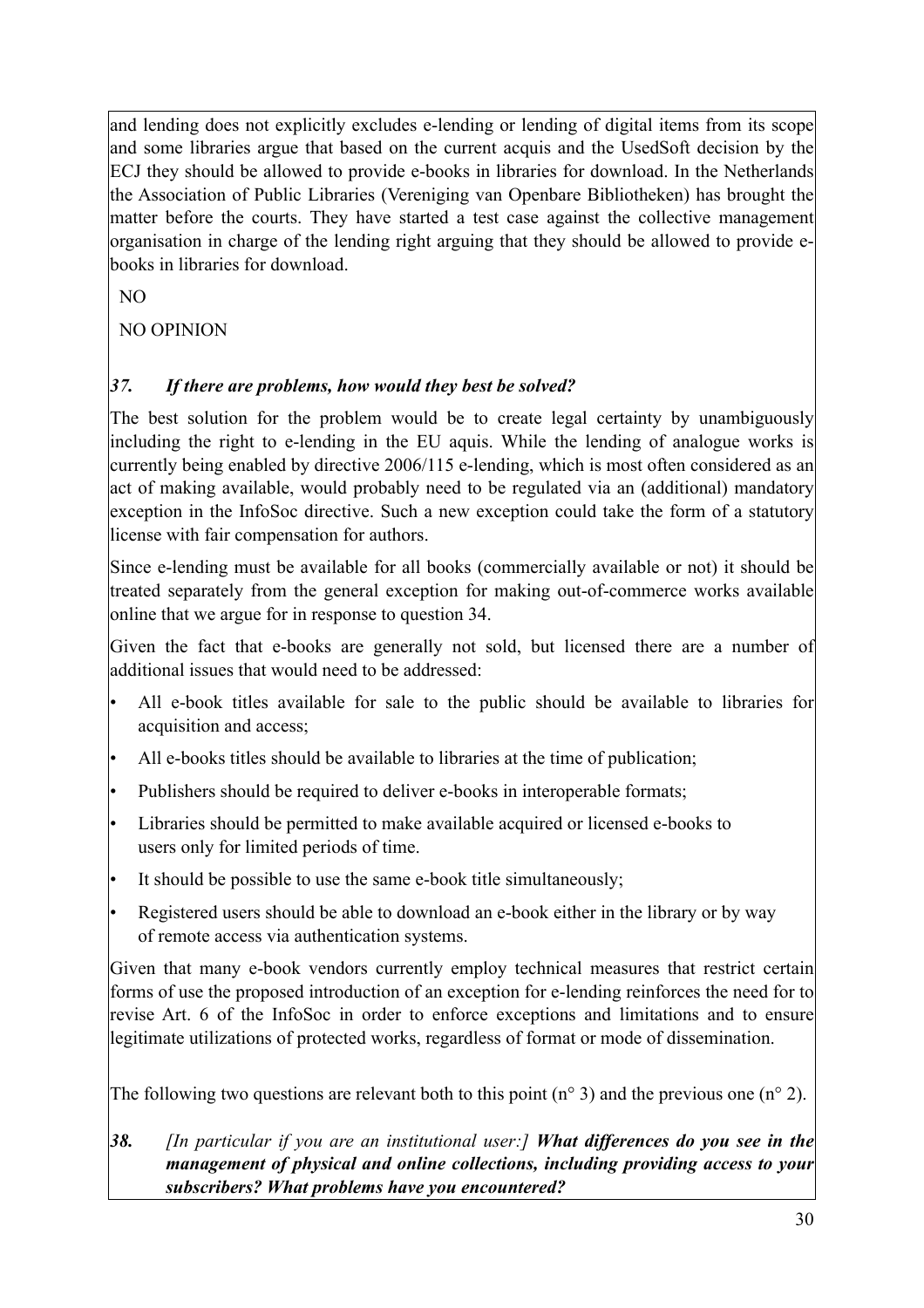and lending does not explicitly excludes e-lending or lending of digital items from its scope and some libraries argue that based on the current acquis and the UsedSoft decision by the ECJ they should be allowed to provide e-books in libraries for download. In the Netherlands the Association of Public Libraries (Vereniging van Openbare Bibliotheken) has brought the matter before the courts. They have started a test case against the collective management organisation in charge of the lending right arguing that they should be allowed to provide e-books in libraries for download.

NO

NO OPINION

*37. If there are problems, how would they best be solved?*

The best solution for the problem would be to create legal certainty by unambiguously including the right to e-lending in the EU aquis. While the lending of analogue works is currently being enabled by directive 2006/115 e-lending, which is most often considered as an act of making available, would probably need to be regulated via an (additional) mandatory exception in the InfoSoc directive. Such a new exception could take the form of a statutory license with fair compensation for authors.

Since e-lending must be available for all books (commercially available or not) it should be treated separately from the general exception for making out-of-commerce works available online that we argue for in response to question 34.

Given the fact that e-books are generally not sold, but licensed there are a number of additional issues that would need to be addressed:

- All e-book titles available for sale to the public should be available to libraries for acquisition and access;
- All e-books titles should be available to libraries at the time of publication;
- Publishers should be required to deliver e-books in interoperable formats;
- Libraries should be permitted to make available acquired or licensed e-books to users only for limited periods of time.
- It should be possible to use the same e-book title simultaneously;
- Registered users should be able to download an e-book either in the library or by way of remote access via authentication systems.

Given that many e-book vendors currently employ technical measures that restrict certain forms of use the proposed introduction of an exception for e-lending reinforces the need for to revise Art. 6 of the InfoSoc in order to enforce exceptions and limitations and to ensure legitimate utilizations of protected works, regardless of format or mode of dissemination.

The following two questions are relevant both to this point (n° 3) and the previous one (n° 2).

***38.*** *[In particular if you are an institutional user:]* ***What differences do you see in the management of physical and online collections, including providing access to your subscribers? What problems have you encountered?***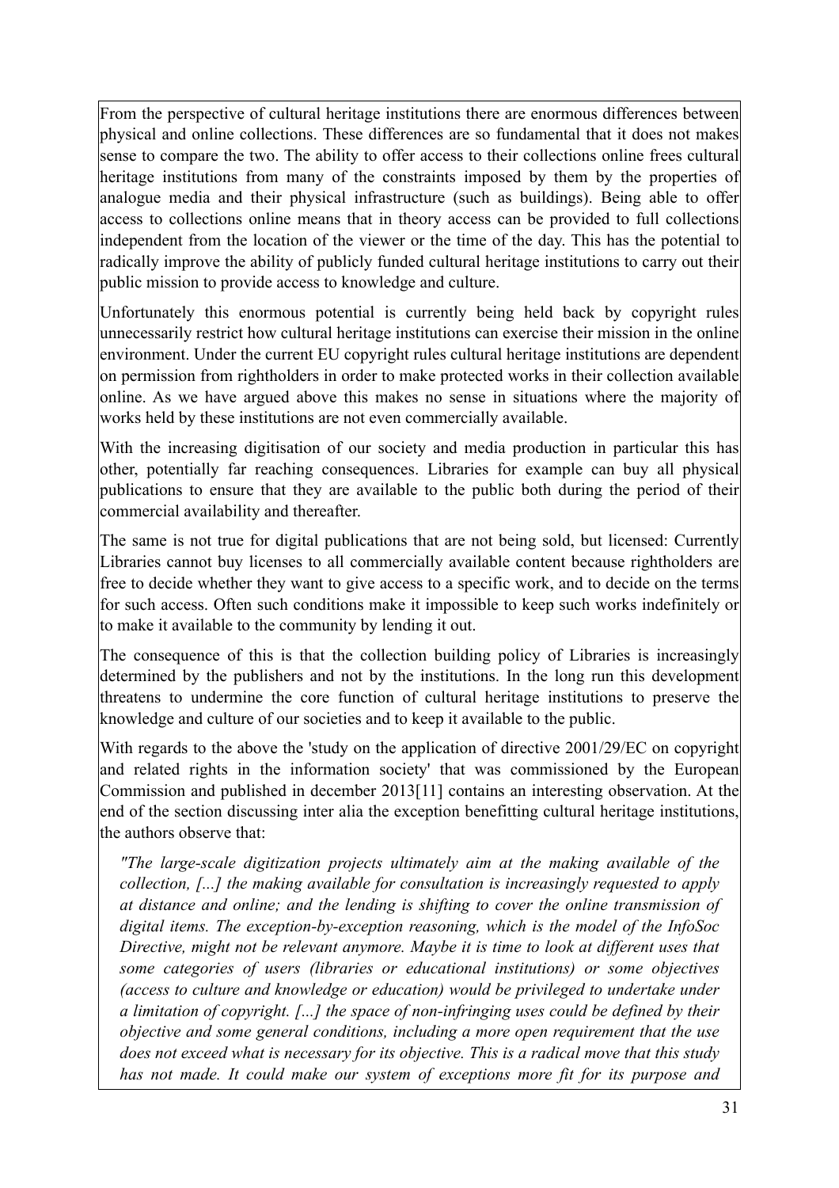From the perspective of cultural heritage institutions there are enormous differences between physical and online collections. These differences are so fundamental that it does not makes sense to compare the two. The ability to offer access to their collections online frees cultural heritage institutions from many of the constraints imposed by them by the properties of analogue media and their physical infrastructure (such as buildings). Being able to offer access to collections online means that in theory access can be provided to full collections independent from the location of the viewer or the time of the day. This has the potential to radically improve the ability of publicly funded cultural heritage institutions to carry out their public mission to provide access to knowledge and culture.

Unfortunately this enormous potential is currently being held back by copyright rules unnecessarily restrict how cultural heritage institutions can exercise their mission in the online environment. Under the current EU copyright rules cultural heritage institutions are dependent on permission from rightholders in order to make protected works in their collection available online. As we have argued above this makes no sense in situations where the majority of works held by these institutions are not even commercially available.

With the increasing digitisation of our society and media production in particular this has other, potentially far reaching consequences. Libraries for example can buy all physical publications to ensure that they are available to the public both during the period of their commercial availability and thereafter.

The same is not true for digital publications that are not being sold, but licensed: Currently Libraries cannot buy licenses to all commercially available content because rightholders are free to decide whether they want to give access to a specific work, and to decide on the terms for such access. Often such conditions make it impossible to keep such works indefinitely or to make it available to the community by lending it out.

The consequence of this is that the collection building policy of Libraries is increasingly determined by the publishers and not by the institutions. In the long run this development threatens to undermine the core function of cultural heritage institutions to preserve the knowledge and culture of our societies and to keep it available to the public.

With regards to the above the 'study on the application of directive 2001/29/EC on copyright and related rights in the information society' that was commissioned by the European Commission and published in december 2013[11] contains an interesting observation. At the end of the section discussing inter alia the exception benefitting cultural heritage institutions, the authors observe that:

> *"The large-scale digitization projects ultimately aim at the making available of the collection, [...] the making available for consultation is increasingly requested to apply at distance and online; and the lending is shifting to cover the online transmission of digital items. The exception-by-exception reasoning, which is the model of the InfoSoc Directive, might not be relevant anymore. Maybe it is time to look at different uses that some categories of users (libraries or educational institutions) or some objectives (access to culture and knowledge or education) would be privileged to undertake under a limitation of copyright. [...] the space of non-infringing uses could be defined by their objective and some general conditions, including a more open requirement that the use does not exceed what is necessary for its objective. This is a radical move that this study has not made. It could make our system of exceptions more fit for its purpose and*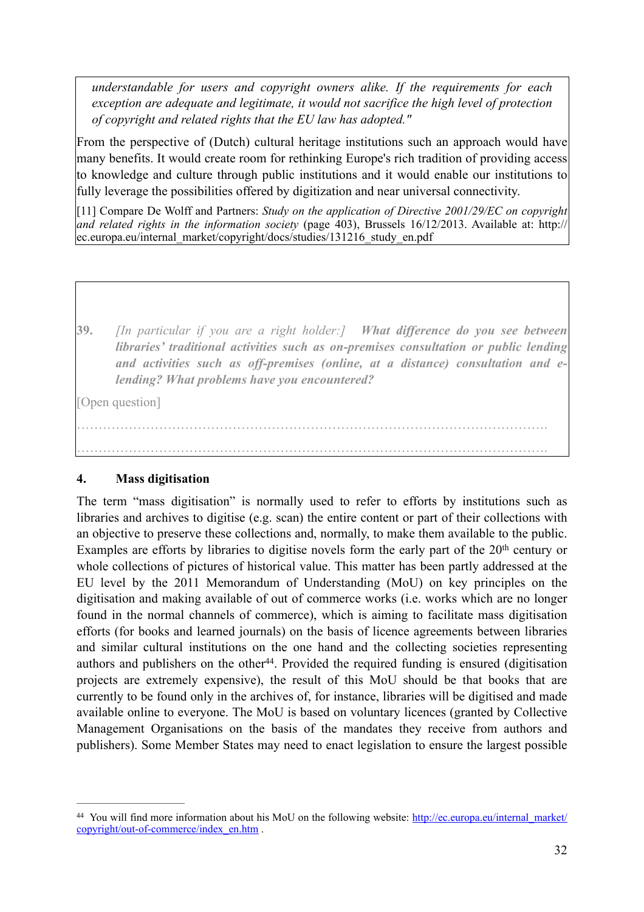*understandable for users and copyright owners alike. If the requirements for each exception are adequate and legitimate, it would not sacrifice the high level of protection of copyright and related rights that the EU law has adopted."*

From the perspective of (Dutch) cultural heritage institutions such an approach would have many benefits. It would create room for rethinking Europe's rich tradition of providing access to knowledge and culture through public institutions and it would enable our institutions to fully leverage the possibilities offered by digitization and near universal connectivity.

[11] Compare De Wolff and Partners: *Study on the application of Directive 2001/29/EC on copyright and related rights in the information society* (page 403), Brussels 16/12/2013. Available at: http://ec.europa.eu/internal_market/copyright/docs/studies/131216_study_en.pdf

**39.** *[In particular if you are a right holder:]* ***What difference do you see between libraries' traditional activities such as on-premises consultation or public lending and activities such as off-premises (online, at a distance) consultation and e-lending? What problems have you encountered?***

[Open question]

…………………………………………………………………………………………………

…………………………………………………………………………………………………

## 4. Mass digitisation

The term "mass digitisation" is normally used to refer to efforts by institutions such as libraries and archives to digitise (e.g. scan) the entire content or part of their collections with an objective to preserve these collections and, normally, to make them available to the public. Examples are efforts by libraries to digitise novels form the early part of the 20th century or whole collections of pictures of historical value. This matter has been partly addressed at the EU level by the 2011 Memorandum of Understanding (MoU) on key principles on the digitisation and making available of out of commerce works (i.e. works which are no longer found in the normal channels of commerce), which is aiming to facilitate mass digitisation efforts (for books and learned journals) on the basis of licence agreements between libraries and similar cultural institutions on the one hand and the collecting societies representing authors and publishers on the other[44]. Provided the required funding is ensured (digitisation projects are extremely expensive), the result of this MoU should be that books that are currently to be found only in the archives of, for instance, libraries will be digitised and made available online to everyone. The MoU is based on voluntary licences (granted by Collective Management Organisations on the basis of the mandates they receive from authors and publishers). Some Member States may need to enact legislation to ensure the largest possible

[44] You will find more information about his MoU on the following website: http://ec.europa.eu/internal_market/copyright/out-of-commerce/index_en.htm .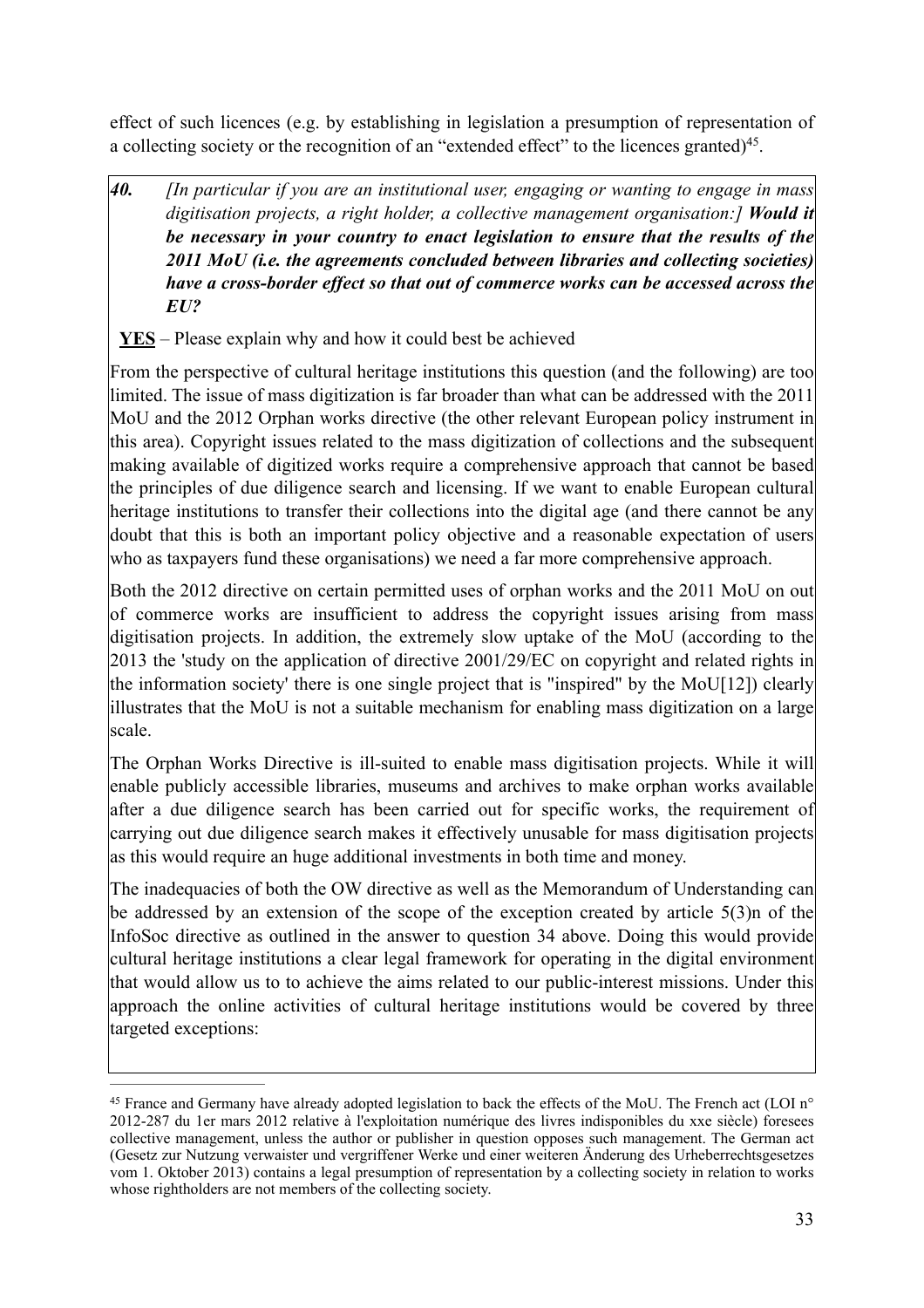effect of such licences (e.g. by establishing in legislation a presumption of representation of a collecting society or the recognition of an "extended effect" to the licences granted)[45].

***40.*** *[In particular if you are an institutional user, engaging or wanting to engage in mass digitisation projects, a right holder, a collective management organisation:]* ***Would it be necessary in your country to enact legislation to ensure that the results of the 2011 MoU (i.e. the agreements concluded between libraries and collecting societies) have a cross-border effect so that out of commerce works can be accessed across the EU?***

**YES** – Please explain why and how it could best be achieved

From the perspective of cultural heritage institutions this question (and the following) are too limited. The issue of mass digitization is far broader than what can be addressed with the 2011 MoU and the 2012 Orphan works directive (the other relevant European policy instrument in this area). Copyright issues related to the mass digitization of collections and the subsequent making available of digitized works require a comprehensive approach that cannot be based the principles of due diligence search and licensing. If we want to enable European cultural heritage institutions to transfer their collections into the digital age (and there cannot be any doubt that this is both an important policy objective and a reasonable expectation of users who as taxpayers fund these organisations) we need a far more comprehensive approach.

Both the 2012 directive on certain permitted uses of orphan works and the 2011 MoU on out of commerce works are insufficient to address the copyright issues arising from mass digitisation projects. In addition, the extremely slow uptake of the MoU (according to the 2013 the 'study on the application of directive 2001/29/EC on copyright and related rights in the information society' there is one single project that is "inspired" by the MoU[12]) clearly illustrates that the MoU is not a suitable mechanism for enabling mass digitization on a large scale.

The Orphan Works Directive is ill-suited to enable mass digitisation projects. While it will enable publicly accessible libraries, museums and archives to make orphan works available after a due diligence search has been carried out for specific works, the requirement of carrying out due diligence search makes it effectively unusable for mass digitisation projects as this would require an huge additional investments in both time and money.

The inadequacies of both the OW directive as well as the Memorandum of Understanding can be addressed by an extension of the scope of the exception created by article 5(3)n of the InfoSoc directive as outlined in the answer to question 34 above. Doing this would provide cultural heritage institutions a clear legal framework for operating in the digital environment that would allow us to to achieve the aims related to our public-interest missions. Under this approach the online activities of cultural heritage institutions would be covered by three targeted exceptions:

---

[45] France and Germany have already adopted legislation to back the effects of the MoU. The French act (LOI n° 2012-287 du 1er mars 2012 relative à l'exploitation numérique des livres indisponibles du xxe siècle) foresees collective management, unless the author or publisher in question opposes such management. The German act (Gesetz zur Nutzung verwaister und vergriffener Werke und einer weiteren Änderung des Urheberrechtsgesetzes vom 1. Oktober 2013) contains a legal presumption of representation by a collecting society in relation to works whose rightholders are not members of the collecting society.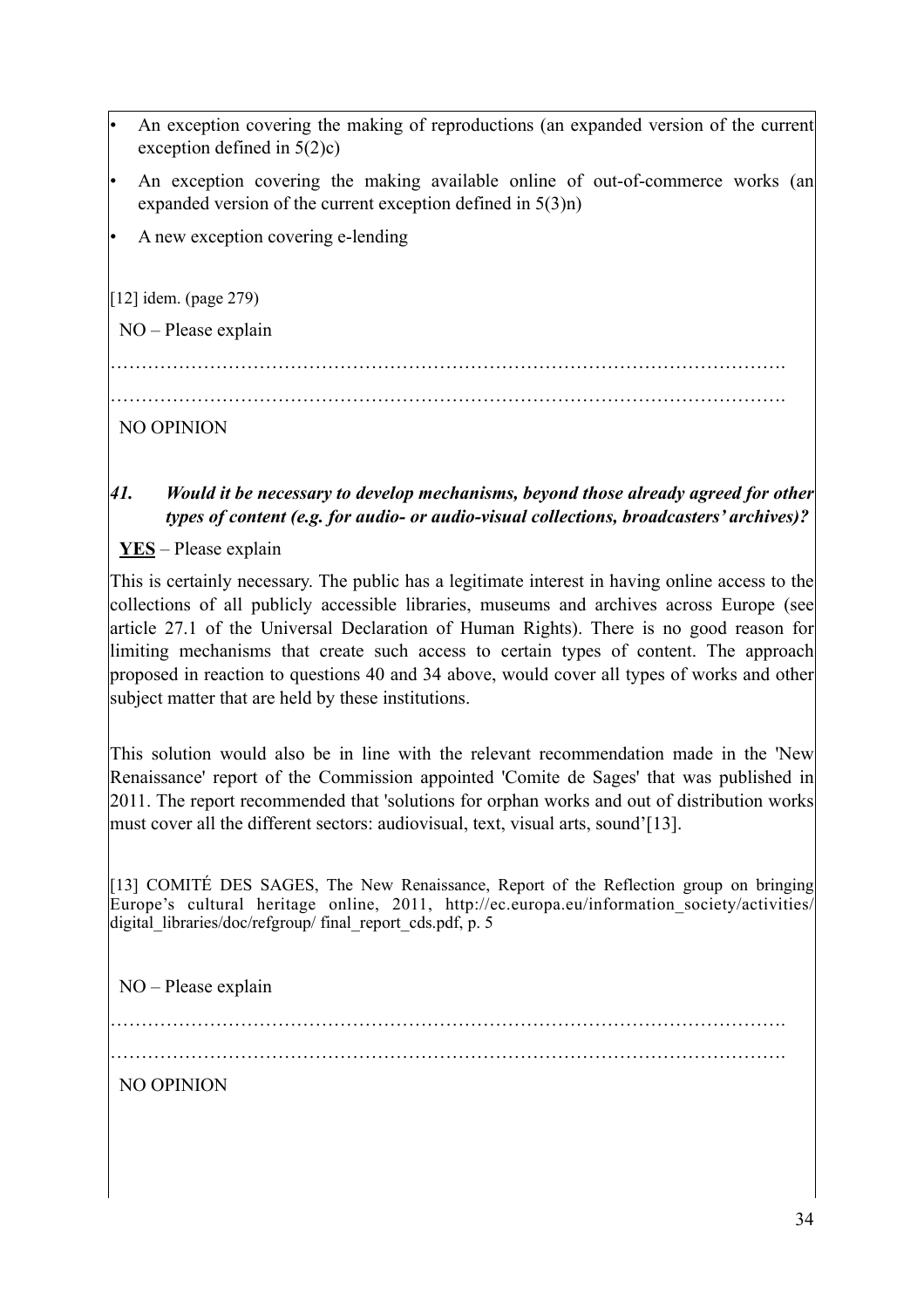- An exception covering the making of reproductions (an expanded version of the current exception defined in 5(2)c)
- An exception covering the making available online of out-of-commerce works (an expanded version of the current exception defined in 5(3)n)
- A new exception covering e-lending

[12] idem. (page 279)

NO – Please explain

……………………………………………………………………………………………….

……………………………………………………………………………………………….

NO OPINION

***41. Would it be necessary to develop mechanisms, beyond those already agreed for other types of content (e.g. for audio- or audio-visual collections, broadcasters' archives)?***

**YES** – Please explain

This is certainly necessary. The public has a legitimate interest in having online access to the collections of all publicly accessible libraries, museums and archives across Europe (see article 27.1 of the Universal Declaration of Human Rights). There is no good reason for limiting mechanisms that create such access to certain types of content. The approach proposed in reaction to questions 40 and 34 above, would cover all types of works and other subject matter that are held by these institutions.

This solution would also be in line with the relevant recommendation made in the 'New Renaissance' report of the Commission appointed 'Comite de Sages' that was published in 2011. The report recommended that 'solutions for orphan works and out of distribution works must cover all the different sectors: audiovisual, text, visual arts, sound'[13].

[13] COMITÉ DES SAGES, The New Renaissance, Report of the Reflection group on bringing Europe's cultural heritage online, 2011, http://ec.europa.eu/information_society/activities/digital_libraries/doc/refgroup/ final_report_cds.pdf, p. 5

NO – Please explain

……………………………………………………………………………………………….

……………………………………………………………………………………………….

NO OPINION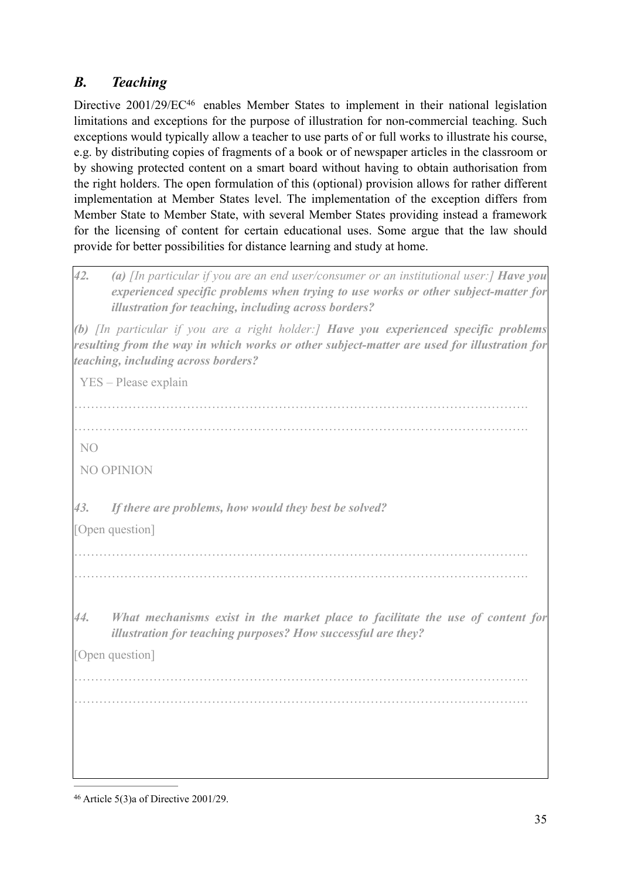## *B. Teaching*

Directive 2001/29/EC[46] enables Member States to implement in their national legislation limitations and exceptions for the purpose of illustration for non-commercial teaching. Such exceptions would typically allow a teacher to use parts of or full works to illustrate his course, e.g. by distributing copies of fragments of a book or of newspaper articles in the classroom or by showing protected content on a smart board without having to obtain authorisation from the right holders. The open formulation of this (optional) provision allows for rather different implementation at Member States level. The implementation of the exception differs from Member State to Member State, with several Member States providing instead a framework for the licensing of content for certain educational uses. Some argue that the law should provide for better possibilities for distance learning and study at home.

*42.* ***(a)*** *[In particular if you are an end user/consumer or an institutional user:]* ***Have you experienced specific problems when trying to use works or other subject-matter for illustration for teaching, including across borders?***

***(b)*** *[In particular if you are a right holder:]* ***Have you experienced specific problems resulting from the way in which works or other subject-matter are used for illustration for teaching, including across borders?***

YES – Please explain

………………………………………………………………………………………………

………………………………………………………………………………………………

NO

NO OPINION

*43.* ***If there are problems, how would they best be solved?***

[Open question]

………………………………………………………………………………………………

………………………………………………………………………………………………

*44.* ***What mechanisms exist in the market place to facilitate the use of content for illustration for teaching purposes? How successful are they?***

[Open question]

………………………………………………………………………………………………

………………………………………………………………………………………………

[46] Article 5(3)a of Directive 2001/29.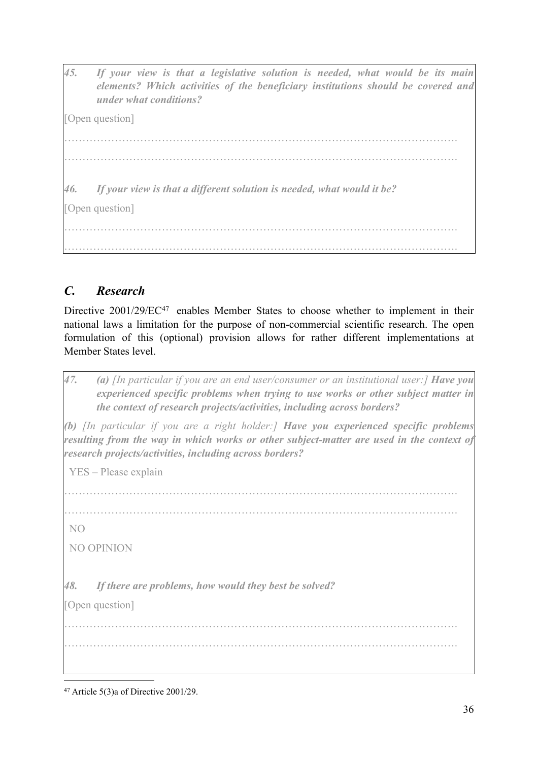*45. **If your view is that a legislative solution is needed, what would be its main elements? Which activities of the beneficiary institutions should be covered and under what conditions?***

[Open question]

……………………………………………………………………………………………

……………………………………………………………………………………………

*46. **If your view is that a different solution is needed, what would it be?***

[Open question]

……………………………………………………………………………………………

……………………………………………………………………………………………

## *C. Research*

Directive 2001/29/EC[47] enables Member States to choose whether to implement in their national laws a limitation for the purpose of non-commercial scientific research. The open formulation of this (optional) provision allows for rather different implementations at Member States level.

*47. **(a)** [In particular if you are an end user/consumer or an institutional user:] **Have you experienced specific problems when trying to use works or other subject matter in the context of research projects/activities, including across borders?***

***(b)** [In particular if you are a right holder:] **Have you experienced specific problems resulting from the way in which works or other subject-matter are used in the context of research projects/activities, including across borders?***

YES – Please explain

……………………………………………………………………………………………

……………………………………………………………………………………………

NO

NO OPINION

*48. **If there are problems, how would they best be solved?***

[Open question]

……………………………………………………………………………………………

……………………………………………………………………………………………

[47] Article 5(3)a of Directive 2001/29.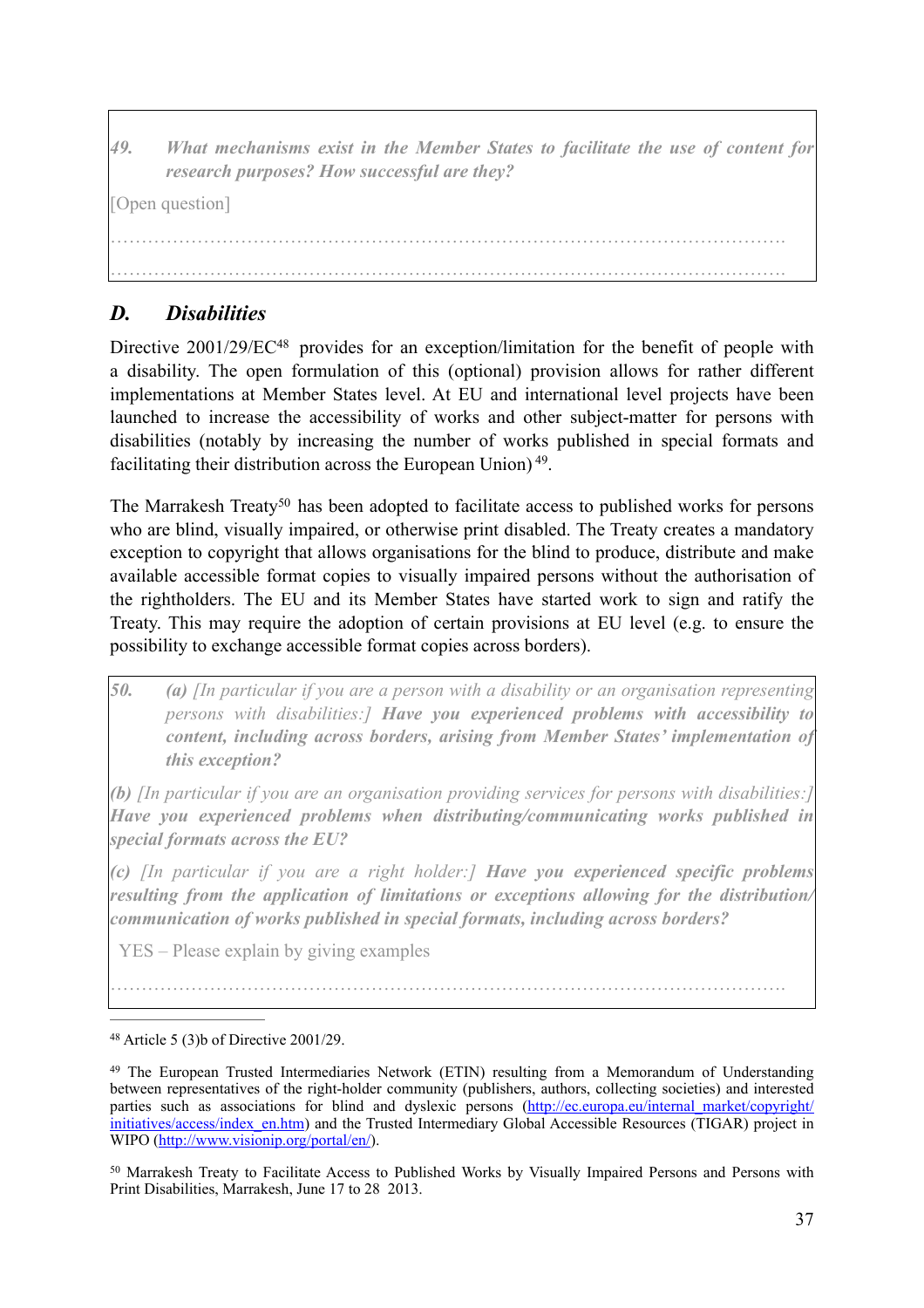*49.* ***What mechanisms exist in the Member States to facilitate the use of content for research purposes? How successful are they?***

[Open question]

………………………………………………………………………………………………

………………………………………………………………………………………………

## *D. Disabilities*

Directive 2001/29/EC[48] provides for an exception/limitation for the benefit of people with a disability. The open formulation of this (optional) provision allows for rather different implementations at Member States level. At EU and international level projects have been launched to increase the accessibility of works and other subject-matter for persons with disabilities (notably by increasing the number of works published in special formats and facilitating their distribution across the European Union)[49].

The Marrakesh Treaty[50] has been adopted to facilitate access to published works for persons who are blind, visually impaired, or otherwise print disabled. The Treaty creates a mandatory exception to copyright that allows organisations for the blind to produce, distribute and make available accessible format copies to visually impaired persons without the authorisation of the rightholders. The EU and its Member States have started work to sign and ratify the Treaty. This may require the adoption of certain provisions at EU level (e.g. to ensure the possibility to exchange accessible format copies across borders).

*50.* ***(a)*** *[In particular if you are a person with a disability or an organisation representing persons with disabilities:]* ***Have you experienced problems with accessibility to content, including across borders, arising from Member States' implementation of this exception?***

***(b)*** *[In particular if you are an organisation providing services for persons with disabilities:]* ***Have you experienced problems when distributing/communicating works published in special formats across the EU?***

***(c)*** *[In particular if you are a right holder:]* ***Have you experienced specific problems resulting from the application of limitations or exceptions allowing for the distribution/communication of works published in special formats, including across borders?***

YES – Please explain by giving examples

………………………………………………………………………………………………

---

[48] Article 5 (3)b of Directive 2001/29.

[49] The European Trusted Intermediaries Network (ETIN) resulting from a Memorandum of Understanding between representatives of the right-holder community (publishers, authors, collecting societies) and interested parties such as associations for blind and dyslexic persons (http://ec.europa.eu/internal_market/copyright/initiatives/access/index_en.htm) and the Trusted Intermediary Global Accessible Resources (TIGAR) project in WIPO (http://www.visionip.org/portal/en/).

[50] Marrakesh Treaty to Facilitate Access to Published Works by Visually Impaired Persons and Persons with Print Disabilities, Marrakesh, June 17 to 28 2013.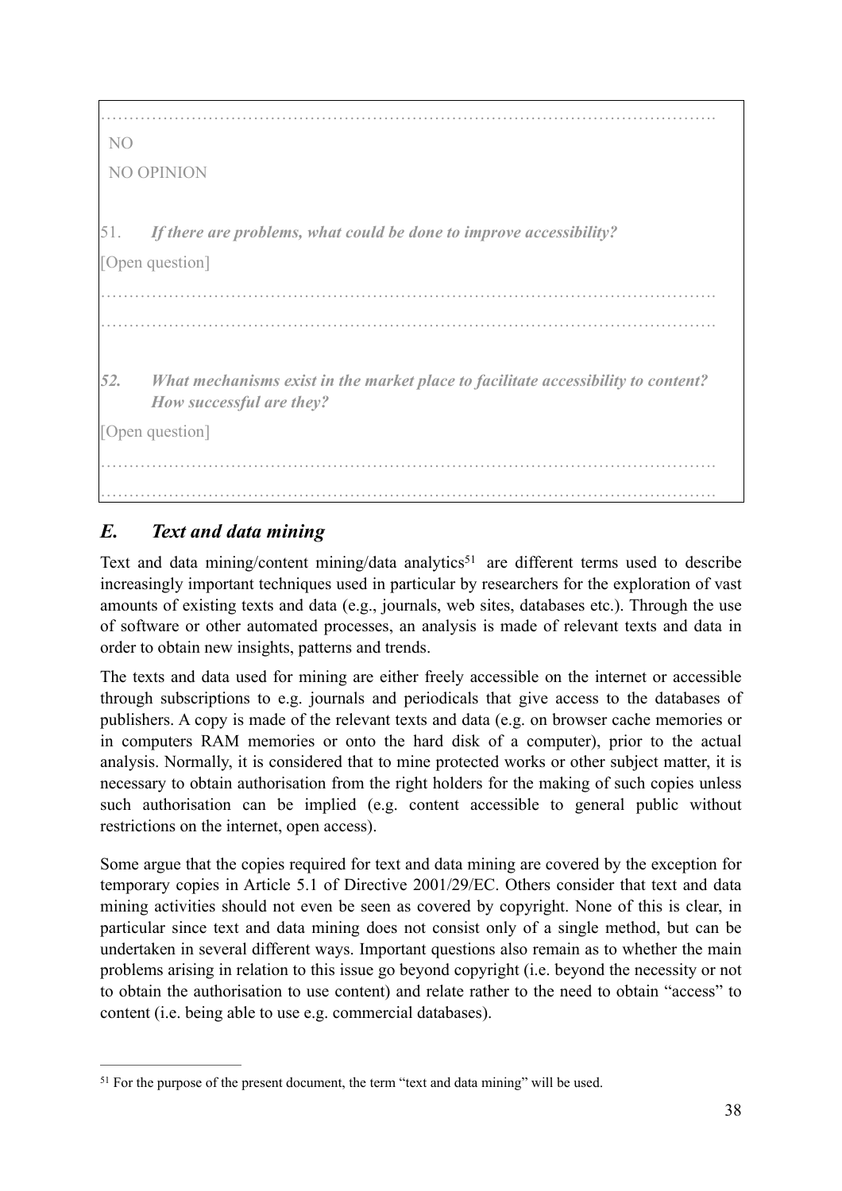……………………………………………………………………………………………

NO

NO OPINION

51. ***If there are problems, what could be done to improve accessibility?***

[Open question]

……………………………………………………………………………………………

……………………………………………………………………………………………

*52.* ***What mechanisms exist in the market place to facilitate accessibility to content? How successful are they?***

[Open question]

……………………………………………………………………………………………

……………………………………………………………………………………………

## *E. Text and data mining*

Text and data mining/content mining/data analytics[51] are different terms used to describe increasingly important techniques used in particular by researchers for the exploration of vast amounts of existing texts and data (e.g., journals, web sites, databases etc.). Through the use of software or other automated processes, an analysis is made of relevant texts and data in order to obtain new insights, patterns and trends.

The texts and data used for mining are either freely accessible on the internet or accessible through subscriptions to e.g. journals and periodicals that give access to the databases of publishers. A copy is made of the relevant texts and data (e.g. on browser cache memories or in computers RAM memories or onto the hard disk of a computer), prior to the actual analysis. Normally, it is considered that to mine protected works or other subject matter, it is necessary to obtain authorisation from the right holders for the making of such copies unless such authorisation can be implied (e.g. content accessible to general public without restrictions on the internet, open access).

Some argue that the copies required for text and data mining are covered by the exception for temporary copies in Article 5.1 of Directive 2001/29/EC. Others consider that text and data mining activities should not even be seen as covered by copyright. None of this is clear, in particular since text and data mining does not consist only of a single method, but can be undertaken in several different ways. Important questions also remain as to whether the main problems arising in relation to this issue go beyond copyright (i.e. beyond the necessity or not to obtain the authorisation to use content) and relate rather to the need to obtain "access" to content (i.e. being able to use e.g. commercial databases).

---

[51] For the purpose of the present document, the term "text and data mining" will be used.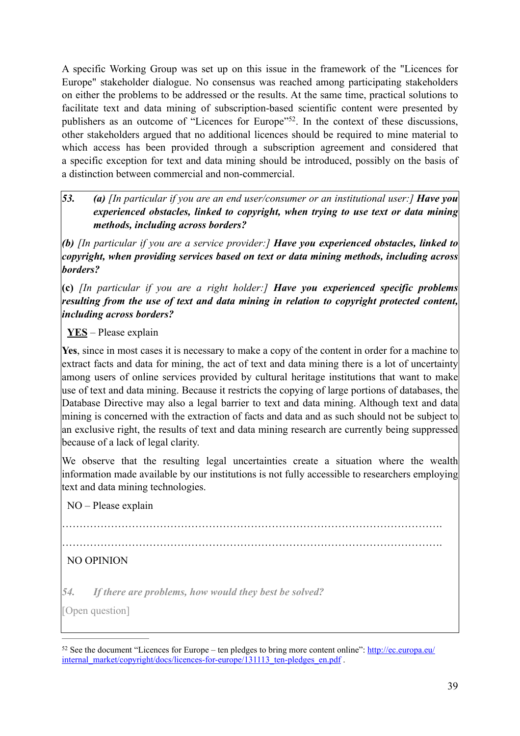A specific Working Group was set up on this issue in the framework of the "Licences for Europe" stakeholder dialogue. No consensus was reached among participating stakeholders on either the problems to be addressed or the results. At the same time, practical solutions to facilitate text and data mining of subscription-based scientific content were presented by publishers as an outcome of "Licences for Europe"[52]. In the context of these discussions, other stakeholders argued that no additional licences should be required to mine material to which access has been provided through a subscription agreement and considered that a specific exception for text and data mining should be introduced, possibly on the basis of a distinction between commercial and non-commercial.

**53.** ***(a)*** *[In particular if you are an end user/consumer or an institutional user:]* ***Have you experienced obstacles, linked to copyright, when trying to use text or data mining methods, including across borders?***

***(b)*** *[In particular if you are a service provider:]* ***Have you experienced obstacles, linked to copyright, when providing services based on text or data mining methods, including across borders?***

**(c)** *[In particular if you are a right holder:]* ***Have you experienced specific problems resulting from the use of text and data mining in relation to copyright protected content, including across borders?***

**YES** – Please explain

**Yes**, since in most cases it is necessary to make a copy of the content in order for a machine to extract facts and data for mining, the act of text and data mining there is a lot of uncertainty among users of online services provided by cultural heritage institutions that want to make use of text and data mining. Because it restricts the copying of large portions of databases, the Database Directive may also a legal barrier to text and data mining. Although text and data mining is concerned with the extraction of facts and data and as such should not be subject to an exclusive right, the results of text and data mining research are currently being suppressed because of a lack of legal clarity.

We observe that the resulting legal uncertainties create a situation where the wealth information made available by our institutions is not fully accessible to researchers employing text and data mining technologies.

NO – Please explain

……………………………………………………………………………………………….

……………………………………………………………………………………………….

NO OPINION

*54. If there are problems, how would they best be solved?*

[Open question]

---

[52] See the document "Licences for Europe – ten pledges to bring more content online": http://ec.europa.eu/internal_market/copyright/docs/licences-for-europe/131113_ten-pledges_en.pdf .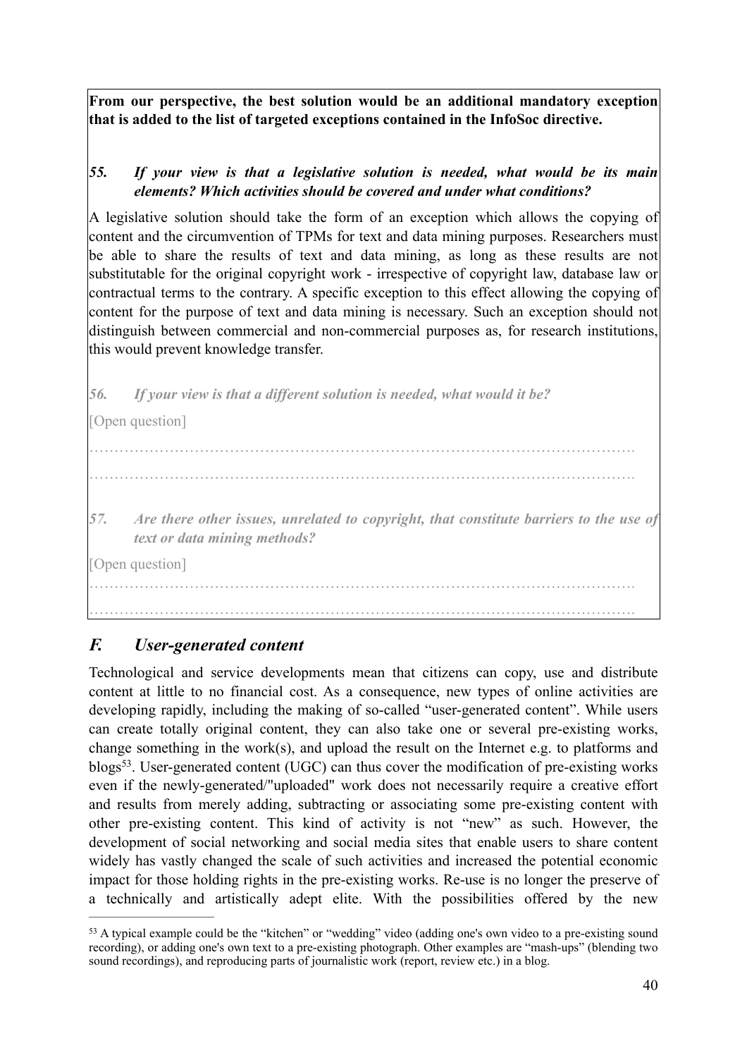**From our perspective, the best solution would be an additional mandatory exception that is added to the list of targeted exceptions contained in the InfoSoc directive.**

*55. **If your view is that a legislative solution is needed, what would be its main elements? Which activities should be covered and under what conditions?***

A legislative solution should take the form of an exception which allows the copying of content and the circumvention of TPMs for text and data mining purposes. Researchers must be able to share the results of text and data mining, as long as these results are not substitutable for the original copyright work - irrespective of copyright law, database law or contractual terms to the contrary. A specific exception to this effect allowing the copying of content for the purpose of text and data mining is necessary. Such an exception should not distinguish between commercial and non-commercial purposes as, for research institutions, this would prevent knowledge transfer.

*56. **If your view is that a different solution is needed, what would it be?***

[Open question]

……………………………………………………………………………………………….

……………………………………………………………………………………………….

*57. **Are there other issues, unrelated to copyright, that constitute barriers to the use of text or data mining methods?***

[Open question]

……………………………………………………………………………………………….

……………………………………………………………………………………………….

## *F. User-generated content*

Technological and service developments mean that citizens can copy, use and distribute content at little to no financial cost. As a consequence, new types of online activities are developing rapidly, including the making of so-called "user-generated content". While users can create totally original content, they can also take one or several pre-existing works, change something in the work(s), and upload the result on the Internet e.g. to platforms and blogs[53]. User-generated content (UGC) can thus cover the modification of pre-existing works even if the newly-generated/"uploaded" work does not necessarily require a creative effort and results from merely adding, subtracting or associating some pre-existing content with other pre-existing content. This kind of activity is not "new" as such. However, the development of social networking and social media sites that enable users to share content widely has vastly changed the scale of such activities and increased the potential economic impact for those holding rights in the pre-existing works. Re-use is no longer the preserve of a technically and artistically adept elite. With the possibilities offered by the new

[53] A typical example could be the "kitchen" or "wedding" video (adding one's own video to a pre-existing sound recording), or adding one's own text to a pre-existing photograph. Other examples are "mash-ups" (blending two sound recordings), and reproducing parts of journalistic work (report, review etc.) in a blog.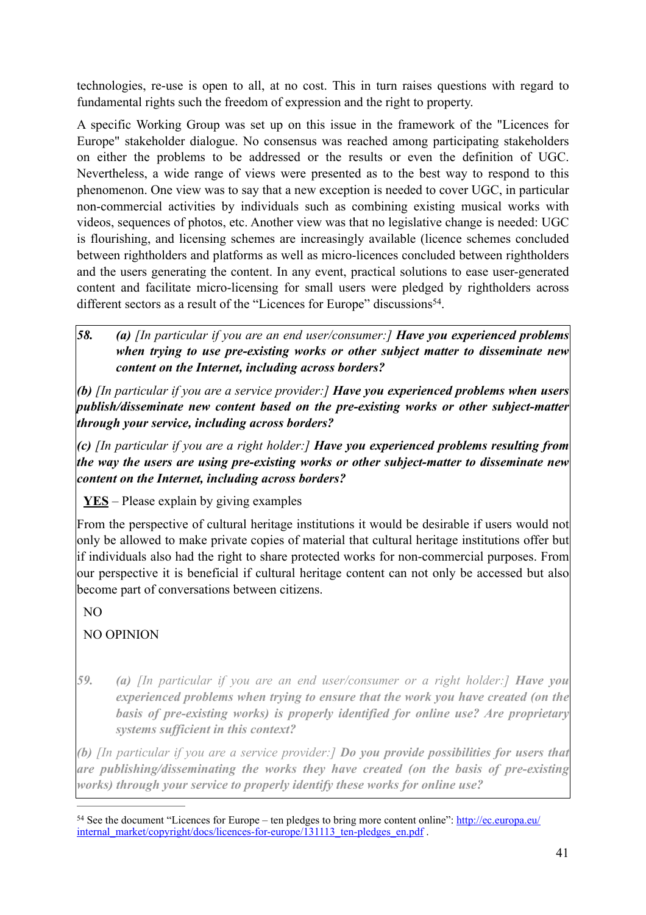technologies, re-use is open to all, at no cost. This in turn raises questions with regard to fundamental rights such the freedom of expression and the right to property.

A specific Working Group was set up on this issue in the framework of the "Licences for Europe" stakeholder dialogue. No consensus was reached among participating stakeholders on either the problems to be addressed or the results or even the definition of UGC. Nevertheless, a wide range of views were presented as to the best way to respond to this phenomenon. One view was to say that a new exception is needed to cover UGC, in particular non-commercial activities by individuals such as combining existing musical works with videos, sequences of photos, etc. Another view was that no legislative change is needed: UGC is flourishing, and licensing schemes are increasingly available (licence schemes concluded between rightholders and platforms as well as micro-licences concluded between rightholders and the users generating the content. In any event, practical solutions to ease user-generated content and facilitate micro-licensing for small users were pledged by rightholders across different sectors as a result of the "Licences for Europe" discussions[54].

***58.*** ***(a)*** *[In particular if you are an end user/consumer:]* ***Have you experienced problems when trying to use pre-existing works or other subject matter to disseminate new content on the Internet, including across borders?***

***(b)*** *[In particular if you are a service provider:]* ***Have you experienced problems when users publish/disseminate new content based on the pre-existing works or other subject-matter through your service, including across borders?***

***(c)*** *[In particular if you are a right holder:]* ***Have you experienced problems resulting from the way the users are using pre-existing works or other subject-matter to disseminate new content on the Internet, including across borders?***

**<u>YES</u>** – Please explain by giving examples

From the perspective of cultural heritage institutions it would be desirable if users would not only be allowed to make private copies of material that cultural heritage institutions offer but if individuals also had the right to share protected works for non-commercial purposes. From our perspective it is beneficial if cultural heritage content can not only be accessed but also become part of conversations between citizens.

NO

NO OPINION

***59.*** ***(a)*** *[In particular if you are an end user/consumer or a right holder:]* ***Have you experienced problems when trying to ensure that the work you have created (on the basis of pre-existing works) is properly identified for online use? Are proprietary systems sufficient in this context?***

***(b)*** *[In particular if you are a service provider:]* ***Do you provide possibilities for users that are publishing/disseminating the works they have created (on the basis of pre-existing works) through your service to properly identify these works for online use?***

---

[54] See the document "Licences for Europe – ten pledges to bring more content online": http://ec.europa.eu/internal_market/copyright/docs/licences-for-europe/131113_ten-pledges_en.pdf .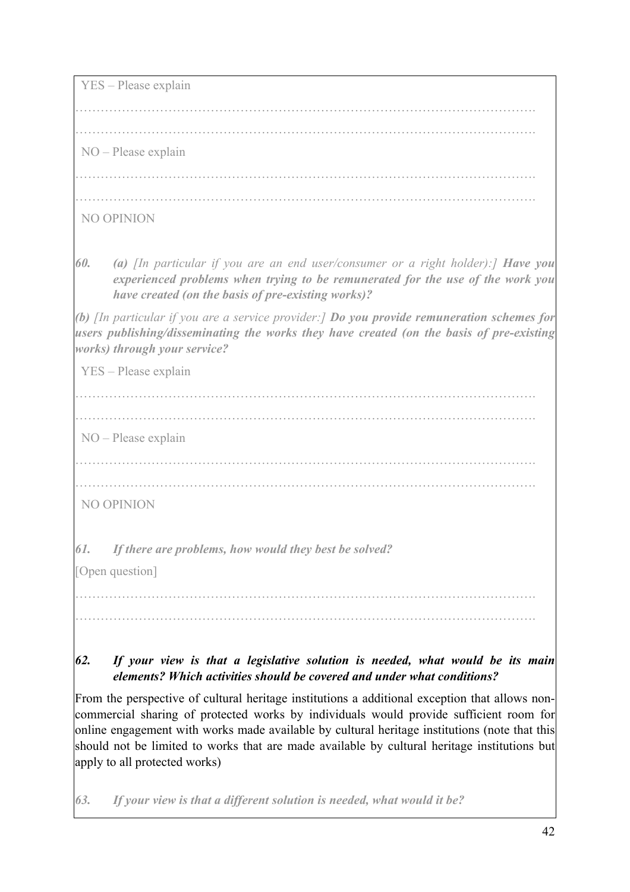YES – Please explain

……………………………………………………………………………………………

……………………………………………………………………………………………

NO – Please explain

……………………………………………………………………………………………

……………………………………………………………………………………………

NO OPINION

*60.* ***(a)** [In particular if you are an end user/consumer or a right holder):]* ***Have you experienced problems when trying to be remunerated for the use of the work you have created (on the basis of pre-existing works)?***

***(b)** [In particular if you are a service provider:]* ***Do you provide remuneration schemes for users publishing/disseminating the works they have created (on the basis of pre-existing works) through your service?***

YES – Please explain

……………………………………………………………………………………………

……………………………………………………………………………………………

NO – Please explain

……………………………………………………………………………………………

……………………………………………………………………………………………

NO OPINION

*61.* ***If there are problems, how would they best be solved?***

[Open question]

……………………………………………………………………………………………

……………………………………………………………………………………………

***62. If your view is that a legislative solution is needed, what would be its main elements? Which activities should be covered and under what conditions?***

From the perspective of cultural heritage institutions a additional exception that allows non-commercial sharing of protected works by individuals would provide sufficient room for online engagement with works made available by cultural heritage institutions (note that this should not be limited to works that are made available by cultural heritage institutions but apply to all protected works)

*63.* ***If your view is that a different solution is needed, what would it be?***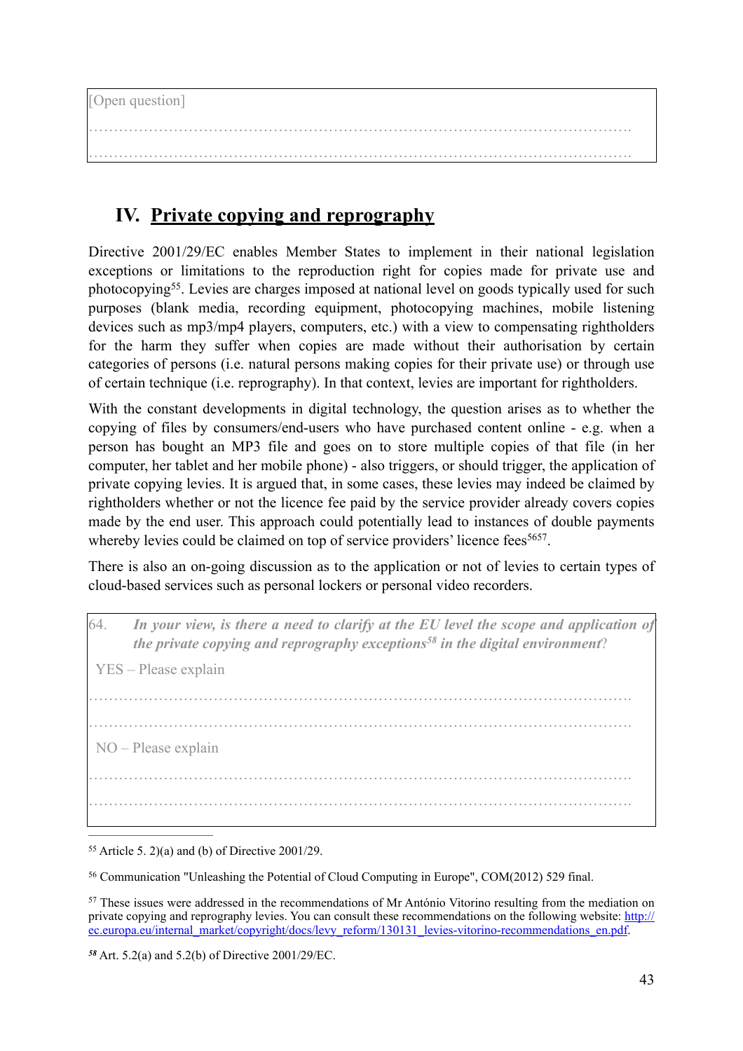[Open question]

……………………………………………………………………………………………………

……………………………………………………………………………………………………

## IV. Private copying and reprography

Directive 2001/29/EC enables Member States to implement in their national legislation exceptions or limitations to the reproduction right for copies made for private use and photocopying[55]. Levies are charges imposed at national level on goods typically used for such purposes (blank media, recording equipment, photocopying machines, mobile listening devices such as mp3/mp4 players, computers, etc.) with a view to compensating rightholders for the harm they suffer when copies are made without their authorisation by certain categories of persons (i.e. natural persons making copies for their private use) or through use of certain technique (i.e. reprography). In that context, levies are important for rightholders.

With the constant developments in digital technology, the question arises as to whether the copying of files by consumers/end-users who have purchased content online - e.g. when a person has bought an MP3 file and goes on to store multiple copies of that file (in her computer, her tablet and her mobile phone) - also triggers, or should trigger, the application of private copying levies. It is argued that, in some cases, these levies may indeed be claimed by rightholders whether or not the licence fee paid by the service provider already covers copies made by the end user. This approach could potentially lead to instances of double payments whereby levies could be claimed on top of service providers' licence fees[56][57].

There is also an on-going discussion as to the application or not of levies to certain types of cloud-based services such as personal lockers or personal video recorders.

64. ***In your view, is there a need to clarify at the EU level the scope and application of the private copying and reprography exceptions[58] in the digital environment?***

YES – Please explain

……………………………………………………………………………………………………

……………………………………………………………………………………………………

NO – Please explain

……………………………………………………………………………………………………

……………………………………………………………………………………………………

---

[55] Article 5. 2)(a) and (b) of Directive 2001/29.

[56] Communication "Unleashing the Potential of Cloud Computing in Europe", COM(2012) 529 final.

[57] These issues were addressed in the recommendations of Mr António Vitorino resulting from the mediation on private copying and reprography levies. You can consult these recommendations on the following website: http://ec.europa.eu/internal_market/copyright/docs/levy_reform/130131_levies-vitorino-recommendations_en.pdf.

[58] Art. 5.2(a) and 5.2(b) of Directive 2001/29/EC.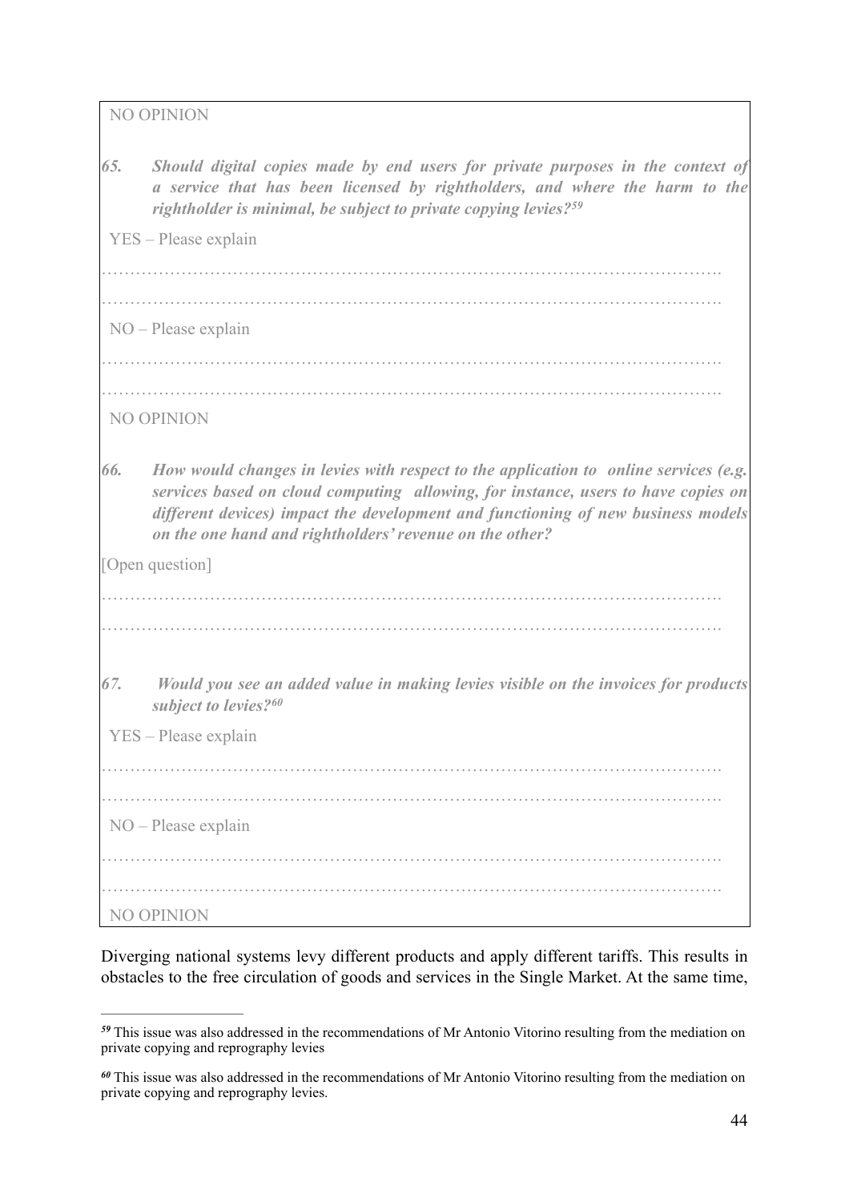NO OPINION

*65. Should digital copies made by end users for private purposes in the context of a service that has been licensed by rightholders, and where the harm to the rightholder is minimal, be subject to private copying levies?*[59]

YES – Please explain

………………………………………………………………………………………………

………………………………………………………………………………………………

NO – Please explain

………………………………………………………………………………………………

………………………………………………………………………………………………

NO OPINION

*66. How would changes in levies with respect to the application to online services (e.g. services based on cloud computing allowing, for instance, users to have copies on different devices) impact the development and functioning of new business models on the one hand and rightholders' revenue on the other?*

[Open question]

………………………………………………………………………………………………

………………………………………………………………………………………………

*67. Would you see an added value in making levies visible on the invoices for products subject to levies?*[60]

YES – Please explain

………………………………………………………………………………………………

………………………………………………………………………………………………

NO – Please explain

………………………………………………………………………………………………

………………………………………………………………………………………………

NO OPINION

Diverging national systems levy different products and apply different tariffs. This results in obstacles to the free circulation of goods and services in the Single Market. At the same time,

---

[59] This issue was also addressed in the recommendations of Mr Antonio Vitorino resulting from the mediation on private copying and reprography levies

[60] This issue was also addressed in the recommendations of Mr Antonio Vitorino resulting from the mediation on private copying and reprography levies.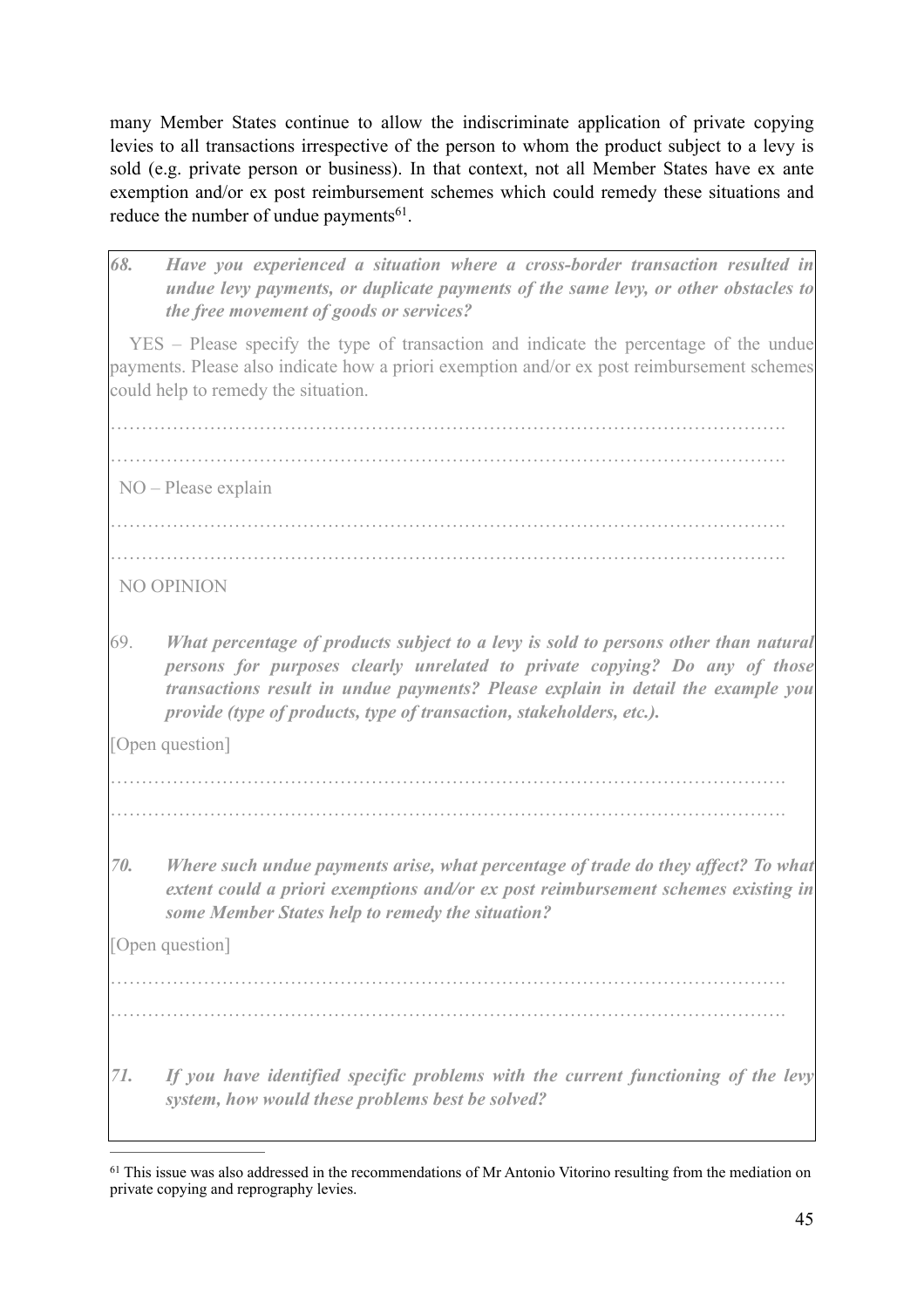many Member States continue to allow the indiscriminate application of private copying levies to all transactions irrespective of the person to whom the product subject to a levy is sold (e.g. private person or business). In that context, not all Member States have ex ante exemption and/or ex post reimbursement schemes which could remedy these situations and reduce the number of undue payments[61].

***68. Have you experienced a situation where a cross-border transaction resulted in undue levy payments, or duplicate payments of the same levy, or other obstacles to the free movement of goods or services?***

YES – Please specify the type of transaction and indicate the percentage of the undue payments. Please also indicate how a priori exemption and/or ex post reimbursement schemes could help to remedy the situation.

……………………………………………………………………………………………

……………………………………………………………………………………………

NO – Please explain

……………………………………………………………………………………………

……………………………………………………………………………………………

NO OPINION

69. ***What percentage of products subject to a levy is sold to persons other than natural persons for purposes clearly unrelated to private copying? Do any of those transactions result in undue payments? Please explain in detail the example you provide (type of products, type of transaction, stakeholders, etc.).***

[Open question]

……………………………………………………………………………………………

……………………………………………………………………………………………

***70. Where such undue payments arise, what percentage of trade do they affect? To what extent could a priori exemptions and/or ex post reimbursement schemes existing in some Member States help to remedy the situation?***

[Open question]

……………………………………………………………………………………………

……………………………………………………………………………………………

***71. If you have identified specific problems with the current functioning of the levy system, how would these problems best be solved?***

[61] This issue was also addressed in the recommendations of Mr Antonio Vitorino resulting from the mediation on private copying and reprography levies.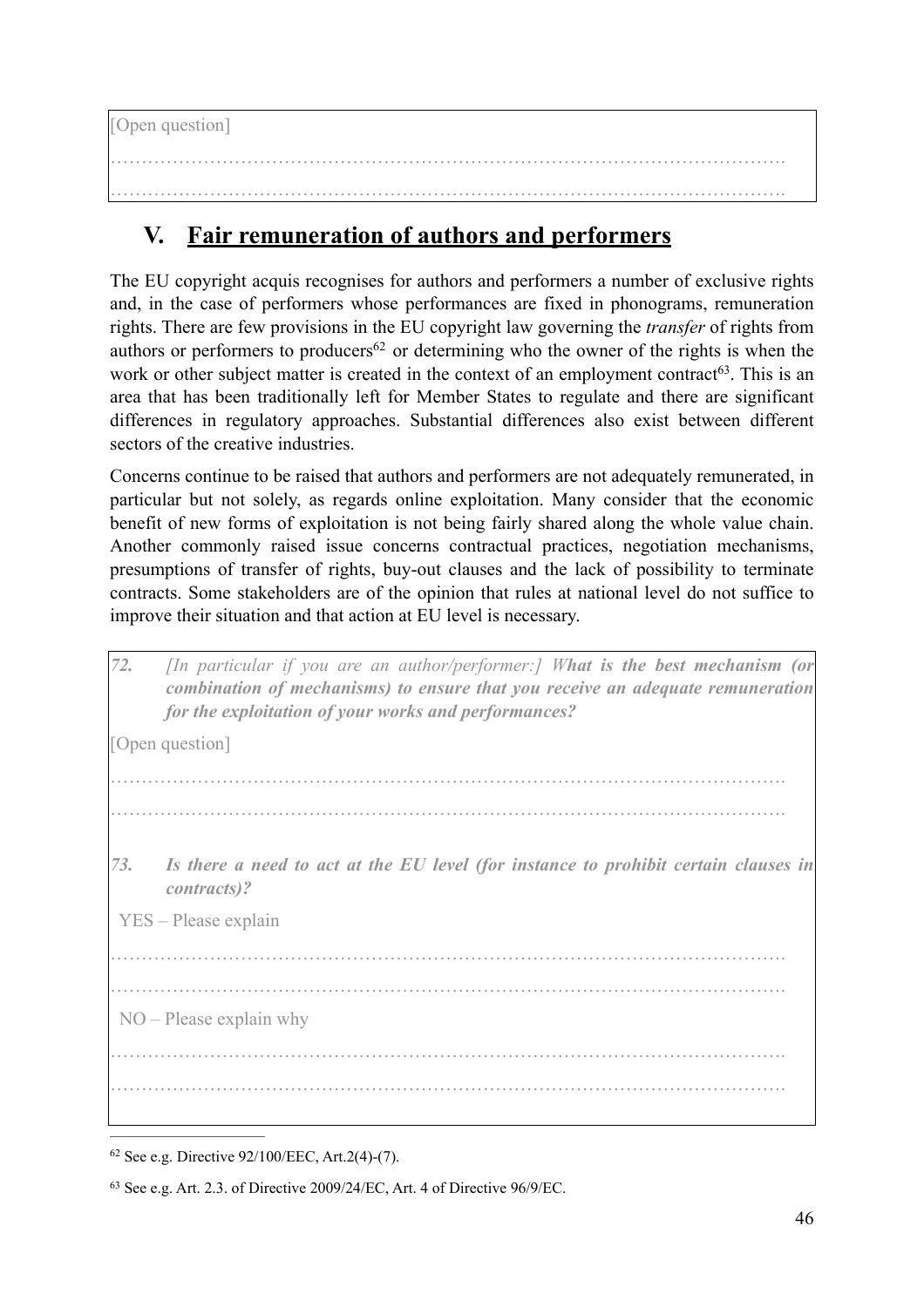[Open question]

……………………………………………………………………………………………

……………………………………………………………………………………………

## V. Fair remuneration of authors and performers

The EU copyright acquis recognises for authors and performers a number of exclusive rights and, in the case of performers whose performances are fixed in phonograms, remuneration rights. There are few provisions in the EU copyright law governing the *transfer* of rights from authors or performers to producers[62] or determining who the owner of the rights is when the work or other subject matter is created in the context of an employment contract[63]. This is an area that has been traditionally left for Member States to regulate and there are significant differences in regulatory approaches. Substantial differences also exist between different sectors of the creative industries.

Concerns continue to be raised that authors and performers are not adequately remunerated, in particular but not solely, as regards online exploitation. Many consider that the economic benefit of new forms of exploitation is not being fairly shared along the whole value chain. Another commonly raised issue concerns contractual practices, negotiation mechanisms, presumptions of transfer of rights, buy-out clauses and the lack of possibility to terminate contracts. Some stakeholders are of the opinion that rules at national level do not suffice to improve their situation and that action at EU level is necessary.

*72. [In particular if you are an author/performer:] W**hat is the best mechanism (or combination of mechanisms) to ensure that you receive an adequate remuneration for the exploitation of your works and performances?***

[Open question]

……………………………………………………………………………………………

……………………………………………………………………………………………

***73. Is there a need to act at the EU level (for instance to prohibit certain clauses in contracts)?***

YES – Please explain

……………………………………………………………………………………………

……………………………………………………………………………………………

NO – Please explain why

……………………………………………………………………………………………

……………………………………………………………………………………………

[62] See e.g. Directive 92/100/EEC, Art.2(4)-(7).

[63] See e.g. Art. 2.3. of Directive 2009/24/EC, Art. 4 of Directive 96/9/EC.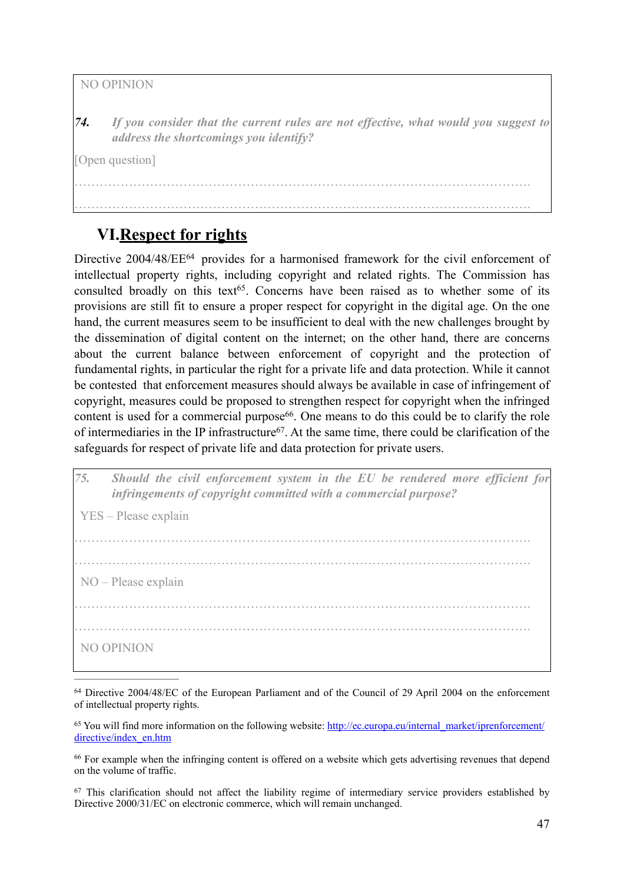NO OPINION

*74. If you consider that the current rules are not effective, what would you suggest to address the shortcomings you identify?*

[Open question]

……………………………………………………………………………………………

……………………………………………………………………………………………

## VI. Respect for rights

Directive 2004/48/EE[64] provides for a harmonised framework for the civil enforcement of intellectual property rights, including copyright and related rights. The Commission has consulted broadly on this text[65]. Concerns have been raised as to whether some of its provisions are still fit to ensure a proper respect for copyright in the digital age. On the one hand, the current measures seem to be insufficient to deal with the new challenges brought by the dissemination of digital content on the internet; on the other hand, there are concerns about the current balance between enforcement of copyright and the protection of fundamental rights, in particular the right for a private life and data protection. While it cannot be contested that enforcement measures should always be available in case of infringement of copyright, measures could be proposed to strengthen respect for copyright when the infringed content is used for a commercial purpose[66]. One means to do this could be to clarify the role of intermediaries in the IP infrastructure[67]. At the same time, there could be clarification of the safeguards for respect of private life and data protection for private users.

*75. Should the civil enforcement system in the EU be rendered more efficient for infringements of copyright committed with a commercial purpose?*

YES – Please explain

……………………………………………………………………………………………

……………………………………………………………………………………………

NO – Please explain

……………………………………………………………………………………………

……………………………………………………………………………………………

NO OPINION

---

[64] Directive 2004/48/EC of the European Parliament and of the Council of 29 April 2004 on the enforcement of intellectual property rights.

[65] You will find more information on the following website: http://ec.europa.eu/internal_market/iprenforcement/directive/index_en.htm

[66] For example when the infringing content is offered on a website which gets advertising revenues that depend on the volume of traffic.

[67] This clarification should not affect the liability regime of intermediary service providers established by Directive 2000/31/EC on electronic commerce, which will remain unchanged.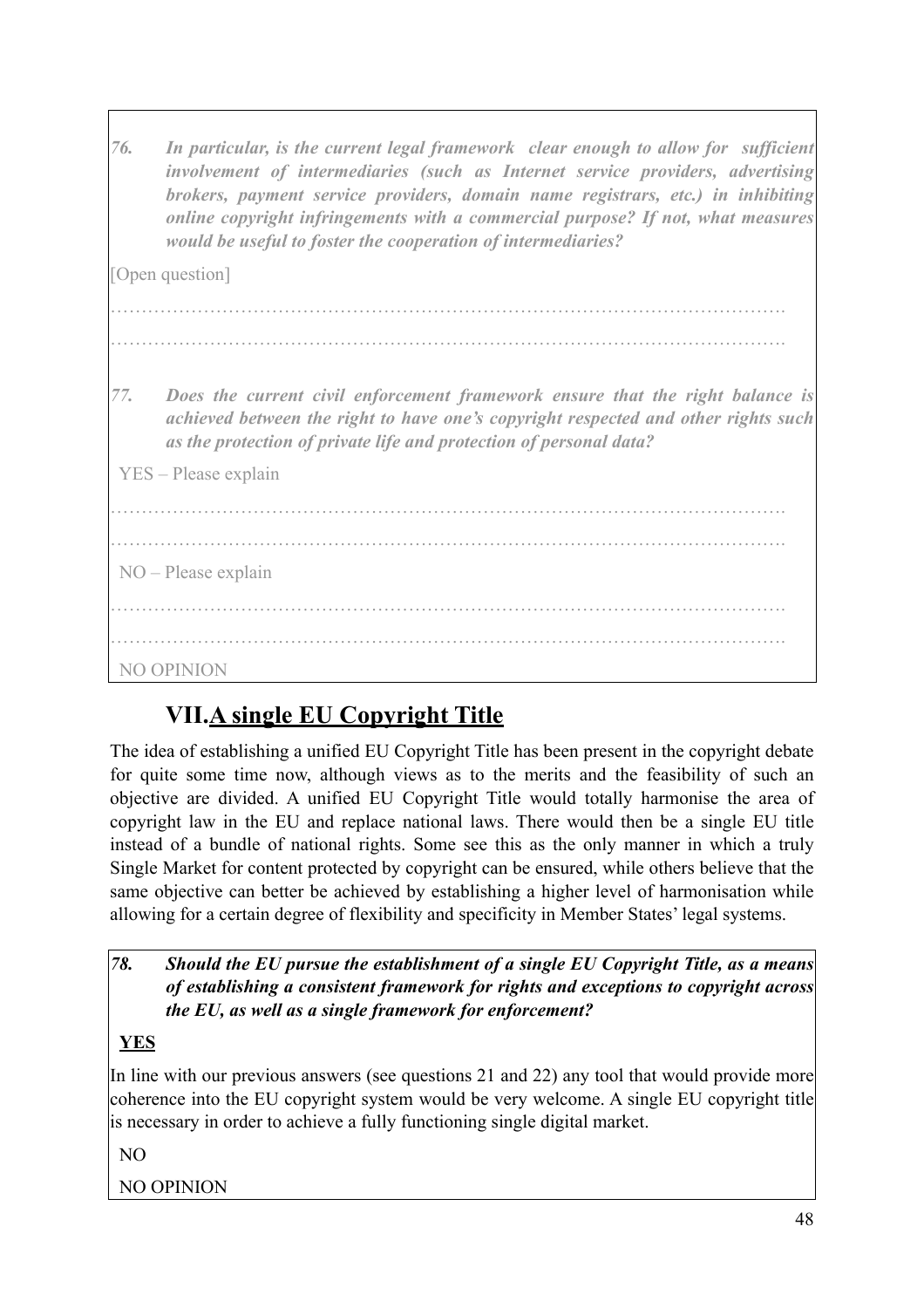*76. In particular, is the current legal framework clear enough to allow for sufficient involvement of intermediaries (such as Internet service providers, advertising brokers, payment service providers, domain name registrars, etc.) in inhibiting online copyright infringements with a commercial purpose? If not, what measures would be useful to foster the cooperation of intermediaries?*

[Open question]

……………………………………………………………………………………………

……………………………………………………………………………………………

*77. Does the current civil enforcement framework ensure that the right balance is achieved between the right to have one's copyright respected and other rights such as the protection of private life and protection of personal data?*

YES – Please explain

……………………………………………………………………………………………

……………………………………………………………………………………………

NO – Please explain

……………………………………………………………………………………………

……………………………………………………………………………………………

NO OPINION

## VII. A single EU Copyright Title

The idea of establishing a unified EU Copyright Title has been present in the copyright debate for quite some time now, although views as to the merits and the feasibility of such an objective are divided. A unified EU Copyright Title would totally harmonise the area of copyright law in the EU and replace national laws. There would then be a single EU title instead of a bundle of national rights. Some see this as the only manner in which a truly Single Market for content protected by copyright can be ensured, while others believe that the same objective can better be achieved by establishing a higher level of harmonisation while allowing for a certain degree of flexibility and specificity in Member States' legal systems.

***78. Should the EU pursue the establishment of a single EU Copyright Title, as a means of establishing a consistent framework for rights and exceptions to copyright across the EU, as well as a single framework for enforcement?***

**YES**

In line with our previous answers (see questions 21 and 22) any tool that would provide more coherence into the EU copyright system would be very welcome. A single EU copyright title is necessary in order to achieve a fully functioning single digital market.

NO

NO OPINION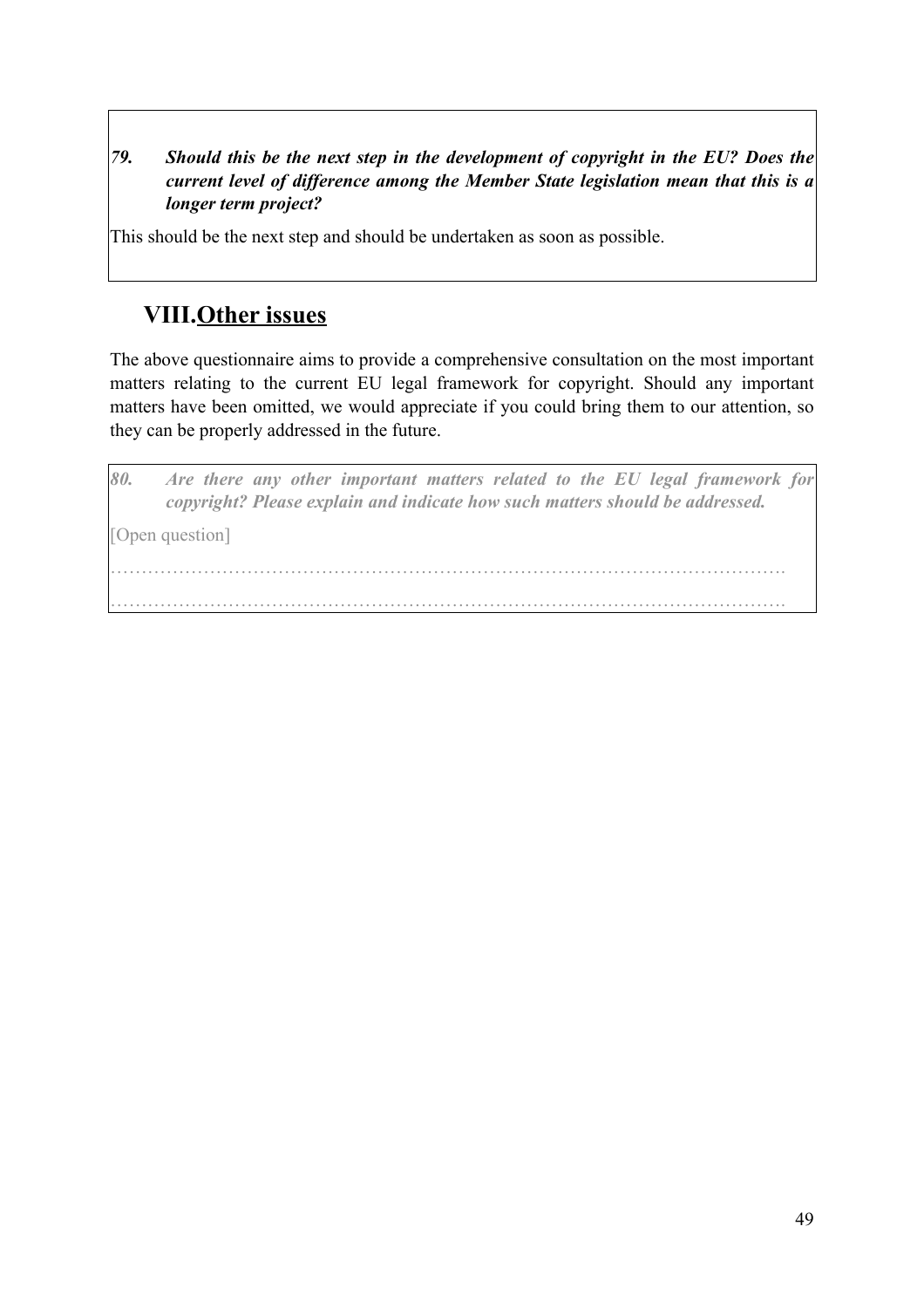***79. Should this be the next step in the development of copyright in the EU? Does the current level of difference among the Member State legislation mean that this is a longer term project?***

This should be the next step and should be undertaken as soon as possible.

## VIII. Other issues

The above questionnaire aims to provide a comprehensive consultation on the most important matters relating to the current EU legal framework for copyright. Should any important matters have been omitted, we would appreciate if you could bring them to our attention, so they can be properly addressed in the future.

***80. Are there any other important matters related to the EU legal framework for copyright? Please explain and indicate how such matters should be addressed.***

[Open question]

……………………………………………………………………………………………….

……………………………………………………………………………………………….